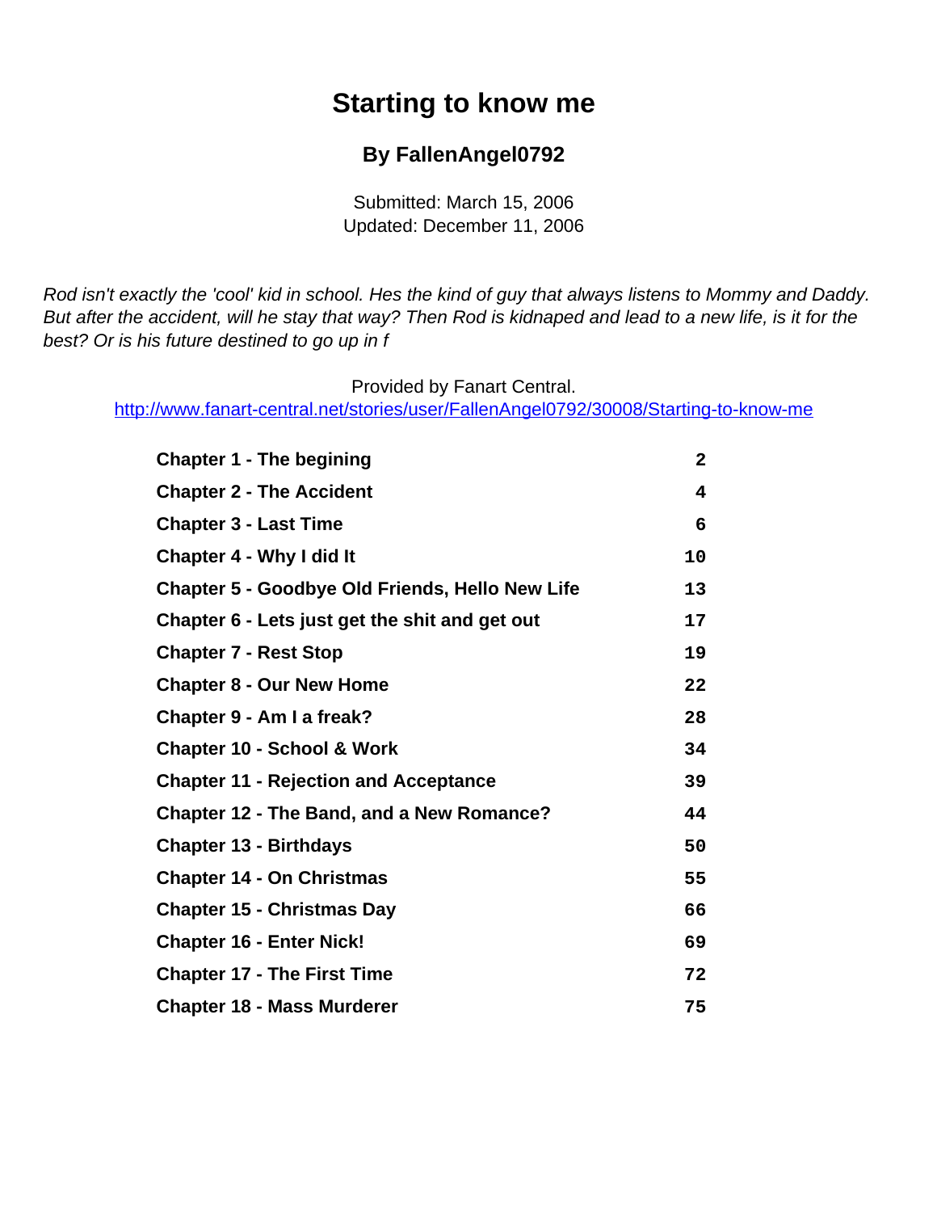# Starting to know me

## By FallenAngel0792

Submitted: March 15, 2006
Updated: December 11, 2006

*Rod isn't exactly the 'cool' kid in school. Hes the kind of guy that always listens to Mommy and Daddy. But after the accident, will he stay that way? Then Rod is kidnaped and lead to a new life, is it for the best? Or is his future destined to go up in f*

Provided by Fanart Central.
http://www.fanart-central.net/stories/user/FallenAngel0792/30008/Starting-to-know-me

| | |
|---|---|
| **Chapter 1 - The begining** | 2 |
| **Chapter 2 - The Accident** | 4 |
| **Chapter 3 - Last Time** | 6 |
| **Chapter 4 - Why I did It** | 10 |
| **Chapter 5 - Goodbye Old Friends, Hello New Life** | 13 |
| **Chapter 6 - Lets just get the shit and get out** | 17 |
| **Chapter 7 - Rest Stop** | 19 |
| **Chapter 8 - Our New Home** | 22 |
| **Chapter 9 - Am I a freak?** | 28 |
| **Chapter 10 - School & Work** | 34 |
| **Chapter 11 - Rejection and Acceptance** | 39 |
| **Chapter 12 - The Band, and a New Romance?** | 44 |
| **Chapter 13 - Birthdays** | 50 |
| **Chapter 14 - On Christmas** | 55 |
| **Chapter 15 - Christmas Day** | 66 |
| **Chapter 16 - Enter Nick!** | 69 |
| **Chapter 17 - The First Time** | 72 |
| **Chapter 18 - Mass Murderer** | 75 |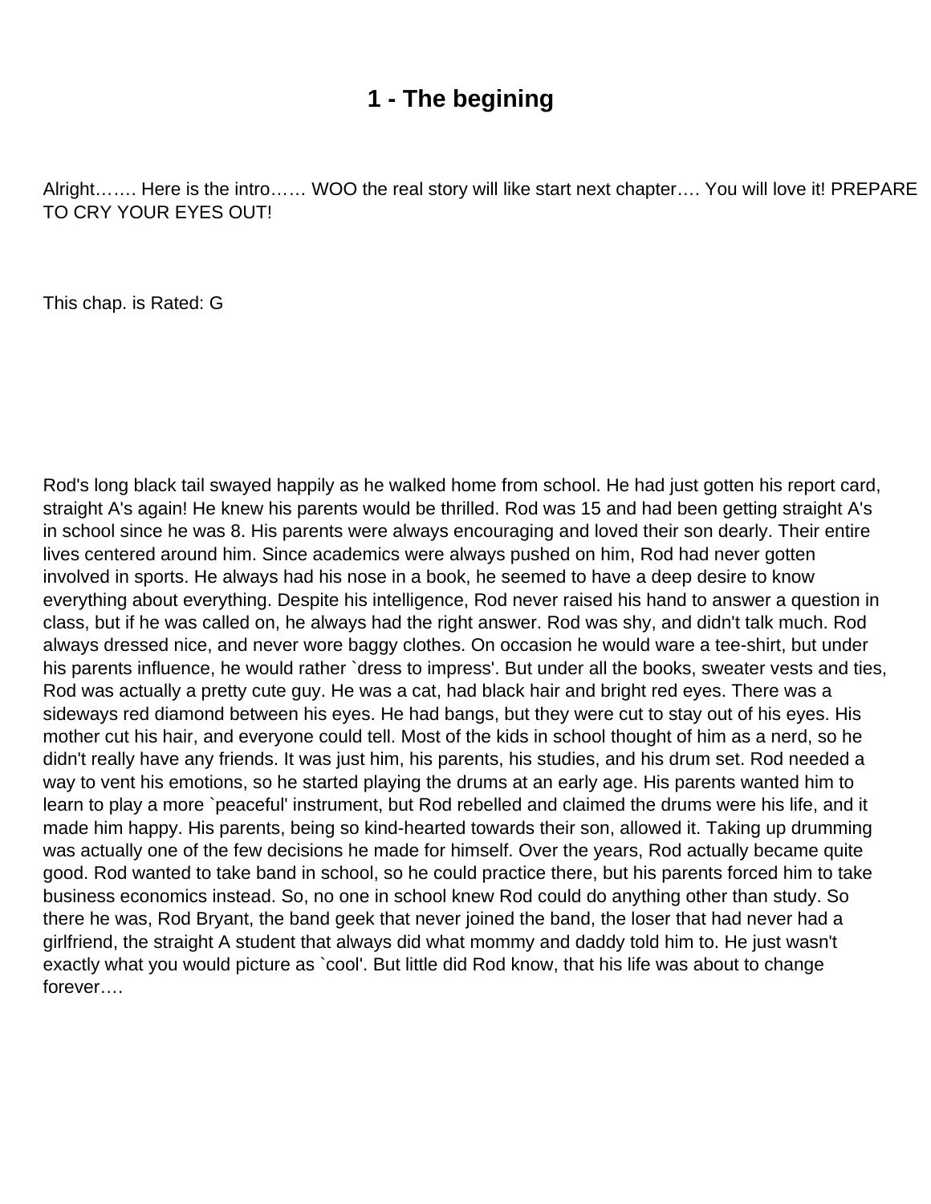# 1 - The begining

Alright……. Here is the intro…… WOO the real story will like start next chapter…. You will love it! PREPARE TO CRY YOUR EYES OUT!

This chap. is Rated: G

Rod's long black tail swayed happily as he walked home from school. He had just gotten his report card, straight A's again! He knew his parents would be thrilled. Rod was 15 and had been getting straight A's in school since he was 8. His parents were always encouraging and loved their son dearly. Their entire lives centered around him. Since academics were always pushed on him, Rod had never gotten involved in sports. He always had his nose in a book, he seemed to have a deep desire to know everything about everything. Despite his intelligence, Rod never raised his hand to answer a question in class, but if he was called on, he always had the right answer. Rod was shy, and didn't talk much. Rod always dressed nice, and never wore baggy clothes. On occasion he would ware a tee-shirt, but under his parents influence, he would rather `dress to impress'. But under all the books, sweater vests and ties, Rod was actually a pretty cute guy. He was a cat, had black hair and bright red eyes. There was a sideways red diamond between his eyes. He had bangs, but they were cut to stay out of his eyes. His mother cut his hair, and everyone could tell. Most of the kids in school thought of him as a nerd, so he didn't really have any friends. It was just him, his parents, his studies, and his drum set. Rod needed a way to vent his emotions, so he started playing the drums at an early age. His parents wanted him to learn to play a more `peaceful' instrument, but Rod rebelled and claimed the drums were his life, and it made him happy. His parents, being so kind-hearted towards their son, allowed it. Taking up drumming was actually one of the few decisions he made for himself. Over the years, Rod actually became quite good. Rod wanted to take band in school, so he could practice there, but his parents forced him to take business economics instead. So, no one in school knew Rod could do anything other than study. So there he was, Rod Bryant, the band geek that never joined the band, the loser that had never had a girlfriend, the straight A student that always did what mommy and daddy told him to. He just wasn't exactly what you would picture as `cool'. But little did Rod know, that his life was about to change forever….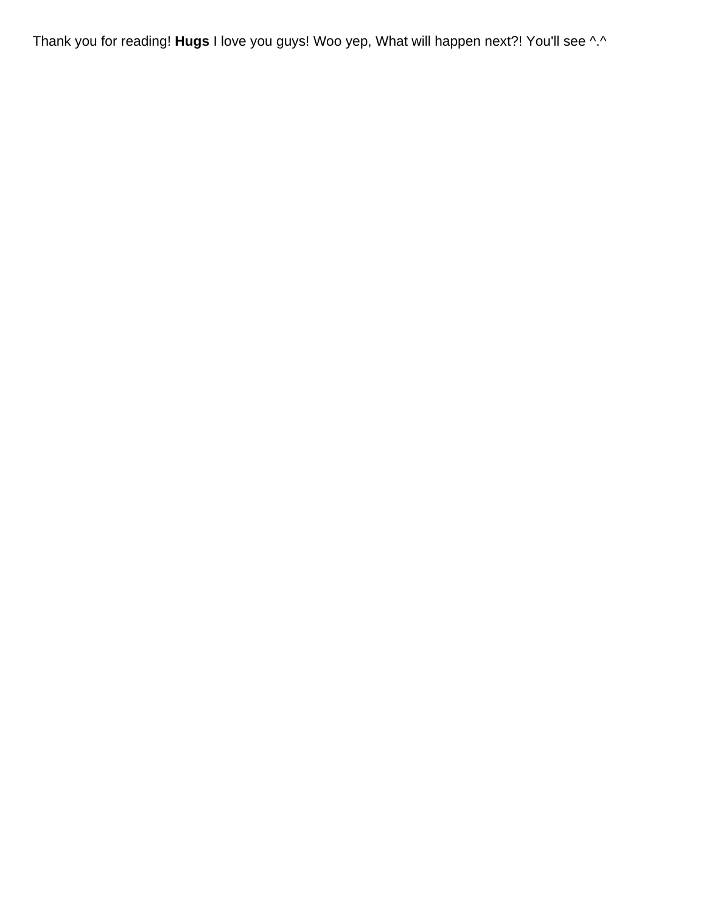Thank you for reading! **Hugs** I love you guys! Woo yep, What will happen next?! You'll see ^.^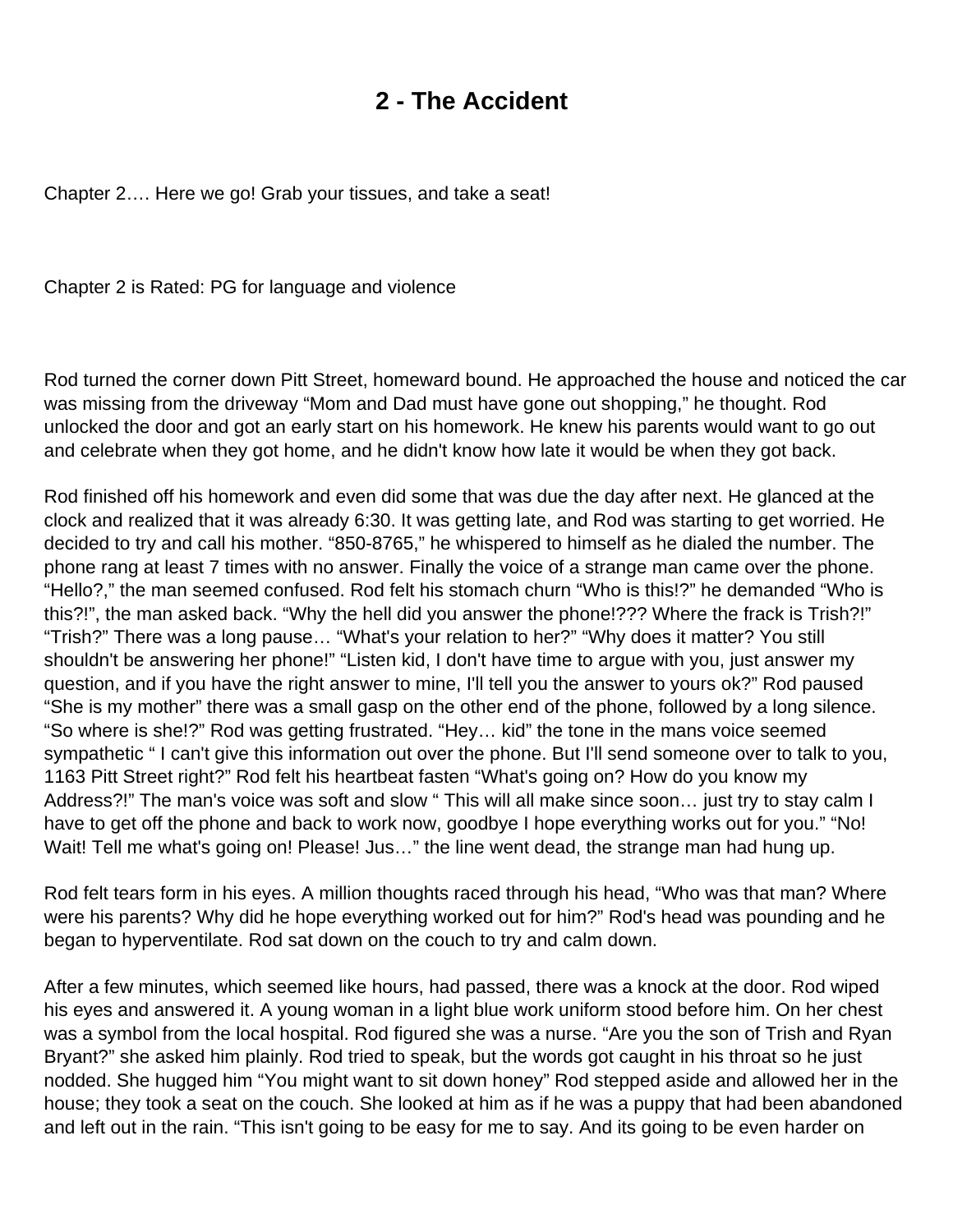# 2 - The Accident

Chapter 2…. Here we go! Grab your tissues, and take a seat!

Chapter 2 is Rated: PG for language and violence

Rod turned the corner down Pitt Street, homeward bound. He approached the house and noticed the car was missing from the driveway "Mom and Dad must have gone out shopping," he thought. Rod unlocked the door and got an early start on his homework. He knew his parents would want to go out and celebrate when they got home, and he didn't know how late it would be when they got back.

Rod finished off his homework and even did some that was due the day after next. He glanced at the clock and realized that it was already 6:30. It was getting late, and Rod was starting to get worried. He decided to try and call his mother. "850-8765," he whispered to himself as he dialed the number. The phone rang at least 7 times with no answer. Finally the voice of a strange man came over the phone. "Hello?," the man seemed confused. Rod felt his stomach churn "Who is this!?" he demanded "Who is this?!", the man asked back. "Why the hell did you answer the phone!??? Where the frack is Trish?!" "Trish?" There was a long pause… "What's your relation to her?" "Why does it matter? You still shouldn't be answering her phone!" "Listen kid, I don't have time to argue with you, just answer my question, and if you have the right answer to mine, I'll tell you the answer to yours ok?" Rod paused "She is my mother" there was a small gasp on the other end of the phone, followed by a long silence. "So where is she!?" Rod was getting frustrated. "Hey… kid" the tone in the mans voice seemed sympathetic " I can't give this information out over the phone. But I'll send someone over to talk to you, 1163 Pitt Street right?" Rod felt his heartbeat fasten "What's going on? How do you know my Address?!" The man's voice was soft and slow " This will all make since soon… just try to stay calm I have to get off the phone and back to work now, goodbye I hope everything works out for you." "No! Wait! Tell me what's going on! Please! Jus…" the line went dead, the strange man had hung up.

Rod felt tears form in his eyes. A million thoughts raced through his head, "Who was that man? Where were his parents? Why did he hope everything worked out for him?" Rod's head was pounding and he began to hyperventilate. Rod sat down on the couch to try and calm down.

After a few minutes, which seemed like hours, had passed, there was a knock at the door. Rod wiped his eyes and answered it. A young woman in a light blue work uniform stood before him. On her chest was a symbol from the local hospital. Rod figured she was a nurse. "Are you the son of Trish and Ryan Bryant?" she asked him plainly. Rod tried to speak, but the words got caught in his throat so he just nodded. She hugged him "You might want to sit down honey" Rod stepped aside and allowed her in the house; they took a seat on the couch. She looked at him as if he was a puppy that had been abandoned and left out in the rain. "This isn't going to be easy for me to say. And its going to be even harder on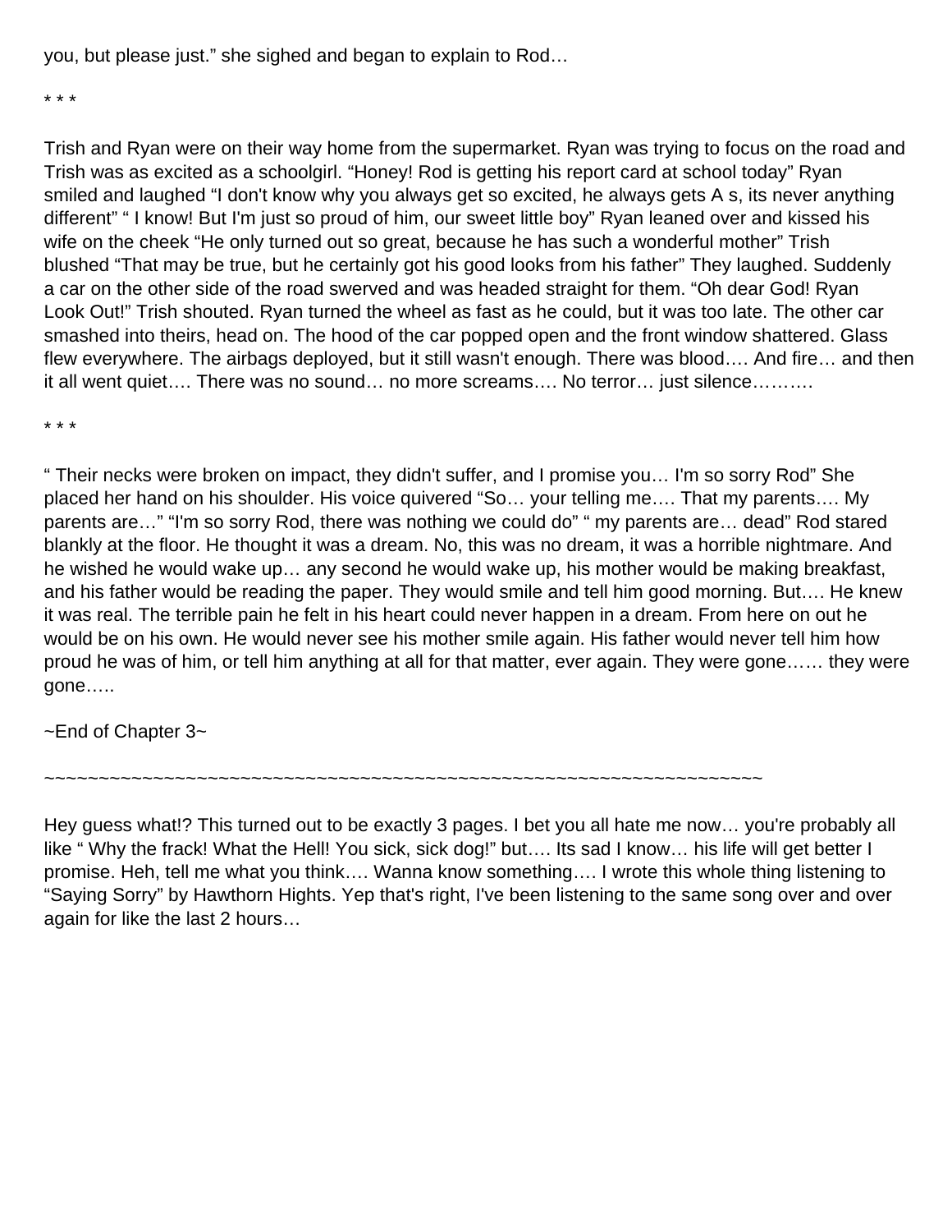you, but please just." she sighed and began to explain to Rod…

* * *

Trish and Ryan were on their way home from the supermarket. Ryan was trying to focus on the road and Trish was as excited as a schoolgirl. "Honey! Rod is getting his report card at school today" Ryan smiled and laughed "I don't know why you always get so excited, he always gets A s, its never anything different" " I know! But I'm just so proud of him, our sweet little boy" Ryan leaned over and kissed his wife on the cheek "He only turned out so great, because he has such a wonderful mother" Trish blushed "That may be true, but he certainly got his good looks from his father" They laughed. Suddenly a car on the other side of the road swerved and was headed straight for them. "Oh dear God! Ryan Look Out!" Trish shouted. Ryan turned the wheel as fast as he could, but it was too late. The other car smashed into theirs, head on. The hood of the car popped open and the front window shattered. Glass flew everywhere. The airbags deployed, but it still wasn't enough. There was blood…. And fire… and then it all went quiet…. There was no sound… no more screams…. No terror… just silence……….

* * *

" Their necks were broken on impact, they didn't suffer, and I promise you… I'm so sorry Rod" She placed her hand on his shoulder. His voice quivered "So… your telling me…. That my parents…. My parents are…" "I'm so sorry Rod, there was nothing we could do" " my parents are… dead" Rod stared blankly at the floor. He thought it was a dream. No, this was no dream, it was a horrible nightmare. And he wished he would wake up… any second he would wake up, his mother would be making breakfast, and his father would be reading the paper. They would smile and tell him good morning. But…. He knew it was real. The terrible pain he felt in his heart could never happen in a dream. From here on out he would be on his own. He would never see his mother smile again. His father would never tell him how proud he was of him, or tell him anything at all for that matter, ever again. They were gone…… they were gone…..

~End of Chapter 3~

~~~~~~~~~~~~~~~~~~~~~~~~~~~~~~~~~~~~~~~~~~~~~~~~~~~~~~~~~~~~~~~~~~~~

Hey guess what!? This turned out to be exactly 3 pages. I bet you all hate me now… you're probably all like " Why the frack! What the Hell! You sick, sick dog!" but…. Its sad I know… his life will get better I promise. Heh, tell me what you think…. Wanna know something…. I wrote this whole thing listening to "Saying Sorry" by Hawthorn Hights. Yep that's right, I've been listening to the same song over and over again for like the last 2 hours…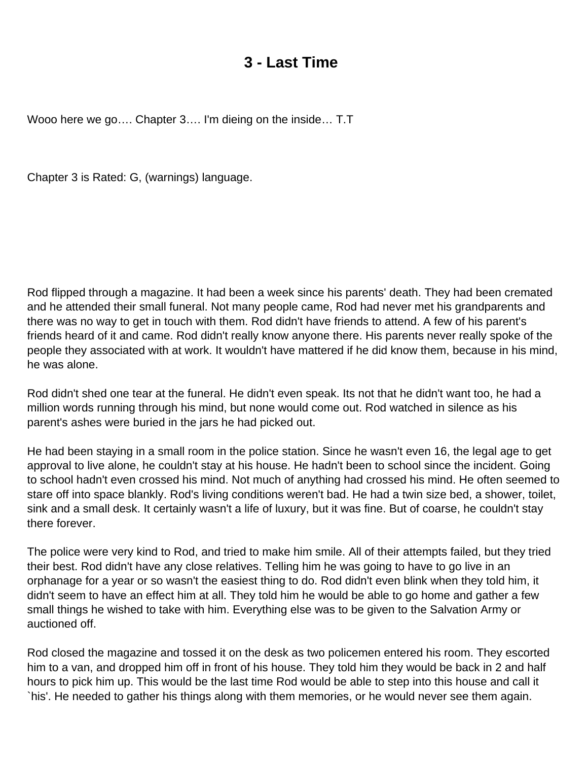# 3 - Last Time

Wooo here we go…. Chapter 3…. I'm dieing on the inside… T.T

Chapter 3 is Rated: G, (warnings) language.

Rod flipped through a magazine. It had been a week since his parents' death. They had been cremated and he attended their small funeral. Not many people came, Rod had never met his grandparents and there was no way to get in touch with them. Rod didn't have friends to attend. A few of his parent's friends heard of it and came. Rod didn't really know anyone there. His parents never really spoke of the people they associated with at work. It wouldn't have mattered if he did know them, because in his mind, he was alone.

Rod didn't shed one tear at the funeral. He didn't even speak. Its not that he didn't want too, he had a million words running through his mind, but none would come out. Rod watched in silence as his parent's ashes were buried in the jars he had picked out.

He had been staying in a small room in the police station. Since he wasn't even 16, the legal age to get approval to live alone, he couldn't stay at his house. He hadn't been to school since the incident. Going to school hadn't even crossed his mind. Not much of anything had crossed his mind. He often seemed to stare off into space blankly. Rod's living conditions weren't bad. He had a twin size bed, a shower, toilet, sink and a small desk. It certainly wasn't a life of luxury, but it was fine. But of coarse, he couldn't stay there forever.

The police were very kind to Rod, and tried to make him smile. All of their attempts failed, but they tried their best. Rod didn't have any close relatives. Telling him he was going to have to go live in an orphanage for a year or so wasn't the easiest thing to do. Rod didn't even blink when they told him, it didn't seem to have an effect him at all. They told him he would be able to go home and gather a few small things he wished to take with him. Everything else was to be given to the Salvation Army or auctioned off.

Rod closed the magazine and tossed it on the desk as two policemen entered his room. They escorted him to a van, and dropped him off in front of his house. They told him they would be back in 2 and half hours to pick him up. This would be the last time Rod would be able to step into this house and call it `his'. He needed to gather his things along with them memories, or he would never see them again.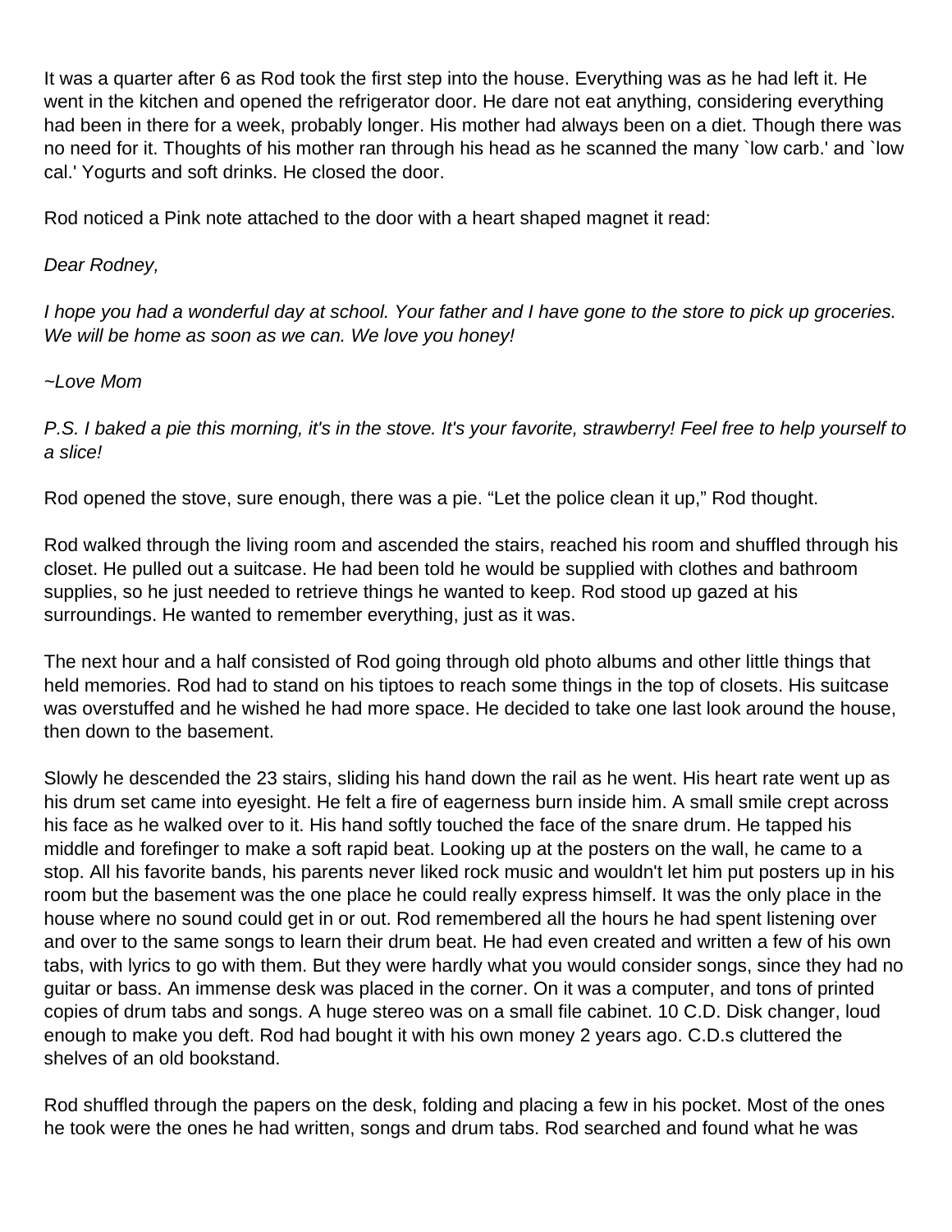It was a quarter after 6 as Rod took the first step into the house. Everything was as he had left it. He went in the kitchen and opened the refrigerator door. He dare not eat anything, considering everything had been in there for a week, probably longer. His mother had always been on a diet. Though there was no need for it. Thoughts of his mother ran through his head as he scanned the many `low carb.' and `low cal.' Yogurts and soft drinks. He closed the door.

Rod noticed a Pink note attached to the door with a heart shaped magnet it read:

*Dear Rodney,*

*I hope you had a wonderful day at school. Your father and I have gone to the store to pick up groceries. We will be home as soon as we can. We love you honey!*

*~Love Mom*

*P.S. I baked a pie this morning, it's in the stove. It's your favorite, strawberry! Feel free to help yourself to a slice!*

Rod opened the stove, sure enough, there was a pie. "Let the police clean it up," Rod thought.

Rod walked through the living room and ascended the stairs, reached his room and shuffled through his closet. He pulled out a suitcase. He had been told he would be supplied with clothes and bathroom supplies, so he just needed to retrieve things he wanted to keep. Rod stood up gazed at his surroundings. He wanted to remember everything, just as it was.

The next hour and a half consisted of Rod going through old photo albums and other little things that held memories. Rod had to stand on his tiptoes to reach some things in the top of closets. His suitcase was overstuffed and he wished he had more space. He decided to take one last look around the house, then down to the basement.

Slowly he descended the 23 stairs, sliding his hand down the rail as he went. His heart rate went up as his drum set came into eyesight. He felt a fire of eagerness burn inside him. A small smile crept across his face as he walked over to it. His hand softly touched the face of the snare drum. He tapped his middle and forefinger to make a soft rapid beat. Looking up at the posters on the wall, he came to a stop. All his favorite bands, his parents never liked rock music and wouldn't let him put posters up in his room but the basement was the one place he could really express himself. It was the only place in the house where no sound could get in or out. Rod remembered all the hours he had spent listening over and over to the same songs to learn their drum beat. He had even created and written a few of his own tabs, with lyrics to go with them. But they were hardly what you would consider songs, since they had no guitar or bass. An immense desk was placed in the corner. On it was a computer, and tons of printed copies of drum tabs and songs. A huge stereo was on a small file cabinet. 10 C.D. Disk changer, loud enough to make you deft. Rod had bought it with his own money 2 years ago. C.D.s cluttered the shelves of an old bookstand.

Rod shuffled through the papers on the desk, folding and placing a few in his pocket. Most of the ones he took were the ones he had written, songs and drum tabs. Rod searched and found what he was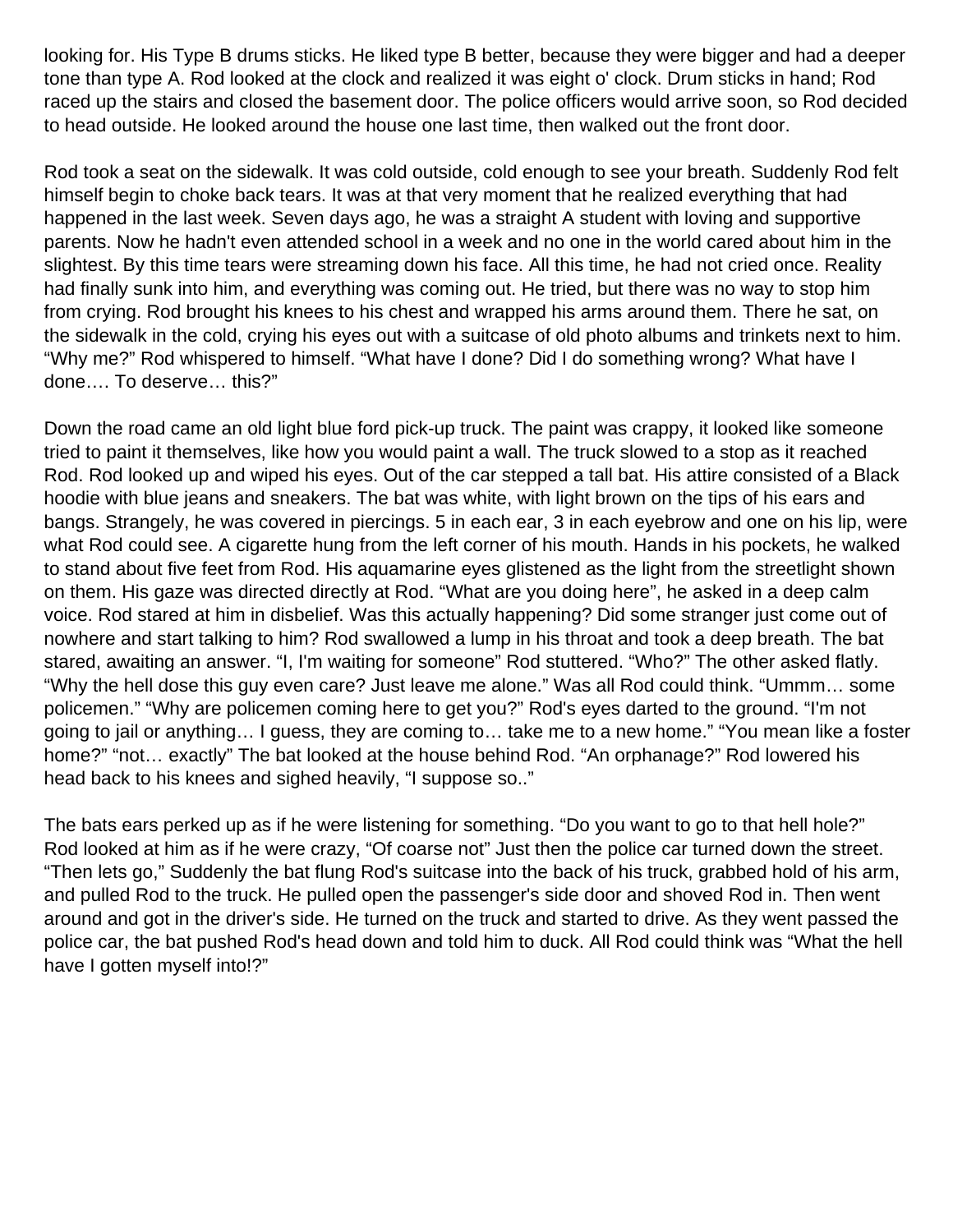looking for. His Type B drums sticks. He liked type B better, because they were bigger and had a deeper tone than type A. Rod looked at the clock and realized it was eight o' clock. Drum sticks in hand; Rod raced up the stairs and closed the basement door. The police officers would arrive soon, so Rod decided to head outside. He looked around the house one last time, then walked out the front door.

Rod took a seat on the sidewalk. It was cold outside, cold enough to see your breath. Suddenly Rod felt himself begin to choke back tears. It was at that very moment that he realized everything that had happened in the last week. Seven days ago, he was a straight A student with loving and supportive parents. Now he hadn't even attended school in a week and no one in the world cared about him in the slightest. By this time tears were streaming down his face. All this time, he had not cried once. Reality had finally sunk into him, and everything was coming out. He tried, but there was no way to stop him from crying. Rod brought his knees to his chest and wrapped his arms around them. There he sat, on the sidewalk in the cold, crying his eyes out with a suitcase of old photo albums and trinkets next to him. "Why me?" Rod whispered to himself. "What have I done? Did I do something wrong? What have I done…. To deserve… this?"

Down the road came an old light blue ford pick-up truck. The paint was crappy, it looked like someone tried to paint it themselves, like how you would paint a wall. The truck slowed to a stop as it reached Rod. Rod looked up and wiped his eyes. Out of the car stepped a tall bat. His attire consisted of a Black hoodie with blue jeans and sneakers. The bat was white, with light brown on the tips of his ears and bangs. Strangely, he was covered in piercings. 5 in each ear, 3 in each eyebrow and one on his lip, were what Rod could see. A cigarette hung from the left corner of his mouth. Hands in his pockets, he walked to stand about five feet from Rod. His aquamarine eyes glistened as the light from the streetlight shown on them. His gaze was directed directly at Rod. "What are you doing here", he asked in a deep calm voice. Rod stared at him in disbelief. Was this actually happening? Did some stranger just come out of nowhere and start talking to him? Rod swallowed a lump in his throat and took a deep breath. The bat stared, awaiting an answer. "I, I'm waiting for someone" Rod stuttered. "Who?" The other asked flatly. "Why the hell dose this guy even care? Just leave me alone." Was all Rod could think. "Ummm… some policemen." "Why are policemen coming here to get you?" Rod's eyes darted to the ground. "I'm not going to jail or anything… I guess, they are coming to… take me to a new home." "You mean like a foster home?" "not… exactly" The bat looked at the house behind Rod. "An orphanage?" Rod lowered his head back to his knees and sighed heavily, "I suppose so.."

The bats ears perked up as if he were listening for something. "Do you want to go to that hell hole?" Rod looked at him as if he were crazy, "Of coarse not" Just then the police car turned down the street. "Then lets go," Suddenly the bat flung Rod's suitcase into the back of his truck, grabbed hold of his arm, and pulled Rod to the truck. He pulled open the passenger's side door and shoved Rod in. Then went around and got in the driver's side. He turned on the truck and started to drive. As they went passed the police car, the bat pushed Rod's head down and told him to duck. All Rod could think was "What the hell have I gotten myself into!?"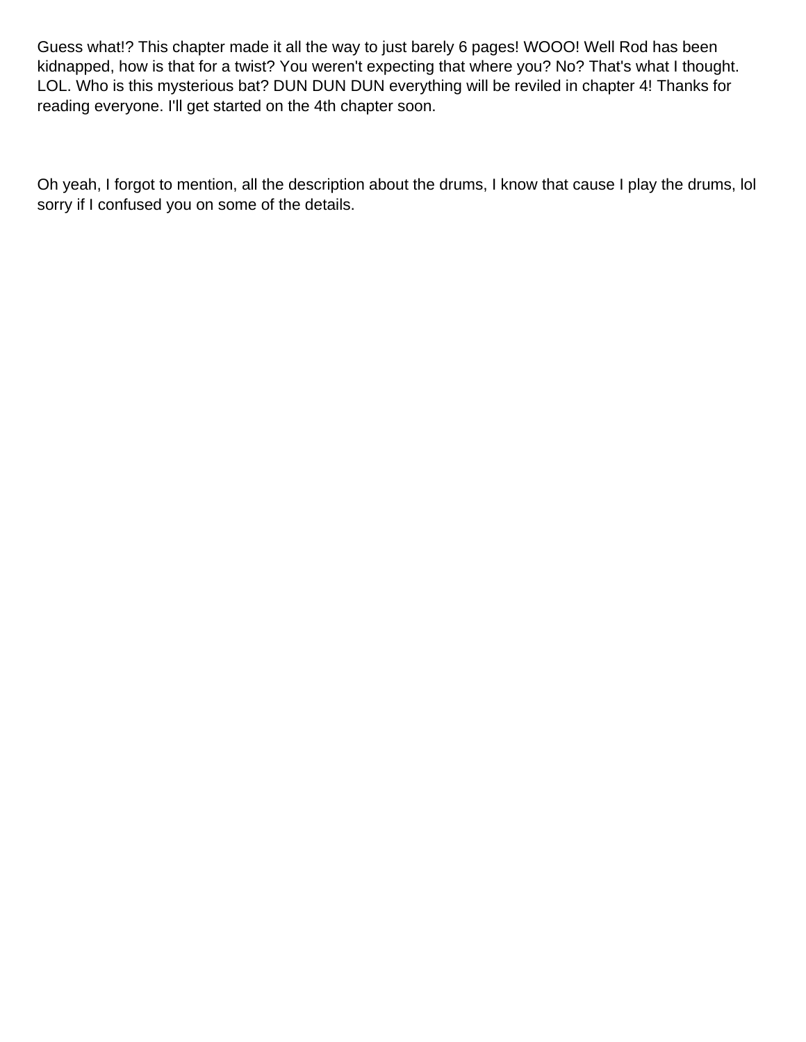Guess what!? This chapter made it all the way to just barely 6 pages! WOOO! Well Rod has been kidnapped, how is that for a twist? You weren't expecting that where you? No? That's what I thought. LOL. Who is this mysterious bat? DUN DUN DUN everything will be reviled in chapter 4! Thanks for reading everyone. I'll get started on the 4th chapter soon.

Oh yeah, I forgot to mention, all the description about the drums, I know that cause I play the drums, lol sorry if I confused you on some of the details.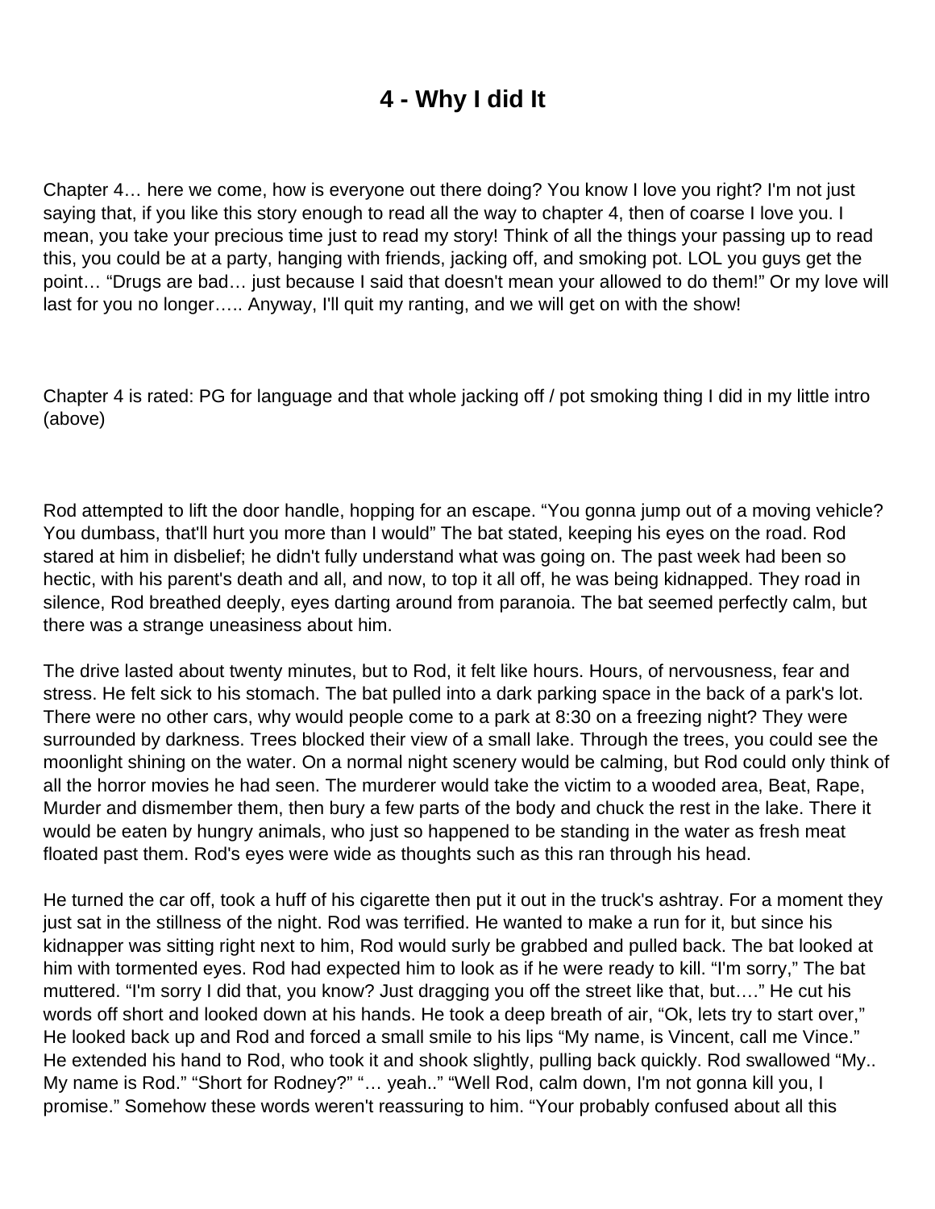# 4 - Why I did It

Chapter 4… here we come, how is everyone out there doing? You know I love you right? I'm not just saying that, if you like this story enough to read all the way to chapter 4, then of coarse I love you. I mean, you take your precious time just to read my story! Think of all the things your passing up to read this, you could be at a party, hanging with friends, jacking off, and smoking pot. LOL you guys get the point… "Drugs are bad… just because I said that doesn't mean your allowed to do them!" Or my love will last for you no longer….. Anyway, I'll quit my ranting, and we will get on with the show!

Chapter 4 is rated: PG for language and that whole jacking off / pot smoking thing I did in my little intro (above)

Rod attempted to lift the door handle, hopping for an escape. "You gonna jump out of a moving vehicle? You dumbass, that'll hurt you more than I would" The bat stated, keeping his eyes on the road. Rod stared at him in disbelief; he didn't fully understand what was going on. The past week had been so hectic, with his parent's death and all, and now, to top it all off, he was being kidnapped. They road in silence, Rod breathed deeply, eyes darting around from paranoia. The bat seemed perfectly calm, but there was a strange uneasiness about him.

The drive lasted about twenty minutes, but to Rod, it felt like hours. Hours, of nervousness, fear and stress. He felt sick to his stomach. The bat pulled into a dark parking space in the back of a park's lot. There were no other cars, why would people come to a park at 8:30 on a freezing night? They were surrounded by darkness. Trees blocked their view of a small lake. Through the trees, you could see the moonlight shining on the water. On a normal night scenery would be calming, but Rod could only think of all the horror movies he had seen. The murderer would take the victim to a wooded area, Beat, Rape, Murder and dismember them, then bury a few parts of the body and chuck the rest in the lake. There it would be eaten by hungry animals, who just so happened to be standing in the water as fresh meat floated past them. Rod's eyes were wide as thoughts such as this ran through his head.

He turned the car off, took a huff of his cigarette then put it out in the truck's ashtray. For a moment they just sat in the stillness of the night. Rod was terrified. He wanted to make a run for it, but since his kidnapper was sitting right next to him, Rod would surly be grabbed and pulled back. The bat looked at him with tormented eyes. Rod had expected him to look as if he were ready to kill. "I'm sorry," The bat muttered. "I'm sorry I did that, you know? Just dragging you off the street like that, but…." He cut his words off short and looked down at his hands. He took a deep breath of air, "Ok, lets try to start over," He looked back up and Rod and forced a small smile to his lips "My name, is Vincent, call me Vince." He extended his hand to Rod, who took it and shook slightly, pulling back quickly. Rod swallowed "My.. My name is Rod." "Short for Rodney?" "… yeah.." "Well Rod, calm down, I'm not gonna kill you, I promise." Somehow these words weren't reassuring to him. "Your probably confused about all this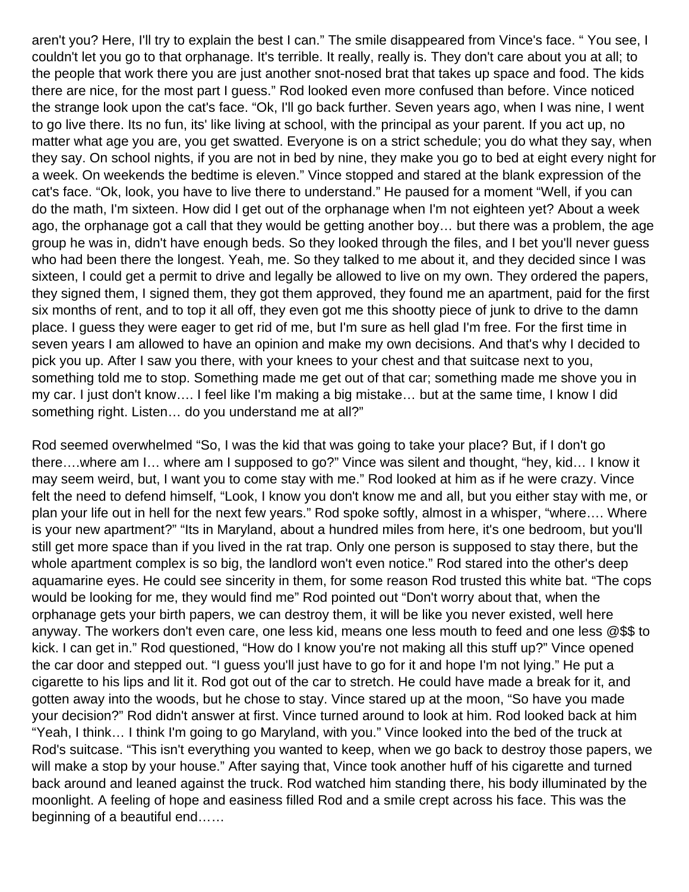aren't you? Here, I'll try to explain the best I can." The smile disappeared from Vince's face. " You see, I couldn't let you go to that orphanage. It's terrible. It really, really is. They don't care about you at all; to the people that work there you are just another snot-nosed brat that takes up space and food. The kids there are nice, for the most part I guess." Rod looked even more confused than before. Vince noticed the strange look upon the cat's face. "Ok, I'll go back further. Seven years ago, when I was nine, I went to go live there. Its no fun, its' like living at school, with the principal as your parent. If you act up, no matter what age you are, you get swatted. Everyone is on a strict schedule; you do what they say, when they say. On school nights, if you are not in bed by nine, they make you go to bed at eight every night for a week. On weekends the bedtime is eleven." Vince stopped and stared at the blank expression of the cat's face. "Ok, look, you have to live there to understand." He paused for a moment "Well, if you can do the math, I'm sixteen. How did I get out of the orphanage when I'm not eighteen yet? About a week ago, the orphanage got a call that they would be getting another boy… but there was a problem, the age group he was in, didn't have enough beds. So they looked through the files, and I bet you'll never guess who had been there the longest. Yeah, me. So they talked to me about it, and they decided since I was sixteen, I could get a permit to drive and legally be allowed to live on my own. They ordered the papers, they signed them, I signed them, they got them approved, they found me an apartment, paid for the first six months of rent, and to top it all off, they even got me this shootty piece of junk to drive to the damn place. I guess they were eager to get rid of me, but I'm sure as hell glad I'm free. For the first time in seven years I am allowed to have an opinion and make my own decisions. And that's why I decided to pick you up. After I saw you there, with your knees to your chest and that suitcase next to you, something told me to stop. Something made me get out of that car; something made me shove you in my car. I just don't know…. I feel like I'm making a big mistake… but at the same time, I know I did something right. Listen… do you understand me at all?"

Rod seemed overwhelmed "So, I was the kid that was going to take your place? But, if I don't go there….where am I… where am I supposed to go?" Vince was silent and thought, "hey, kid… I know it may seem weird, but, I want you to come stay with me." Rod looked at him as if he were crazy. Vince felt the need to defend himself, "Look, I know you don't know me and all, but you either stay with me, or plan your life out in hell for the next few years." Rod spoke softly, almost in a whisper, "where…. Where is your new apartment?" "Its in Maryland, about a hundred miles from here, it's one bedroom, but you'll still get more space than if you lived in the rat trap. Only one person is supposed to stay there, but the whole apartment complex is so big, the landlord won't even notice." Rod stared into the other's deep aquamarine eyes. He could see sincerity in them, for some reason Rod trusted this white bat. "The cops would be looking for me, they would find me" Rod pointed out "Don't worry about that, when the orphanage gets your birth papers, we can destroy them, it will be like you never existed, well here anyway. The workers don't even care, one less kid, means one less mouth to feed and one less @$$ to kick. I can get in." Rod questioned, "How do I know you're not making all this stuff up?" Vince opened the car door and stepped out. "I guess you'll just have to go for it and hope I'm not lying." He put a cigarette to his lips and lit it. Rod got out of the car to stretch. He could have made a break for it, and gotten away into the woods, but he chose to stay. Vince stared up at the moon, "So have you made your decision?" Rod didn't answer at first. Vince turned around to look at him. Rod looked back at him "Yeah, I think… I think I'm going to go Maryland, with you." Vince looked into the bed of the truck at Rod's suitcase. "This isn't everything you wanted to keep, when we go back to destroy those papers, we will make a stop by your house." After saying that, Vince took another huff of his cigarette and turned back around and leaned against the truck. Rod watched him standing there, his body illuminated by the moonlight. A feeling of hope and easiness filled Rod and a smile crept across his face. This was the beginning of a beautiful end……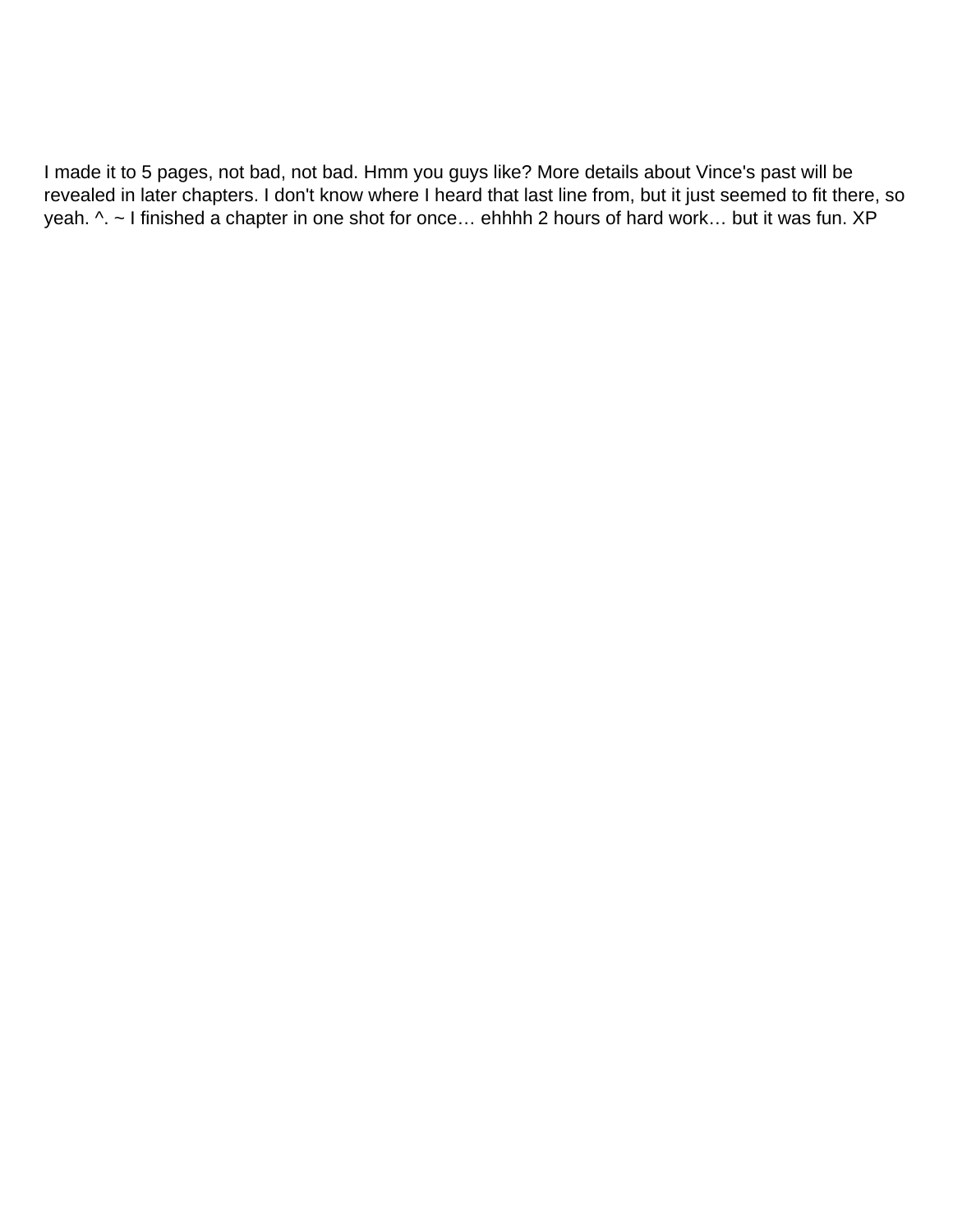I made it to 5 pages, not bad, not bad. Hmm you guys like? More details about Vince's past will be revealed in later chapters. I don't know where I heard that last line from, but it just seemed to fit there, so yeah. ^. ~ I finished a chapter in one shot for once… ehhhh 2 hours of hard work… but it was fun. XP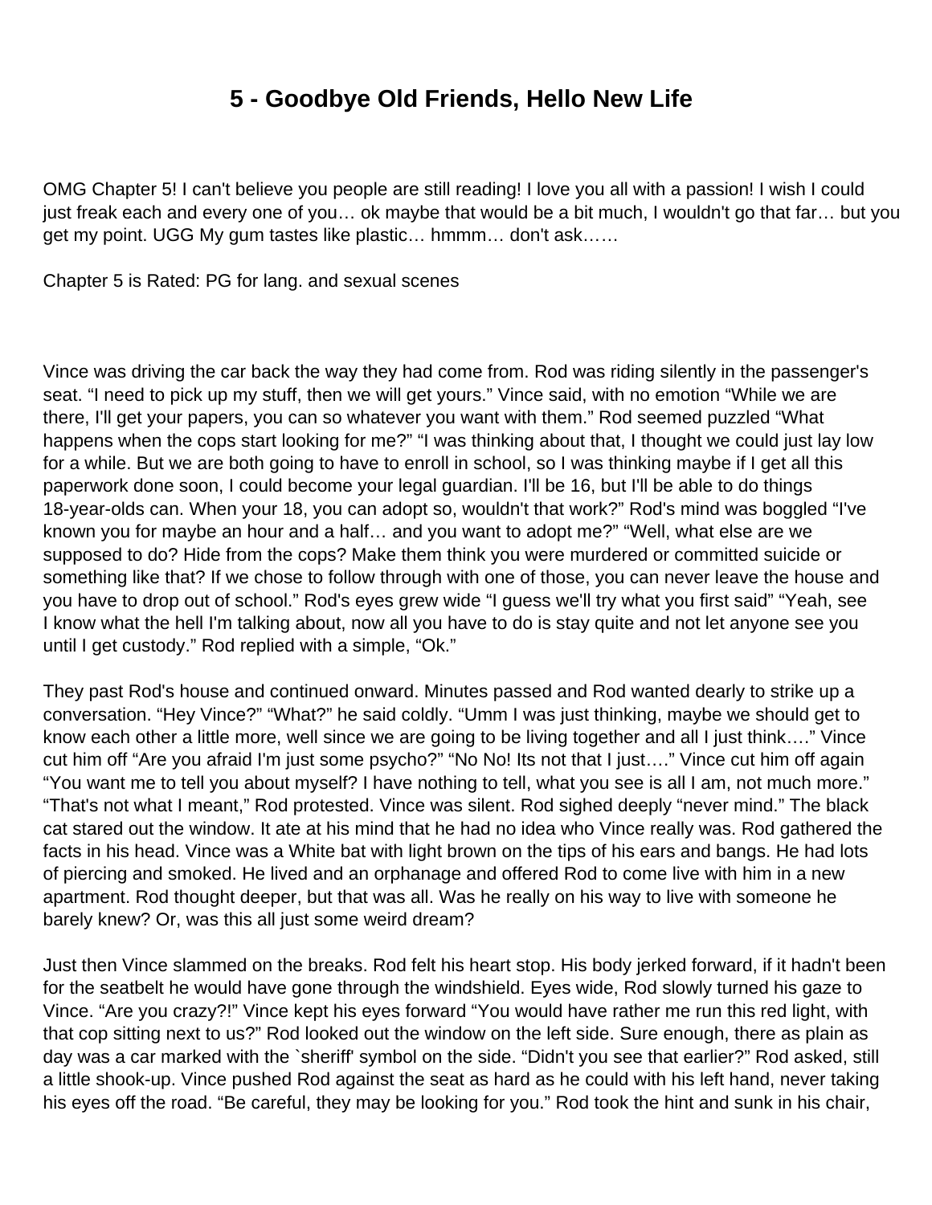# 5 - Goodbye Old Friends, Hello New Life

OMG Chapter 5! I can't believe you people are still reading! I love you all with a passion! I wish I could just freak each and every one of you… ok maybe that would be a bit much, I wouldn't go that far… but you get my point. UGG My gum tastes like plastic… hmmm… don't ask……

Chapter 5 is Rated: PG for lang. and sexual scenes

Vince was driving the car back the way they had come from. Rod was riding silently in the passenger's seat. "I need to pick up my stuff, then we will get yours." Vince said, with no emotion "While we are there, I'll get your papers, you can so whatever you want with them." Rod seemed puzzled "What happens when the cops start looking for me?" "I was thinking about that, I thought we could just lay low for a while. But we are both going to have to enroll in school, so I was thinking maybe if I get all this paperwork done soon, I could become your legal guardian. I'll be 16, but I'll be able to do things 18-year-olds can. When your 18, you can adopt so, wouldn't that work?" Rod's mind was boggled "I've known you for maybe an hour and a half… and you want to adopt me?" "Well, what else are we supposed to do? Hide from the cops? Make them think you were murdered or committed suicide or something like that? If we chose to follow through with one of those, you can never leave the house and you have to drop out of school." Rod's eyes grew wide "I guess we'll try what you first said" "Yeah, see I know what the hell I'm talking about, now all you have to do is stay quite and not let anyone see you until I get custody." Rod replied with a simple, "Ok."

They past Rod's house and continued onward. Minutes passed and Rod wanted dearly to strike up a conversation. "Hey Vince?" "What?" he said coldly. "Umm I was just thinking, maybe we should get to know each other a little more, well since we are going to be living together and all I just think…." Vince cut him off "Are you afraid I'm just some psycho?" "No No! Its not that I just…." Vince cut him off again "You want me to tell you about myself? I have nothing to tell, what you see is all I am, not much more." "That's not what I meant," Rod protested. Vince was silent. Rod sighed deeply "never mind." The black cat stared out the window. It ate at his mind that he had no idea who Vince really was. Rod gathered the facts in his head. Vince was a White bat with light brown on the tips of his ears and bangs. He had lots of piercing and smoked. He lived and an orphanage and offered Rod to come live with him in a new apartment. Rod thought deeper, but that was all. Was he really on his way to live with someone he barely knew? Or, was this all just some weird dream?

Just then Vince slammed on the breaks. Rod felt his heart stop. His body jerked forward, if it hadn't been for the seatbelt he would have gone through the windshield. Eyes wide, Rod slowly turned his gaze to Vince. "Are you crazy?!" Vince kept his eyes forward "You would have rather me run this red light, with that cop sitting next to us?" Rod looked out the window on the left side. Sure enough, there as plain as day was a car marked with the `sheriff' symbol on the side. "Didn't you see that earlier?" Rod asked, still a little shook-up. Vince pushed Rod against the seat as hard as he could with his left hand, never taking his eyes off the road. "Be careful, they may be looking for you." Rod took the hint and sunk in his chair,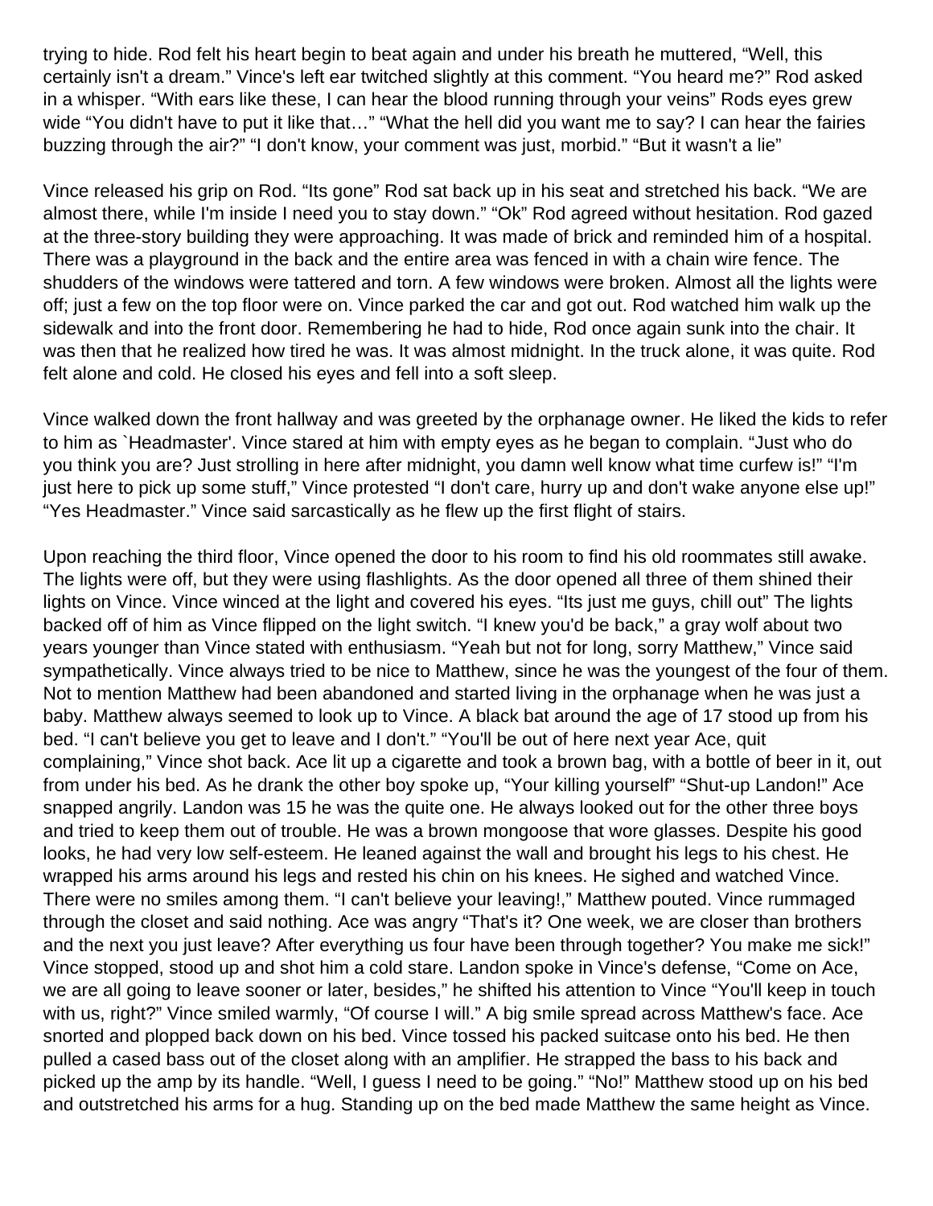trying to hide. Rod felt his heart begin to beat again and under his breath he muttered, "Well, this certainly isn't a dream." Vince's left ear twitched slightly at this comment. "You heard me?" Rod asked in a whisper. "With ears like these, I can hear the blood running through your veins" Rods eyes grew wide "You didn't have to put it like that…" "What the hell did you want me to say? I can hear the fairies buzzing through the air?" "I don't know, your comment was just, morbid." "But it wasn't a lie"

Vince released his grip on Rod. "Its gone" Rod sat back up in his seat and stretched his back. "We are almost there, while I'm inside I need you to stay down." "Ok" Rod agreed without hesitation. Rod gazed at the three-story building they were approaching. It was made of brick and reminded him of a hospital. There was a playground in the back and the entire area was fenced in with a chain wire fence. The shudders of the windows were tattered and torn. A few windows were broken. Almost all the lights were off; just a few on the top floor were on. Vince parked the car and got out. Rod watched him walk up the sidewalk and into the front door. Remembering he had to hide, Rod once again sunk into the chair. It was then that he realized how tired he was. It was almost midnight. In the truck alone, it was quite. Rod felt alone and cold. He closed his eyes and fell into a soft sleep.

Vince walked down the front hallway and was greeted by the orphanage owner. He liked the kids to refer to him as `Headmaster'. Vince stared at him with empty eyes as he began to complain. "Just who do you think you are? Just strolling in here after midnight, you damn well know what time curfew is!" "I'm just here to pick up some stuff," Vince protested "I don't care, hurry up and don't wake anyone else up!" "Yes Headmaster." Vince said sarcastically as he flew up the first flight of stairs.

Upon reaching the third floor, Vince opened the door to his room to find his old roommates still awake. The lights were off, but they were using flashlights. As the door opened all three of them shined their lights on Vince. Vince winced at the light and covered his eyes. "Its just me guys, chill out" The lights backed off of him as Vince flipped on the light switch. "I knew you'd be back," a gray wolf about two years younger than Vince stated with enthusiasm. "Yeah but not for long, sorry Matthew," Vince said sympathetically. Vince always tried to be nice to Matthew, since he was the youngest of the four of them. Not to mention Matthew had been abandoned and started living in the orphanage when he was just a baby. Matthew always seemed to look up to Vince. A black bat around the age of 17 stood up from his bed. "I can't believe you get to leave and I don't." "You'll be out of here next year Ace, quit complaining," Vince shot back. Ace lit up a cigarette and took a brown bag, with a bottle of beer in it, out from under his bed. As he drank the other boy spoke up, "Your killing yourself" "Shut-up Landon!" Ace snapped angrily. Landon was 15 he was the quite one. He always looked out for the other three boys and tried to keep them out of trouble. He was a brown mongoose that wore glasses. Despite his good looks, he had very low self-esteem. He leaned against the wall and brought his legs to his chest. He wrapped his arms around his legs and rested his chin on his knees. He sighed and watched Vince. There were no smiles among them. "I can't believe your leaving!," Matthew pouted. Vince rummaged through the closet and said nothing. Ace was angry "That's it? One week, we are closer than brothers and the next you just leave? After everything us four have been through together? You make me sick!" Vince stopped, stood up and shot him a cold stare. Landon spoke in Vince's defense, "Come on Ace, we are all going to leave sooner or later, besides," he shifted his attention to Vince "You'll keep in touch with us, right?" Vince smiled warmly, "Of course I will." A big smile spread across Matthew's face. Ace snorted and plopped back down on his bed. Vince tossed his packed suitcase onto his bed. He then pulled a cased bass out of the closet along with an amplifier. He strapped the bass to his back and picked up the amp by its handle. "Well, I guess I need to be going." "No!" Matthew stood up on his bed and outstretched his arms for a hug. Standing up on the bed made Matthew the same height as Vince.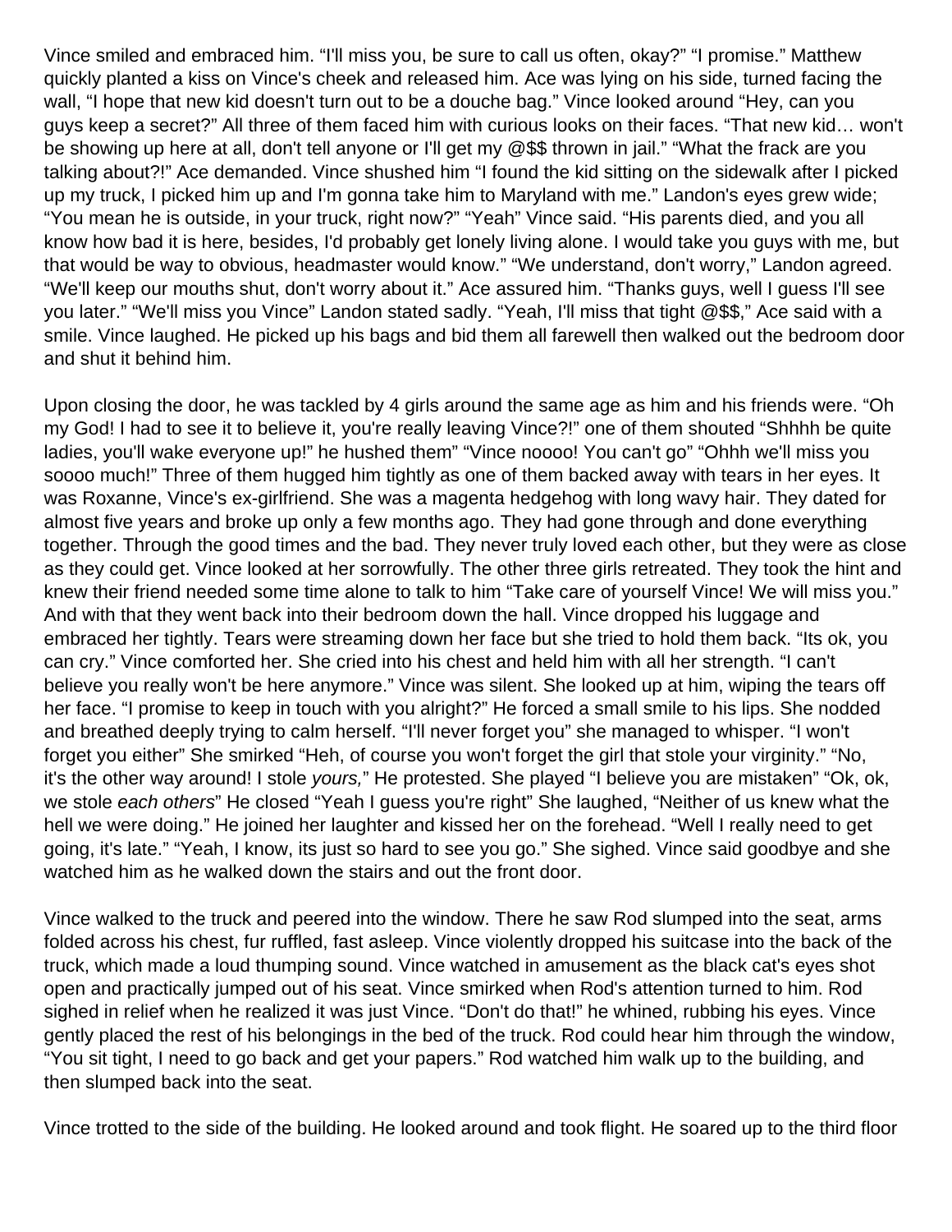Vince smiled and embraced him. "I'll miss you, be sure to call us often, okay?" "I promise." Matthew quickly planted a kiss on Vince's cheek and released him. Ace was lying on his side, turned facing the wall, "I hope that new kid doesn't turn out to be a douche bag." Vince looked around "Hey, can you guys keep a secret?" All three of them faced him with curious looks on their faces. "That new kid… won't be showing up here at all, don't tell anyone or I'll get my @$$ thrown in jail." "What the frack are you talking about?!" Ace demanded. Vince shushed him "I found the kid sitting on the sidewalk after I picked up my truck, I picked him up and I'm gonna take him to Maryland with me." Landon's eyes grew wide; "You mean he is outside, in your truck, right now?" "Yeah" Vince said. "His parents died, and you all know how bad it is here, besides, I'd probably get lonely living alone. I would take you guys with me, but that would be way to obvious, headmaster would know." "We understand, don't worry," Landon agreed. "We'll keep our mouths shut, don't worry about it." Ace assured him. "Thanks guys, well I guess I'll see you later." "We'll miss you Vince" Landon stated sadly. "Yeah, I'll miss that tight @$$," Ace said with a smile. Vince laughed. He picked up his bags and bid them all farewell then walked out the bedroom door and shut it behind him.

Upon closing the door, he was tackled by 4 girls around the same age as him and his friends were. "Oh my God! I had to see it to believe it, you're really leaving Vince?!" one of them shouted "Shhhh be quite ladies, you'll wake everyone up!" he hushed them" "Vince noooo! You can't go" "Ohhh we'll miss you soooo much!" Three of them hugged him tightly as one of them backed away with tears in her eyes. It was Roxanne, Vince's ex-girlfriend. She was a magenta hedgehog with long wavy hair. They dated for almost five years and broke up only a few months ago. They had gone through and done everything together. Through the good times and the bad. They never truly loved each other, but they were as close as they could get. Vince looked at her sorrowfully. The other three girls retreated. They took the hint and knew their friend needed some time alone to talk to him "Take care of yourself Vince! We will miss you." And with that they went back into their bedroom down the hall. Vince dropped his luggage and embraced her tightly. Tears were streaming down her face but she tried to hold them back. "Its ok, you can cry." Vince comforted her. She cried into his chest and held him with all her strength. "I can't believe you really won't be here anymore." Vince was silent. She looked up at him, wiping the tears off her face. "I promise to keep in touch with you alright?" He forced a small smile to his lips. She nodded and breathed deeply trying to calm herself. "I'll never forget you" she managed to whisper. "I won't forget you either" She smirked "Heh, of course you won't forget the girl that stole your virginity." "No, it's the other way around! I stole *yours,*" He protested. She played "I believe you are mistaken" "Ok, ok, we stole *each others*" He closed "Yeah I guess you're right" She laughed, "Neither of us knew what the hell we were doing." He joined her laughter and kissed her on the forehead. "Well I really need to get going, it's late." "Yeah, I know, its just so hard to see you go." She sighed. Vince said goodbye and she watched him as he walked down the stairs and out the front door.

Vince walked to the truck and peered into the window. There he saw Rod slumped into the seat, arms folded across his chest, fur ruffled, fast asleep. Vince violently dropped his suitcase into the back of the truck, which made a loud thumping sound. Vince watched in amusement as the black cat's eyes shot open and practically jumped out of his seat. Vince smirked when Rod's attention turned to him. Rod sighed in relief when he realized it was just Vince. "Don't do that!" he whined, rubbing his eyes. Vince gently placed the rest of his belongings in the bed of the truck. Rod could hear him through the window, "You sit tight, I need to go back and get your papers." Rod watched him walk up to the building, and then slumped back into the seat.

Vince trotted to the side of the building. He looked around and took flight. He soared up to the third floor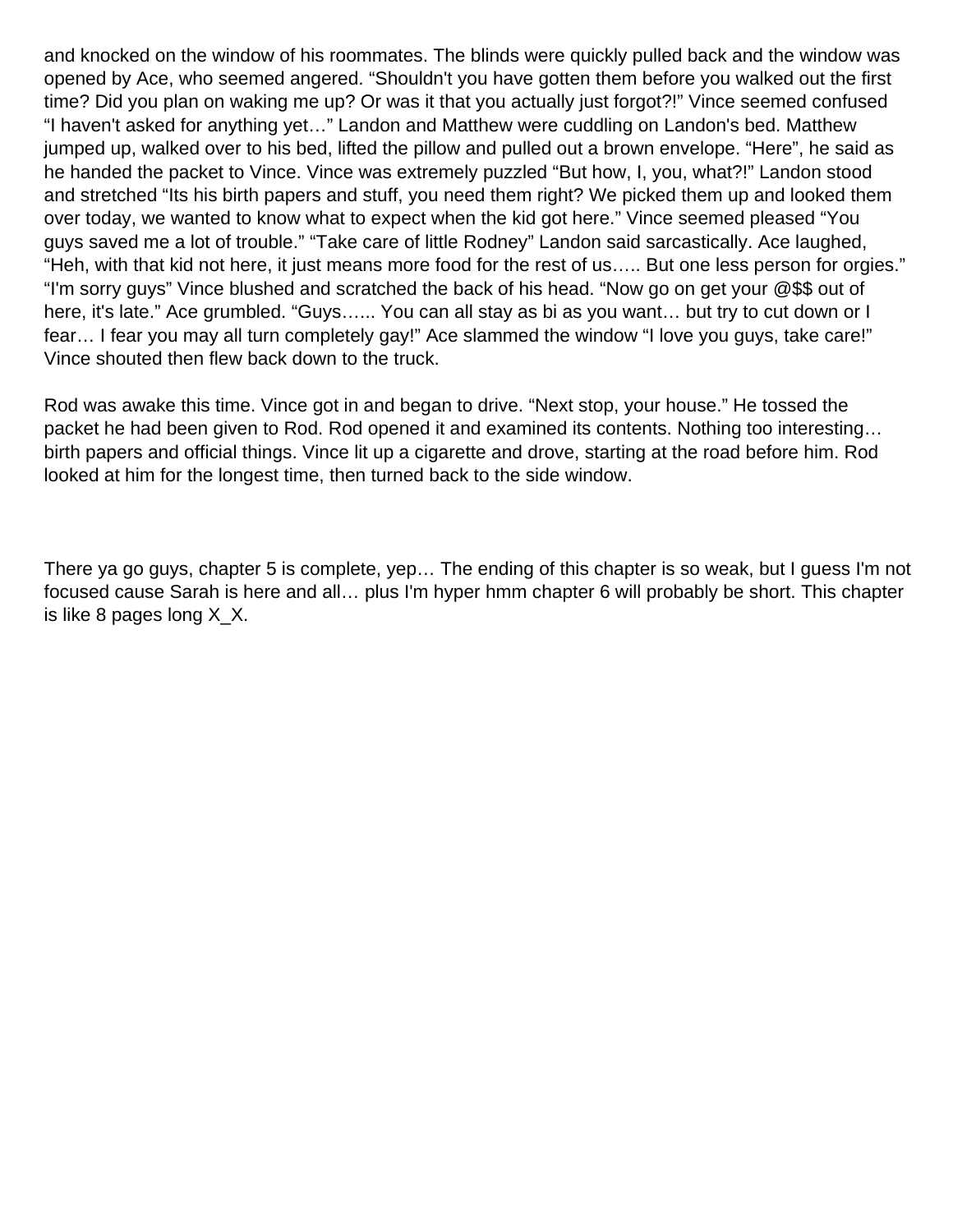and knocked on the window of his roommates. The blinds were quickly pulled back and the window was opened by Ace, who seemed angered. "Shouldn't you have gotten them before you walked out the first time? Did you plan on waking me up? Or was it that you actually just forgot?!" Vince seemed confused "I haven't asked for anything yet…" Landon and Matthew were cuddling on Landon's bed. Matthew jumped up, walked over to his bed, lifted the pillow and pulled out a brown envelope. "Here", he said as he handed the packet to Vince. Vince was extremely puzzled "But how, I, you, what?!" Landon stood and stretched "Its his birth papers and stuff, you need them right? We picked them up and looked them over today, we wanted to know what to expect when the kid got here." Vince seemed pleased "You guys saved me a lot of trouble." "Take care of little Rodney" Landon said sarcastically. Ace laughed, "Heh, with that kid not here, it just means more food for the rest of us….. But one less person for orgies." "I'm sorry guys" Vince blushed and scratched the back of his head. "Now go on get your @$$ out of here, it's late." Ace grumbled. "Guys…... You can all stay as bi as you want… but try to cut down or I fear… I fear you may all turn completely gay!" Ace slammed the window "I love you guys, take care!" Vince shouted then flew back down to the truck.

Rod was awake this time. Vince got in and began to drive. "Next stop, your house." He tossed the packet he had been given to Rod. Rod opened it and examined its contents. Nothing too interesting… birth papers and official things. Vince lit up a cigarette and drove, starting at the road before him. Rod looked at him for the longest time, then turned back to the side window.

There ya go guys, chapter 5 is complete, yep… The ending of this chapter is so weak, but I guess I'm not focused cause Sarah is here and all… plus I'm hyper hmm chapter 6 will probably be short. This chapter is like 8 pages long X_X.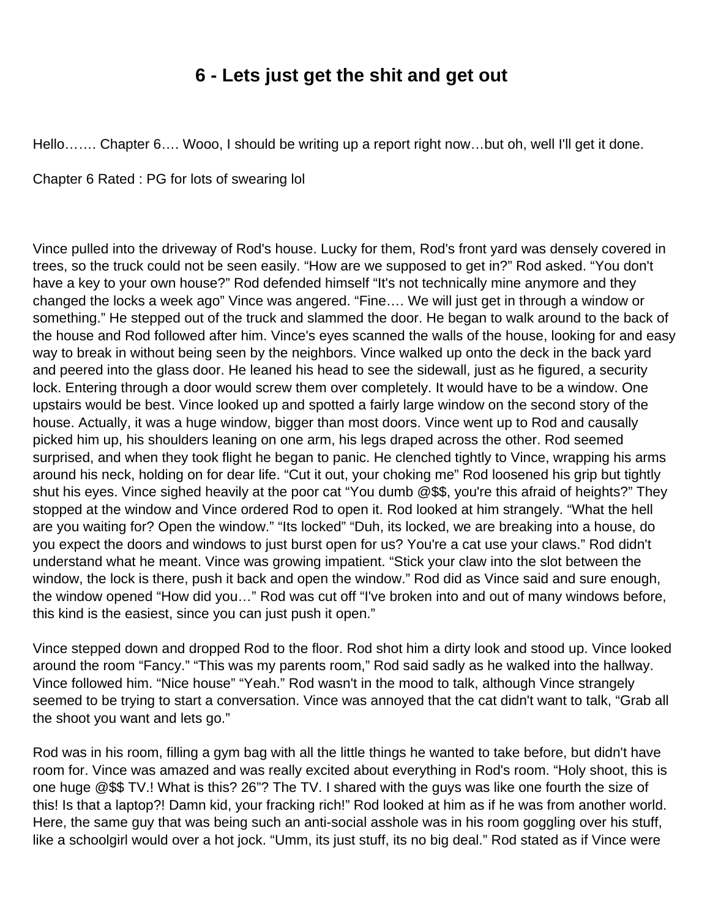# 6 - Lets just get the shit and get out

Hello……. Chapter 6…. Wooo, I should be writing up a report right now…but oh, well I'll get it done.

Chapter 6 Rated : PG for lots of swearing lol

Vince pulled into the driveway of Rod's house. Lucky for them, Rod's front yard was densely covered in trees, so the truck could not be seen easily. "How are we supposed to get in?" Rod asked. "You don't have a key to your own house?" Rod defended himself "It's not technically mine anymore and they changed the locks a week ago" Vince was angered. "Fine…. We will just get in through a window or something." He stepped out of the truck and slammed the door. He began to walk around to the back of the house and Rod followed after him. Vince's eyes scanned the walls of the house, looking for and easy way to break in without being seen by the neighbors. Vince walked up onto the deck in the back yard and peered into the glass door. He leaned his head to see the sidewall, just as he figured, a security lock. Entering through a door would screw them over completely. It would have to be a window. One upstairs would be best. Vince looked up and spotted a fairly large window on the second story of the house. Actually, it was a huge window, bigger than most doors. Vince went up to Rod and causally picked him up, his shoulders leaning on one arm, his legs draped across the other. Rod seemed surprised, and when they took flight he began to panic. He clenched tightly to Vince, wrapping his arms around his neck, holding on for dear life. "Cut it out, your choking me" Rod loosened his grip but tightly shut his eyes. Vince sighed heavily at the poor cat "You dumb @$$, you're this afraid of heights?" They stopped at the window and Vince ordered Rod to open it. Rod looked at him strangely. "What the hell are you waiting for? Open the window." "Its locked" "Duh, its locked, we are breaking into a house, do you expect the doors and windows to just burst open for us? You're a cat use your claws." Rod didn't understand what he meant. Vince was growing impatient. "Stick your claw into the slot between the window, the lock is there, push it back and open the window." Rod did as Vince said and sure enough, the window opened "How did you…" Rod was cut off "I've broken into and out of many windows before, this kind is the easiest, since you can just push it open."

Vince stepped down and dropped Rod to the floor. Rod shot him a dirty look and stood up. Vince looked around the room "Fancy." "This was my parents room," Rod said sadly as he walked into the hallway. Vince followed him. "Nice house" "Yeah." Rod wasn't in the mood to talk, although Vince strangely seemed to be trying to start a conversation. Vince was annoyed that the cat didn't want to talk, "Grab all the shoot you want and lets go."

Rod was in his room, filling a gym bag with all the little things he wanted to take before, but didn't have room for. Vince was amazed and was really excited about everything in Rod's room. "Holy shoot, this is one huge @$$ TV.! What is this? 26"? The TV. I shared with the guys was like one fourth the size of this! Is that a laptop?! Damn kid, your fracking rich!" Rod looked at him as if he was from another world. Here, the same guy that was being such an anti-social asshole was in his room goggling over his stuff, like a schoolgirl would over a hot jock. "Umm, its just stuff, its no big deal." Rod stated as if Vince were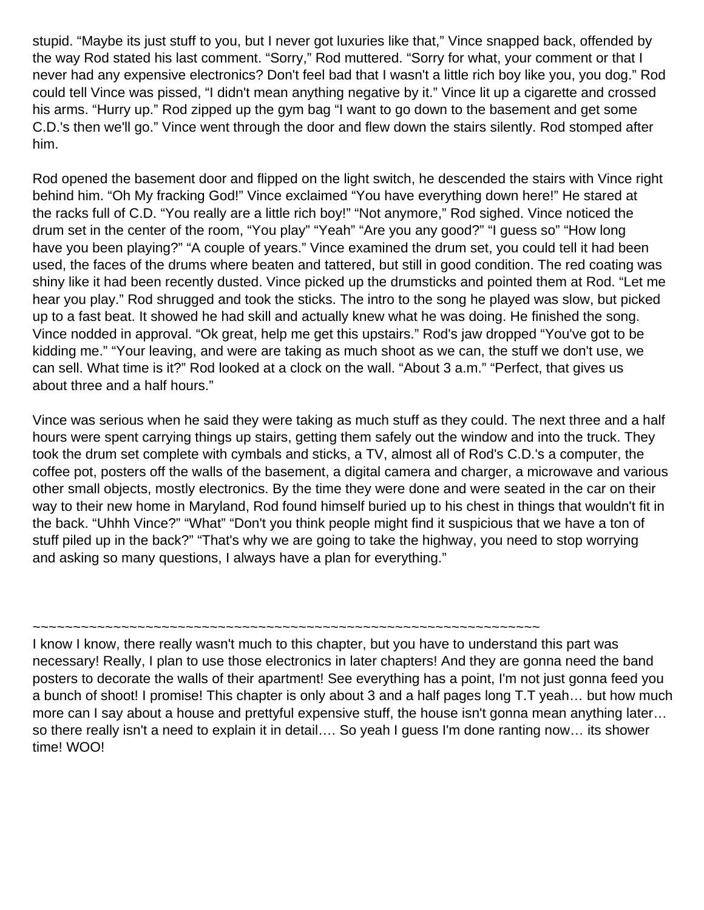stupid. “Maybe its just stuff to you, but I never got luxuries like that,” Vince snapped back, offended by the way Rod stated his last comment. “Sorry,” Rod muttered. “Sorry for what, your comment or that I never had any expensive electronics? Don't feel bad that I wasn't a little rich boy like you, you dog.” Rod could tell Vince was pissed, “I didn't mean anything negative by it.” Vince lit up a cigarette and crossed his arms. “Hurry up.” Rod zipped up the gym bag “I want to go down to the basement and get some C.D.'s then we'll go.” Vince went through the door and flew down the stairs silently. Rod stomped after him.

Rod opened the basement door and flipped on the light switch, he descended the stairs with Vince right behind him. “Oh My fracking God!” Vince exclaimed “You have everything down here!” He stared at the racks full of C.D. “You really are a little rich boy!” “Not anymore,” Rod sighed. Vince noticed the drum set in the center of the room, “You play” “Yeah” “Are you any good?” “I guess so” “How long have you been playing?” “A couple of years.” Vince examined the drum set, you could tell it had been used, the faces of the drums where beaten and tattered, but still in good condition. The red coating was shiny like it had been recently dusted. Vince picked up the drumsticks and pointed them at Rod. “Let me hear you play.” Rod shrugged and took the sticks. The intro to the song he played was slow, but picked up to a fast beat. It showed he had skill and actually knew what he was doing. He finished the song. Vince nodded in approval. “Ok great, help me get this upstairs.” Rod's jaw dropped “You've got to be kidding me.” “Your leaving, and were are taking as much shoot as we can, the stuff we don't use, we can sell. What time is it?” Rod looked at a clock on the wall. “About 3 a.m.” “Perfect, that gives us about three and a half hours.”

Vince was serious when he said they were taking as much stuff as they could. The next three and a half hours were spent carrying things up stairs, getting them safely out the window and into the truck. They took the drum set complete with cymbals and sticks, a TV, almost all of Rod's C.D.'s a computer, the coffee pot, posters off the walls of the basement, a digital camera and charger, a microwave and various other small objects, mostly electronics. By the time they were done and were seated in the car on their way to their new home in Maryland, Rod found himself buried up to his chest in things that wouldn't fit in the back. “Uhhh Vince?” “What” “Don't you think people might find it suspicious that we have a ton of stuff piled up in the back?” “That's why we are going to take the highway, you need to stop worrying and asking so many questions, I always have a plan for everything.”

~~~~~~~~~~~~~~~~~~~~~~~~~~~~~~~~~~~~~~~~~~~~~~~~~~~~~~~~~~~~~~~~

I know I know, there really wasn't much to this chapter, but you have to understand this part was necessary! Really, I plan to use those electronics in later chapters! And they are gonna need the band posters to decorate the walls of their apartment! See everything has a point, I'm not just gonna feed you a bunch of shoot! I promise! This chapter is only about 3 and a half pages long T.T yeah… but how much more can I say about a house and prettyful expensive stuff, the house isn't gonna mean anything later… so there really isn't a need to explain it in detail…. So yeah I guess I'm done ranting now… its shower time! WOO!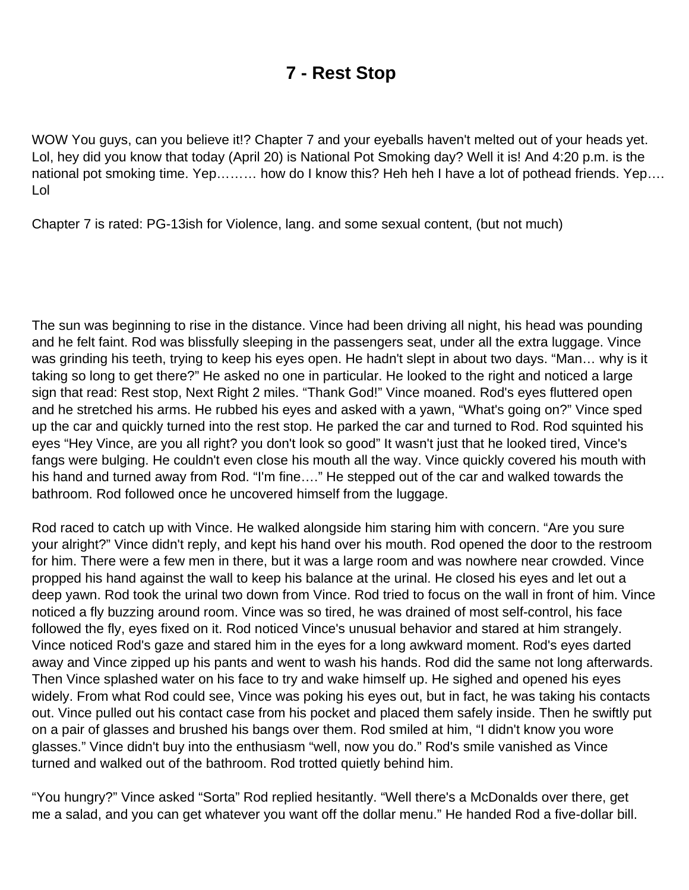# 7 - Rest Stop

WOW You guys, can you believe it!? Chapter 7 and your eyeballs haven't melted out of your heads yet. Lol, hey did you know that today (April 20) is National Pot Smoking day? Well it is! And 4:20 p.m. is the national pot smoking time. Yep……… how do I know this? Heh heh I have a lot of pothead friends. Yep…. Lol

Chapter 7 is rated: PG-13ish for Violence, lang. and some sexual content, (but not much)

The sun was beginning to rise in the distance. Vince had been driving all night, his head was pounding and he felt faint. Rod was blissfully sleeping in the passengers seat, under all the extra luggage. Vince was grinding his teeth, trying to keep his eyes open. He hadn't slept in about two days. "Man… why is it taking so long to get there?" He asked no one in particular. He looked to the right and noticed a large sign that read: Rest stop, Next Right 2 miles. "Thank God!" Vince moaned. Rod's eyes fluttered open and he stretched his arms. He rubbed his eyes and asked with a yawn, "What's going on?" Vince sped up the car and quickly turned into the rest stop. He parked the car and turned to Rod. Rod squinted his eyes "Hey Vince, are you all right? you don't look so good" It wasn't just that he looked tired, Vince's fangs were bulging. He couldn't even close his mouth all the way. Vince quickly covered his mouth with his hand and turned away from Rod. "I'm fine…." He stepped out of the car and walked towards the bathroom. Rod followed once he uncovered himself from the luggage.

Rod raced to catch up with Vince. He walked alongside him staring him with concern. "Are you sure your alright?" Vince didn't reply, and kept his hand over his mouth. Rod opened the door to the restroom for him. There were a few men in there, but it was a large room and was nowhere near crowded. Vince propped his hand against the wall to keep his balance at the urinal. He closed his eyes and let out a deep yawn. Rod took the urinal two down from Vince. Rod tried to focus on the wall in front of him. Vince noticed a fly buzzing around room. Vince was so tired, he was drained of most self-control, his face followed the fly, eyes fixed on it. Rod noticed Vince's unusual behavior and stared at him strangely. Vince noticed Rod's gaze and stared him in the eyes for a long awkward moment. Rod's eyes darted away and Vince zipped up his pants and went to wash his hands. Rod did the same not long afterwards. Then Vince splashed water on his face to try and wake himself up. He sighed and opened his eyes widely. From what Rod could see, Vince was poking his eyes out, but in fact, he was taking his contacts out. Vince pulled out his contact case from his pocket and placed them safely inside. Then he swiftly put on a pair of glasses and brushed his bangs over them. Rod smiled at him, "I didn't know you wore glasses." Vince didn't buy into the enthusiasm "well, now you do." Rod's smile vanished as Vince turned and walked out of the bathroom. Rod trotted quietly behind him.

"You hungry?" Vince asked "Sorta" Rod replied hesitantly. "Well there's a McDonalds over there, get me a salad, and you can get whatever you want off the dollar menu." He handed Rod a five-dollar bill.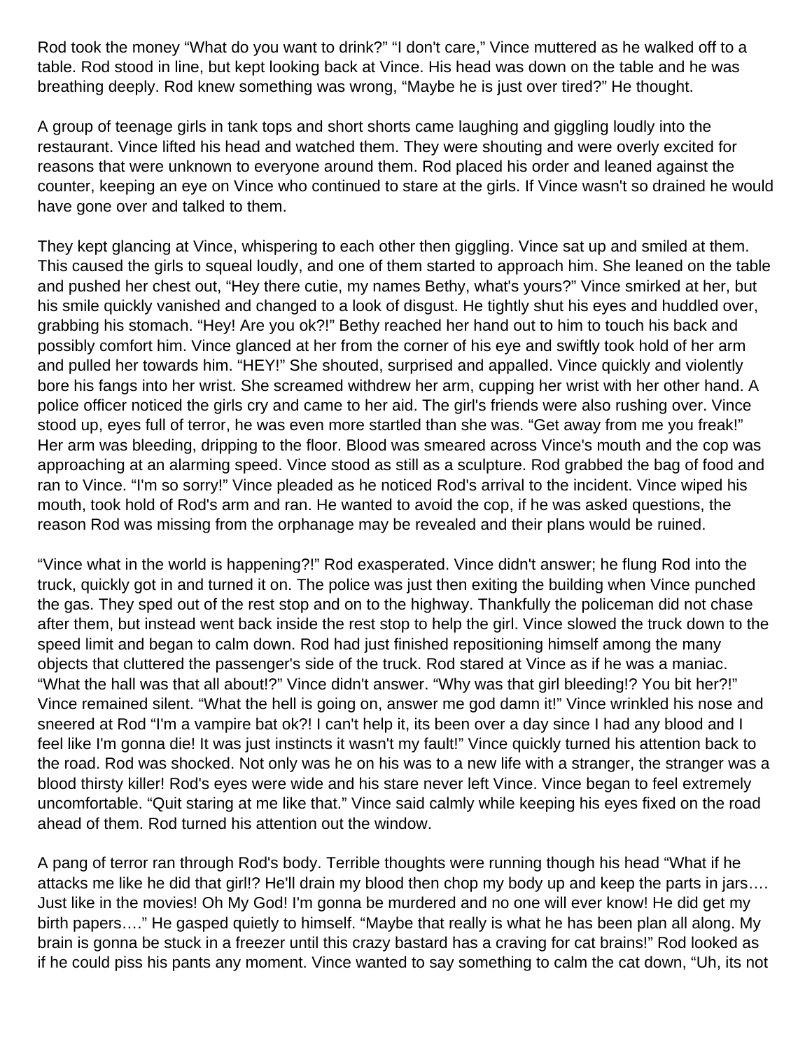Rod took the money "What do you want to drink?" "I don't care," Vince muttered as he walked off to a table. Rod stood in line, but kept looking back at Vince. His head was down on the table and he was breathing deeply. Rod knew something was wrong, "Maybe he is just over tired?" He thought.

A group of teenage girls in tank tops and short shorts came laughing and giggling loudly into the restaurant. Vince lifted his head and watched them. They were shouting and were overly excited for reasons that were unknown to everyone around them. Rod placed his order and leaned against the counter, keeping an eye on Vince who continued to stare at the girls. If Vince wasn't so drained he would have gone over and talked to them.

They kept glancing at Vince, whispering to each other then giggling. Vince sat up and smiled at them. This caused the girls to squeal loudly, and one of them started to approach him. She leaned on the table and pushed her chest out, "Hey there cutie, my names Bethy, what's yours?" Vince smirked at her, but his smile quickly vanished and changed to a look of disgust. He tightly shut his eyes and huddled over, grabbing his stomach. "Hey! Are you ok?!" Bethy reached her hand out to him to touch his back and possibly comfort him. Vince glanced at her from the corner of his eye and swiftly took hold of her arm and pulled her towards him. "HEY!" She shouted, surprised and appalled. Vince quickly and violently bore his fangs into her wrist. She screamed withdrew her arm, cupping her wrist with her other hand. A police officer noticed the girls cry and came to her aid. The girl's friends were also rushing over. Vince stood up, eyes full of terror, he was even more startled than she was. "Get away from me you freak!" Her arm was bleeding, dripping to the floor. Blood was smeared across Vince's mouth and the cop was approaching at an alarming speed. Vince stood as still as a sculpture. Rod grabbed the bag of food and ran to Vince. "I'm so sorry!" Vince pleaded as he noticed Rod's arrival to the incident. Vince wiped his mouth, took hold of Rod's arm and ran. He wanted to avoid the cop, if he was asked questions, the reason Rod was missing from the orphanage may be revealed and their plans would be ruined.

"Vince what in the world is happening?!" Rod exasperated. Vince didn't answer; he flung Rod into the truck, quickly got in and turned it on. The police was just then exiting the building when Vince punched the gas. They sped out of the rest stop and on to the highway. Thankfully the policeman did not chase after them, but instead went back inside the rest stop to help the girl. Vince slowed the truck down to the speed limit and began to calm down. Rod had just finished repositioning himself among the many objects that cluttered the passenger's side of the truck. Rod stared at Vince as if he was a maniac. "What the hall was that all about!?" Vince didn't answer. "Why was that girl bleeding!? You bit her?!" Vince remained silent. "What the hell is going on, answer me god damn it!" Vince wrinkled his nose and sneered at Rod "I'm a vampire bat ok?! I can't help it, its been over a day since I had any blood and I feel like I'm gonna die! It was just instincts it wasn't my fault!" Vince quickly turned his attention back to the road. Rod was shocked. Not only was he on his was to a new life with a stranger, the stranger was a blood thirsty killer! Rod's eyes were wide and his stare never left Vince. Vince began to feel extremely uncomfortable. "Quit staring at me like that." Vince said calmly while keeping his eyes fixed on the road ahead of them. Rod turned his attention out the window.

A pang of terror ran through Rod's body. Terrible thoughts were running though his head "What if he attacks me like he did that girl!? He'll drain my blood then chop my body up and keep the parts in jars…. Just like in the movies! Oh My God! I'm gonna be murdered and no one will ever know! He did get my birth papers…." He gasped quietly to himself. "Maybe that really is what he has been plan all along. My brain is gonna be stuck in a freezer until this crazy bastard has a craving for cat brains!" Rod looked as if he could piss his pants any moment. Vince wanted to say something to calm the cat down, "Uh, its not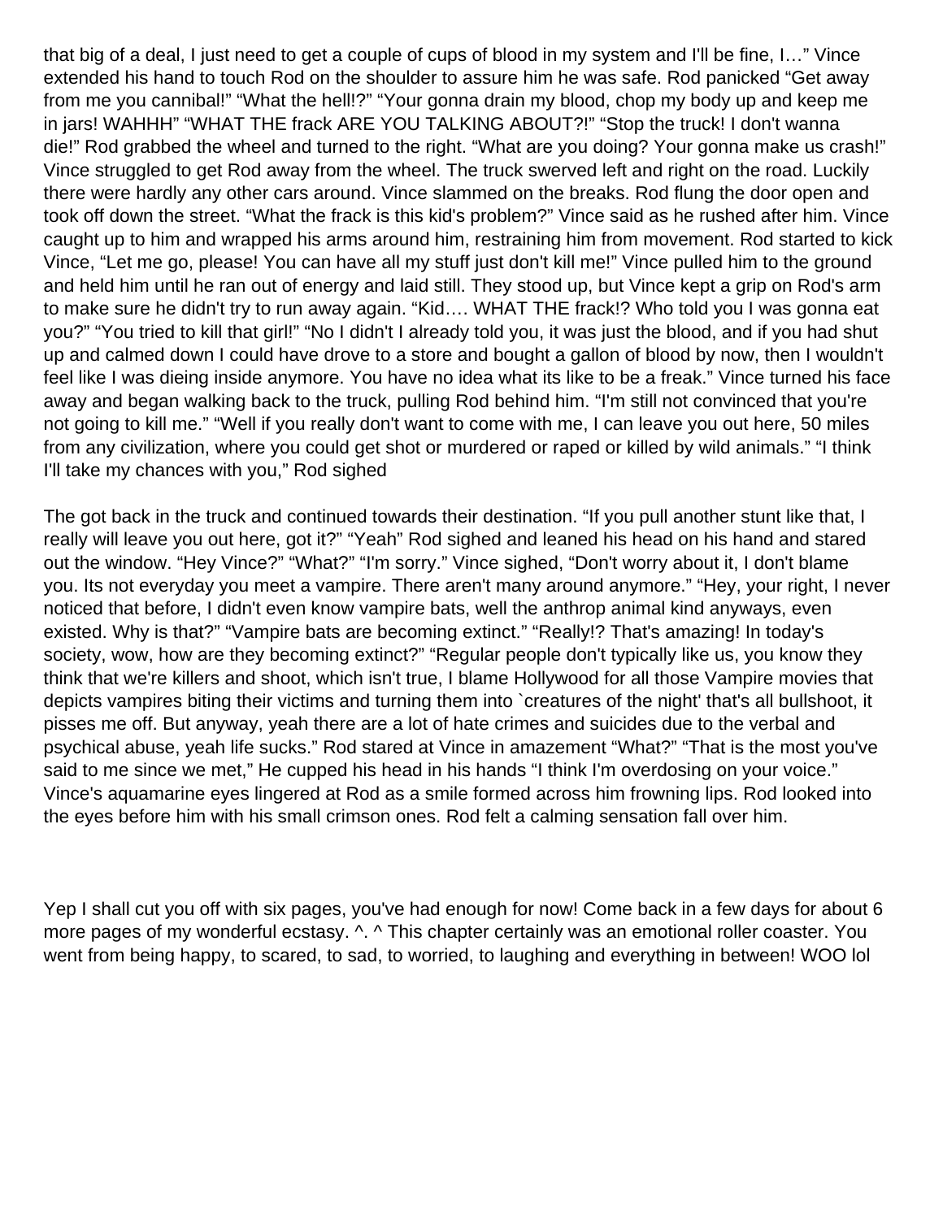that big of a deal, I just need to get a couple of cups of blood in my system and I'll be fine, I…" Vince extended his hand to touch Rod on the shoulder to assure him he was safe. Rod panicked "Get away from me you cannibal!" "What the hell!?" "Your gonna drain my blood, chop my body up and keep me in jars! WAHHH" "WHAT THE frack ARE YOU TALKING ABOUT?!" "Stop the truck! I don't wanna die!" Rod grabbed the wheel and turned to the right. "What are you doing? Your gonna make us crash!" Vince struggled to get Rod away from the wheel. The truck swerved left and right on the road. Luckily there were hardly any other cars around. Vince slammed on the breaks. Rod flung the door open and took off down the street. "What the frack is this kid's problem?" Vince said as he rushed after him. Vince caught up to him and wrapped his arms around him, restraining him from movement. Rod started to kick Vince, "Let me go, please! You can have all my stuff just don't kill me!" Vince pulled him to the ground and held him until he ran out of energy and laid still. They stood up, but Vince kept a grip on Rod's arm to make sure he didn't try to run away again. "Kid…. WHAT THE frack!? Who told you I was gonna eat you?" "You tried to kill that girl!" "No I didn't I already told you, it was just the blood, and if you had shut up and calmed down I could have drove to a store and bought a gallon of blood by now, then I wouldn't feel like I was dieing inside anymore. You have no idea what its like to be a freak." Vince turned his face away and began walking back to the truck, pulling Rod behind him. "I'm still not convinced that you're not going to kill me." "Well if you really don't want to come with me, I can leave you out here, 50 miles from any civilization, where you could get shot or murdered or raped or killed by wild animals." "I think I'll take my chances with you," Rod sighed

The got back in the truck and continued towards their destination. "If you pull another stunt like that, I really will leave you out here, got it?" "Yeah" Rod sighed and leaned his head on his hand and stared out the window. "Hey Vince?" "What?" "I'm sorry." Vince sighed, "Don't worry about it, I don't blame you. Its not everyday you meet a vampire. There aren't many around anymore." "Hey, your right, I never noticed that before, I didn't even know vampire bats, well the anthrop animal kind anyways, even existed. Why is that?" "Vampire bats are becoming extinct." "Really!? That's amazing! In today's society, wow, how are they becoming extinct?" "Regular people don't typically like us, you know they think that we're killers and shoot, which isn't true, I blame Hollywood for all those Vampire movies that depicts vampires biting their victims and turning them into `creatures of the night' that's all bullshoot, it pisses me off. But anyway, yeah there are a lot of hate crimes and suicides due to the verbal and psychical abuse, yeah life sucks." Rod stared at Vince in amazement "What?" "That is the most you've said to me since we met," He cupped his head in his hands "I think I'm overdosing on your voice." Vince's aquamarine eyes lingered at Rod as a smile formed across him frowning lips. Rod looked into the eyes before him with his small crimson ones. Rod felt a calming sensation fall over him.

Yep I shall cut you off with six pages, you've had enough for now! Come back in a few days for about 6 more pages of my wonderful ecstasy. ^. ^ This chapter certainly was an emotional roller coaster. You went from being happy, to scared, to sad, to worried, to laughing and everything in between! WOO lol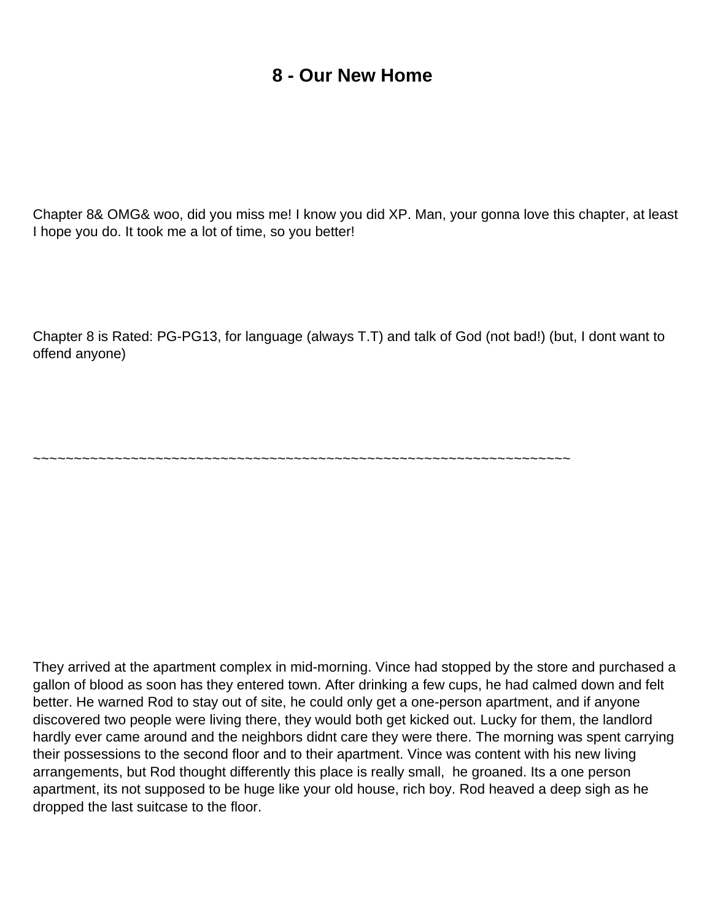# 8 - Our New Home

Chapter 8& OMG& woo, did you miss me! I know you did XP. Man, your gonna love this chapter, at least I hope you do. It took me a lot of time, so you better!

Chapter 8 is Rated: PG-PG13, for language (always T.T) and talk of God (not bad!) (but, I dont want to offend anyone)

~~~~~~~~~~~~~~~~~~~~~~~~~~~~~~~~~~~~~~~~~~~~~~~~~~~~~~~~~~~~~~~~~~~~~~

They arrived at the apartment complex in mid-morning. Vince had stopped by the store and purchased a gallon of blood as soon has they entered town. After drinking a few cups, he had calmed down and felt better. He warned Rod to stay out of site, he could only get a one-person apartment, and if anyone discovered two people were living there, they would both get kicked out. Lucky for them, the landlord hardly ever came around and the neighbors didnt care they were there. The morning was spent carrying their possessions to the second floor and to their apartment. Vince was content with his new living arrangements, but Rod thought differently this place is really small, he groaned. Its a one person apartment, its not supposed to be huge like your old house, rich boy. Rod heaved a deep sigh as he dropped the last suitcase to the floor.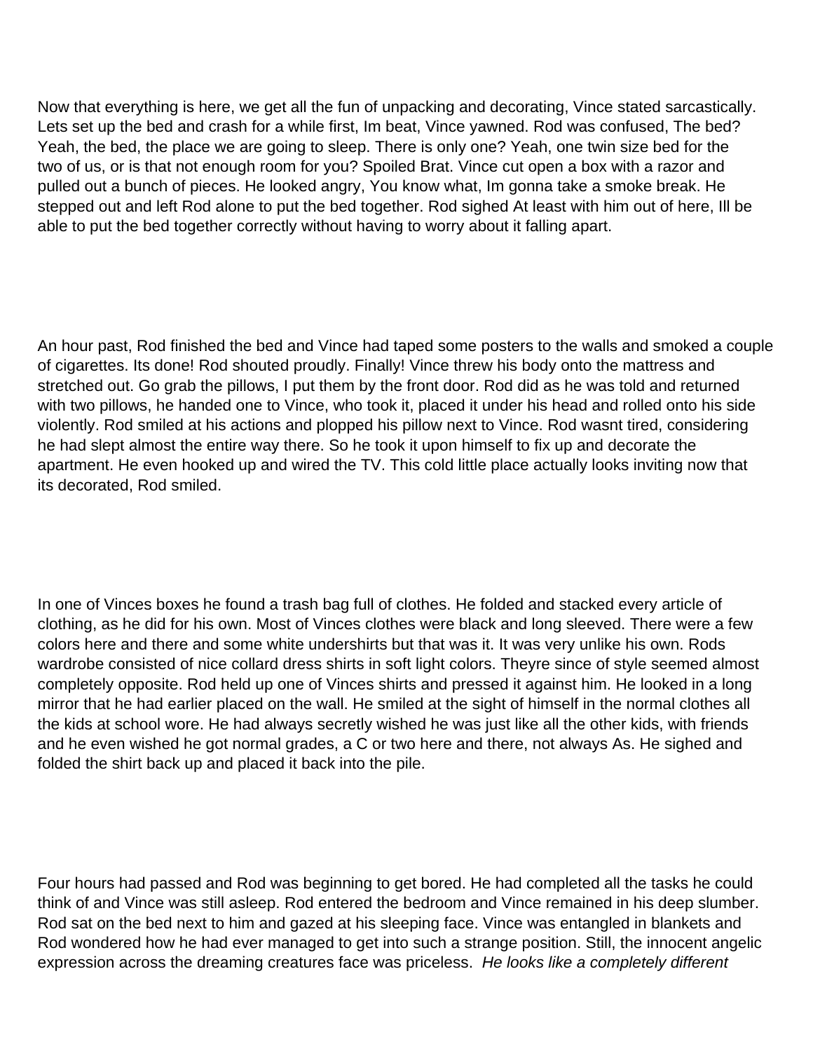Now that everything is here, we get all the fun of unpacking and decorating, Vince stated sarcastically. Lets set up the bed and crash for a while first, Im beat, Vince yawned. Rod was confused, The bed? Yeah, the bed, the place we are going to sleep. There is only one? Yeah, one twin size bed for the two of us, or is that not enough room for you? Spoiled Brat. Vince cut open a box with a razor and pulled out a bunch of pieces. He looked angry, You know what, Im gonna take a smoke break. He stepped out and left Rod alone to put the bed together. Rod sighed At least with him out of here, Ill be able to put the bed together correctly without having to worry about it falling apart.

An hour past, Rod finished the bed and Vince had taped some posters to the walls and smoked a couple of cigarettes. Its done! Rod shouted proudly. Finally! Vince threw his body onto the mattress and stretched out. Go grab the pillows, I put them by the front door. Rod did as he was told and returned with two pillows, he handed one to Vince, who took it, placed it under his head and rolled onto his side violently. Rod smiled at his actions and plopped his pillow next to Vince. Rod wasnt tired, considering he had slept almost the entire way there. So he took it upon himself to fix up and decorate the apartment. He even hooked up and wired the TV. This cold little place actually looks inviting now that its decorated, Rod smiled.

In one of Vinces boxes he found a trash bag full of clothes. He folded and stacked every article of clothing, as he did for his own. Most of Vinces clothes were black and long sleeved. There were a few colors here and there and some white undershirts but that was it. It was very unlike his own. Rods wardrobe consisted of nice collard dress shirts in soft light colors. Theyre since of style seemed almost completely opposite. Rod held up one of Vinces shirts and pressed it against him. He looked in a long mirror that he had earlier placed on the wall. He smiled at the sight of himself in the normal clothes all the kids at school wore. He had always secretly wished he was just like all the other kids, with friends and he even wished he got normal grades, a C or two here and there, not always As. He sighed and folded the shirt back up and placed it back into the pile.

Four hours had passed and Rod was beginning to get bored. He had completed all the tasks he could think of and Vince was still asleep. Rod entered the bedroom and Vince remained in his deep slumber. Rod sat on the bed next to him and gazed at his sleeping face. Vince was entangled in blankets and Rod wondered how he had ever managed to get into such a strange position. Still, the innocent angelic expression across the dreaming creatures face was priceless. *He looks like a completely different*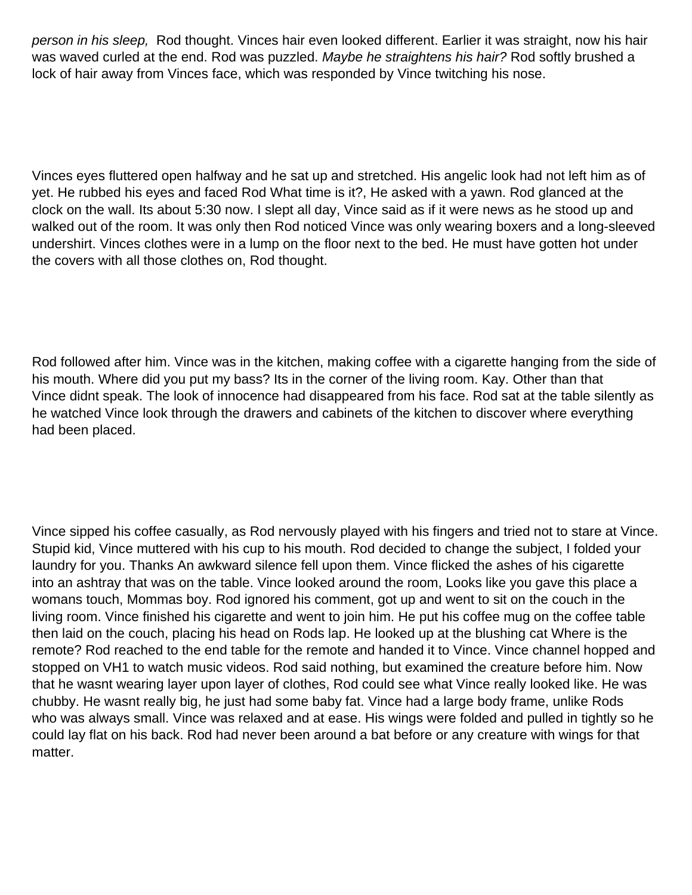*person in his sleep,* Rod thought. Vinces hair even looked different. Earlier it was straight, now his hair was waved curled at the end. Rod was puzzled. *Maybe he straightens his hair?* Rod softly brushed a lock of hair away from Vinces face, which was responded by Vince twitching his nose.

Vinces eyes fluttered open halfway and he sat up and stretched. His angelic look had not left him as of yet. He rubbed his eyes and faced Rod What time is it?, He asked with a yawn. Rod glanced at the clock on the wall. Its about 5:30 now. I slept all day, Vince said as if it were news as he stood up and walked out of the room. It was only then Rod noticed Vince was only wearing boxers and a long-sleeved undershirt. Vinces clothes were in a lump on the floor next to the bed. He must have gotten hot under the covers with all those clothes on, Rod thought.

Rod followed after him. Vince was in the kitchen, making coffee with a cigarette hanging from the side of his mouth. Where did you put my bass? Its in the corner of the living room. Kay. Other than that Vince didnt speak. The look of innocence had disappeared from his face. Rod sat at the table silently as he watched Vince look through the drawers and cabinets of the kitchen to discover where everything had been placed.

Vince sipped his coffee casually, as Rod nervously played with his fingers and tried not to stare at Vince. Stupid kid, Vince muttered with his cup to his mouth. Rod decided to change the subject, I folded your laundry for you. Thanks An awkward silence fell upon them. Vince flicked the ashes of his cigarette into an ashtray that was on the table. Vince looked around the room, Looks like you gave this place a womans touch, Mommas boy. Rod ignored his comment, got up and went to sit on the couch in the living room. Vince finished his cigarette and went to join him. He put his coffee mug on the coffee table then laid on the couch, placing his head on Rods lap. He looked up at the blushing cat Where is the remote? Rod reached to the end table for the remote and handed it to Vince. Vince channel hopped and stopped on VH1 to watch music videos. Rod said nothing, but examined the creature before him. Now that he wasnt wearing layer upon layer of clothes, Rod could see what Vince really looked like. He was chubby. He wasnt really big, he just had some baby fat. Vince had a large body frame, unlike Rods who was always small. Vince was relaxed and at ease. His wings were folded and pulled in tightly so he could lay flat on his back. Rod had never been around a bat before or any creature with wings for that matter.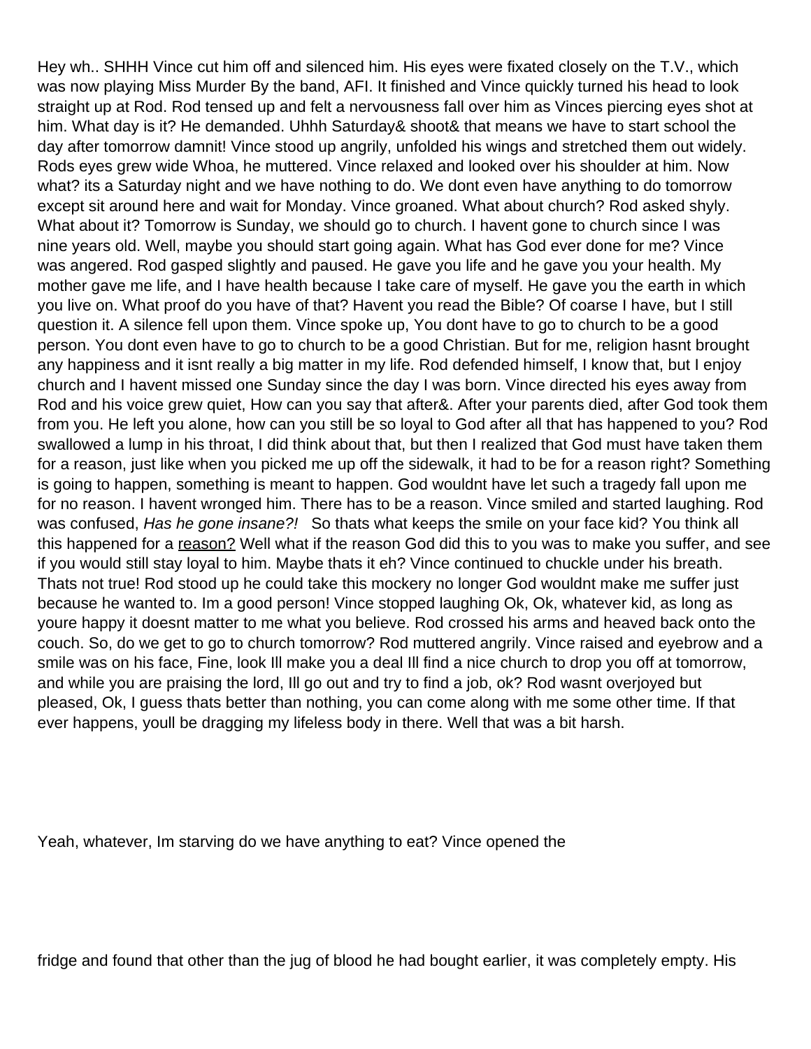Hey wh.. SHHH Vince cut him off and silenced him. His eyes were fixated closely on the T.V., which was now playing Miss Murder By the band, AFI. It finished and Vince quickly turned his head to look straight up at Rod. Rod tensed up and felt a nervousness fall over him as Vinces piercing eyes shot at him. What day is it? He demanded. Uhhh Saturday& shoot& that means we have to start school the day after tomorrow damnit! Vince stood up angrily, unfolded his wings and stretched them out widely. Rods eyes grew wide Whoa, he muttered. Vince relaxed and looked over his shoulder at him. Now what? its a Saturday night and we have nothing to do. We dont even have anything to do tomorrow except sit around here and wait for Monday. Vince groaned. What about church? Rod asked shyly. What about it? Tomorrow is Sunday, we should go to church. I havent gone to church since I was nine years old. Well, maybe you should start going again. What has God ever done for me? Vince was angered. Rod gasped slightly and paused. He gave you life and he gave you your health. My mother gave me life, and I have health because I take care of myself. He gave you the earth in which you live on. What proof do you have of that? Havent you read the Bible? Of coarse I have, but I still question it. A silence fell upon them. Vince spoke up, You dont have to go to church to be a good person. You dont even have to go to church to be a good Christian. But for me, religion hasnt brought any happiness and it isnt really a big matter in my life. Rod defended himself, I know that, but I enjoy church and I havent missed one Sunday since the day I was born. Vince directed his eyes away from Rod and his voice grew quiet, How can you say that after&. After your parents died, after God took them from you. He left you alone, how can you still be so loyal to God after all that has happened to you? Rod swallowed a lump in his throat, I did think about that, but then I realized that God must have taken them for a reason, just like when you picked me up off the sidewalk, it had to be for a reason right? Something is going to happen, something is meant to happen. God wouldnt have let such a tragedy fall upon me for no reason. I havent wronged him. There has to be a reason. Vince smiled and started laughing. Rod was confused, *Has he gone insane?!* So thats what keeps the smile on your face kid? You think all this happened for a reason? Well what if the reason God did this to you was to make you suffer, and see if you would still stay loyal to him. Maybe thats it eh? Vince continued to chuckle under his breath. Thats not true! Rod stood up he could take this mockery no longer God wouldnt make me suffer just because he wanted to. Im a good person! Vince stopped laughing Ok, Ok, whatever kid, as long as youre happy it doesnt matter to me what you believe. Rod crossed his arms and heaved back onto the couch. So, do we get to go to church tomorrow? Rod muttered angrily. Vince raised and eyebrow and a smile was on his face, Fine, look Ill make you a deal Ill find a nice church to drop you off at tomorrow, and while you are praising the lord, Ill go out and try to find a job, ok? Rod wasnt overjoyed but pleased, Ok, I guess thats better than nothing, you can come along with me some other time. If that ever happens, youll be dragging my lifeless body in there. Well that was a bit harsh.

Yeah, whatever, Im starving do we have anything to eat? Vince opened the

fridge and found that other than the jug of blood he had bought earlier, it was completely empty. His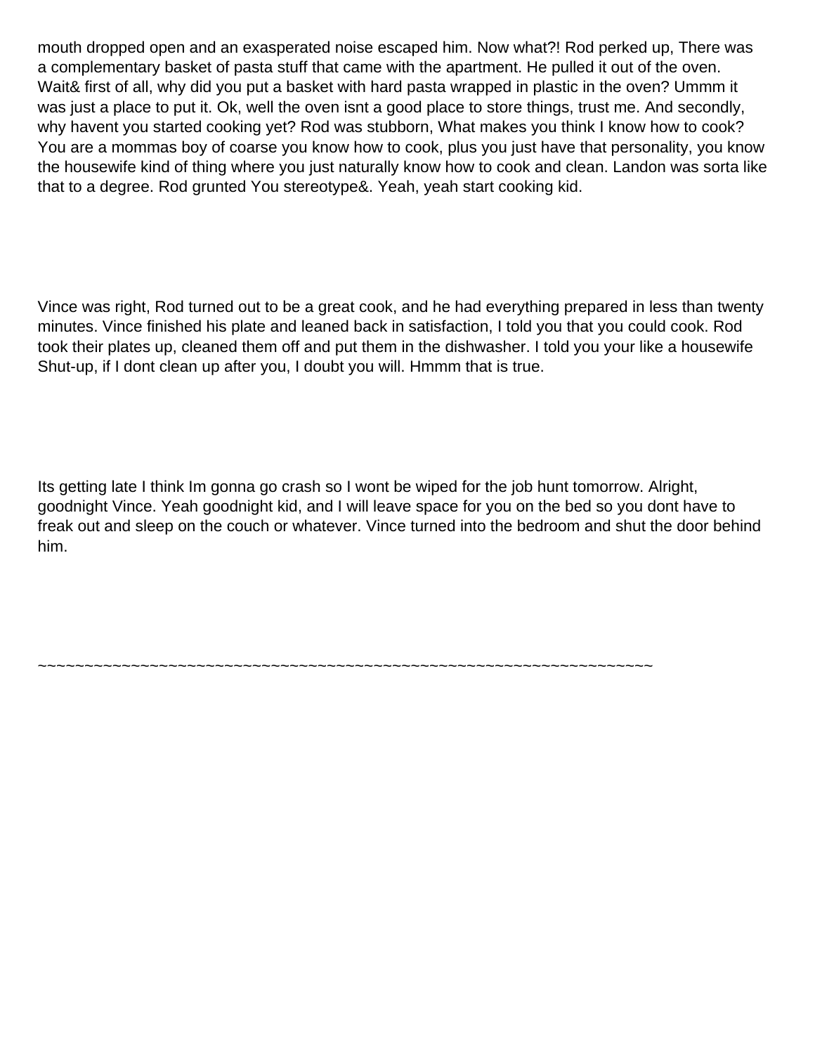mouth dropped open and an exasperated noise escaped him. Now what?! Rod perked up, There was a complementary basket of pasta stuff that came with the apartment. He pulled it out of the oven. Wait& first of all, why did you put a basket with hard pasta wrapped in plastic in the oven? Ummm it was just a place to put it. Ok, well the oven isnt a good place to store things, trust me. And secondly, why havent you started cooking yet? Rod was stubborn, What makes you think I know how to cook? You are a mommas boy of coarse you know how to cook, plus you just have that personality, you know the housewife kind of thing where you just naturally know how to cook and clean. Landon was sorta like that to a degree. Rod grunted You stereotype&. Yeah, yeah start cooking kid.

Vince was right, Rod turned out to be a great cook, and he had everything prepared in less than twenty minutes. Vince finished his plate and leaned back in satisfaction, I told you that you could cook. Rod took their plates up, cleaned them off and put them in the dishwasher. I told you your like a housewife Shut-up, if I dont clean up after you, I doubt you will. Hmmm that is true.

Its getting late I think Im gonna go crash so I wont be wiped for the job hunt tomorrow. Alright, goodnight Vince. Yeah goodnight kid, and I will leave space for you on the bed so you dont have to freak out and sleep on the couch or whatever. Vince turned into the bedroom and shut the door behind him.

~~~~~~~~~~~~~~~~~~~~~~~~~~~~~~~~~~~~~~~~~~~~~~~~~~~~~~~~~~~~~~~~~~~~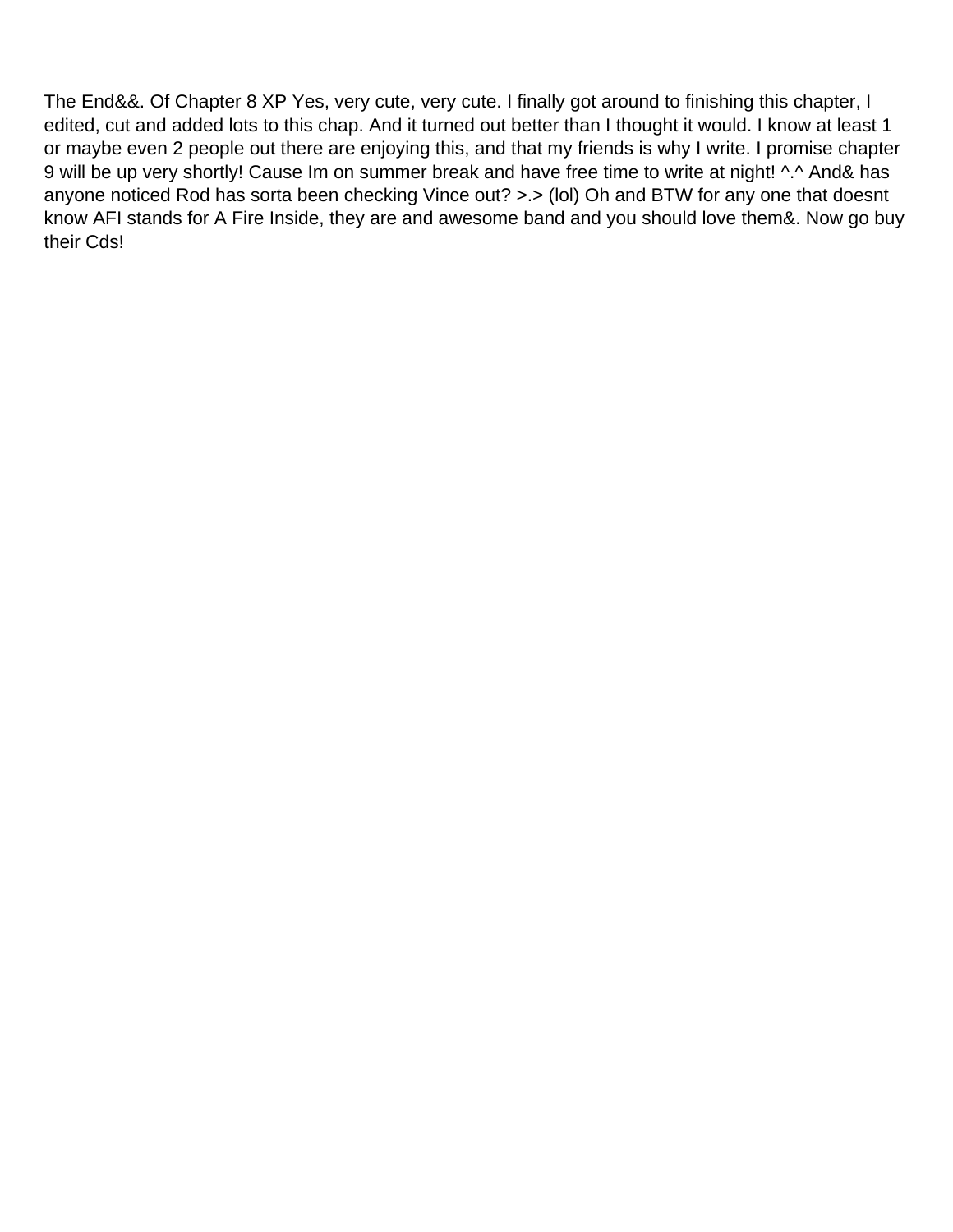The End&&. Of Chapter 8 XP Yes, very cute, very cute. I finally got around to finishing this chapter, I edited, cut and added lots to this chap. And it turned out better than I thought it would. I know at least 1 or maybe even 2 people out there are enjoying this, and that my friends is why I write. I promise chapter 9 will be up very shortly! Cause Im on summer break and have free time to write at night! ^.^ And& has anyone noticed Rod has sorta been checking Vince out? >.> (lol) Oh and BTW for any one that doesnt know AFI stands for A Fire Inside, they are and awesome band and you should love them&. Now go buy their Cds!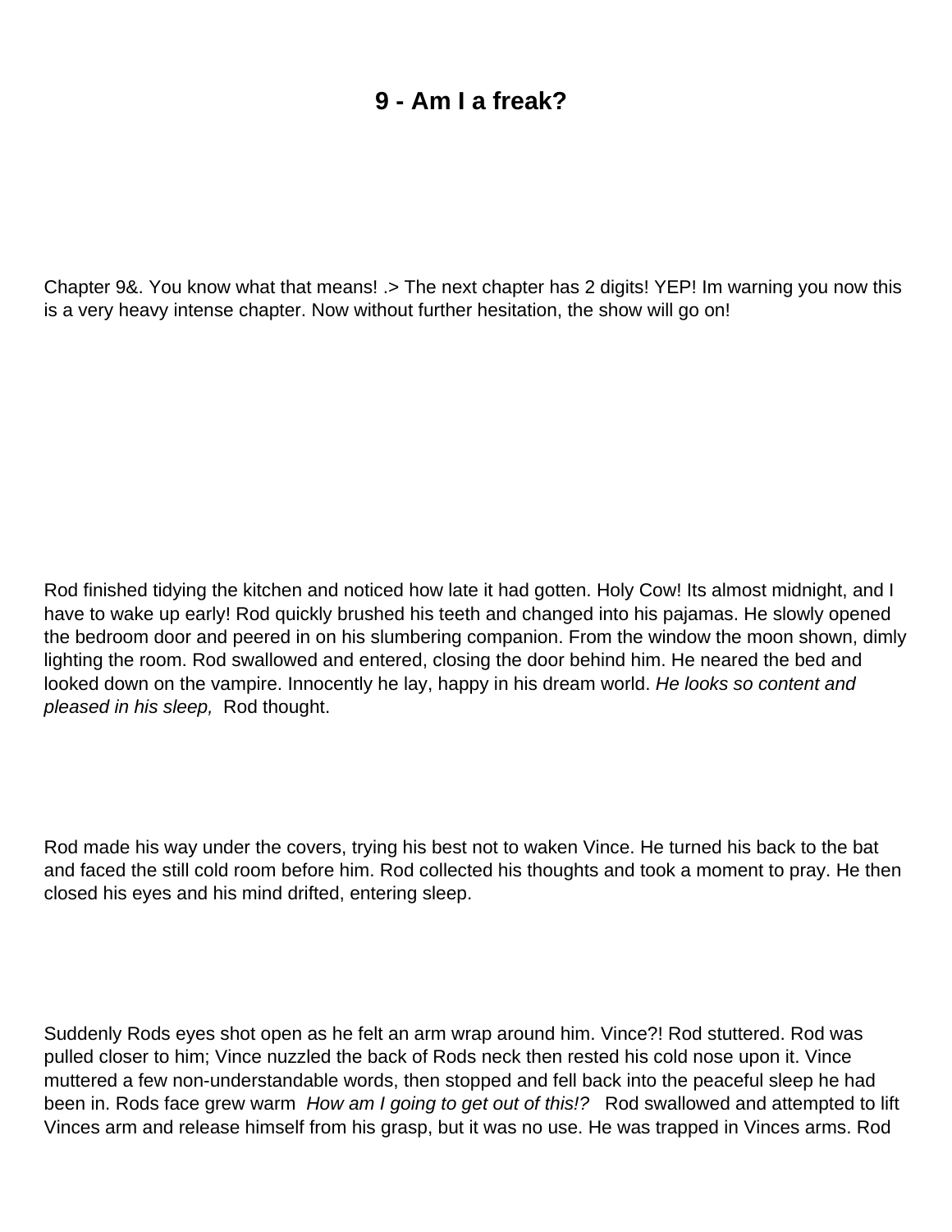# 9 - Am I a freak?

Chapter 9&. You know what that means! .> The next chapter has 2 digits! YEP! Im warning you now this is a very heavy intense chapter. Now without further hesitation, the show will go on!

Rod finished tidying the kitchen and noticed how late it had gotten. Holy Cow! Its almost midnight, and I have to wake up early! Rod quickly brushed his teeth and changed into his pajamas. He slowly opened the bedroom door and peered in on his slumbering companion. From the window the moon shown, dimly lighting the room. Rod swallowed and entered, closing the door behind him. He neared the bed and looked down on the vampire. Innocently he lay, happy in his dream world. *He looks so content and pleased in his sleep,* Rod thought.

Rod made his way under the covers, trying his best not to waken Vince. He turned his back to the bat and faced the still cold room before him. Rod collected his thoughts and took a moment to pray. He then closed his eyes and his mind drifted, entering sleep.

Suddenly Rods eyes shot open as he felt an arm wrap around him. Vince?! Rod stuttered. Rod was pulled closer to him; Vince nuzzled the back of Rods neck then rested his cold nose upon it. Vince muttered a few non-understandable words, then stopped and fell back into the peaceful sleep he had been in. Rods face grew warm *How am I going to get out of this!?* Rod swallowed and attempted to lift Vinces arm and release himself from his grasp, but it was no use. He was trapped in Vinces arms. Rod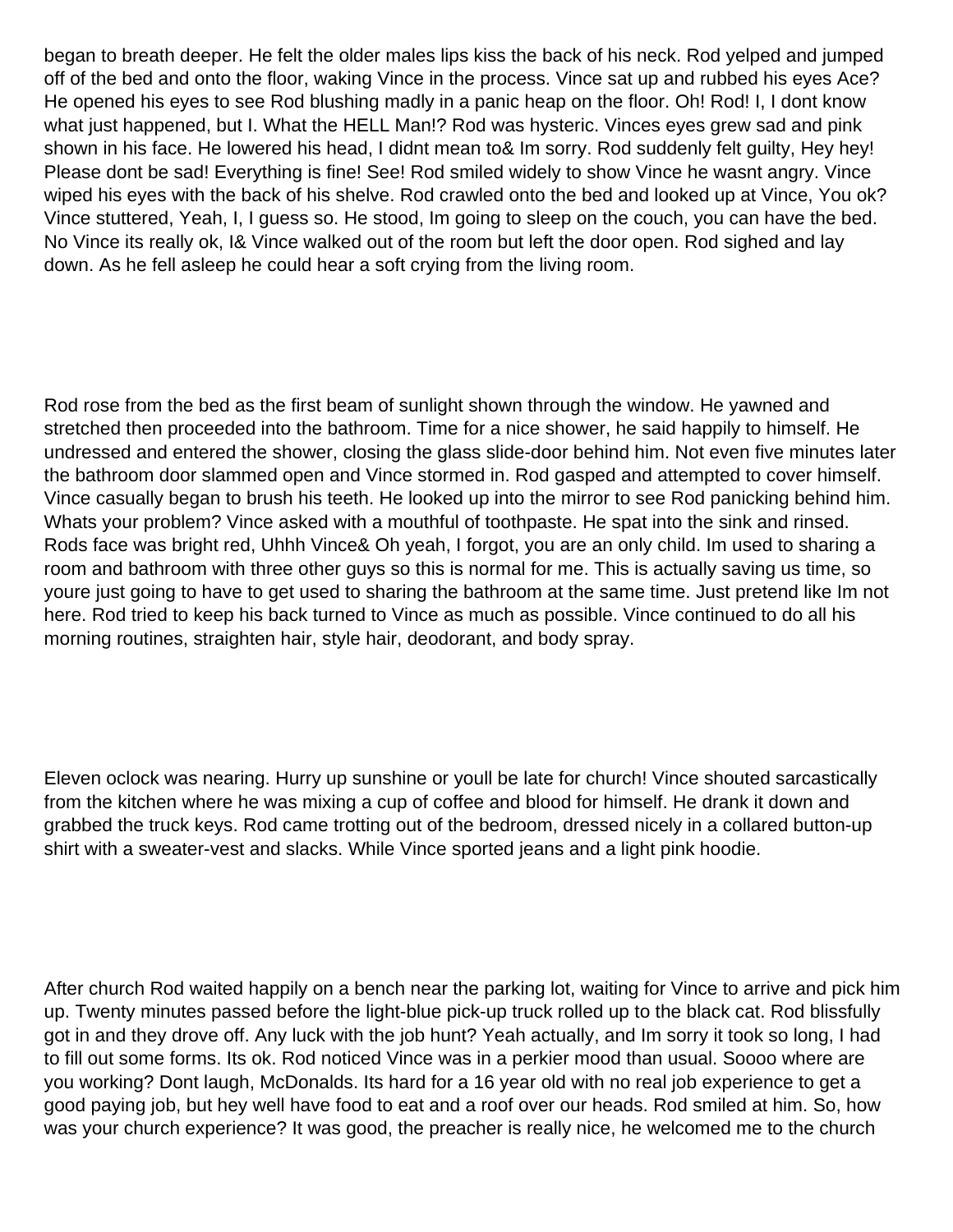began to breath deeper. He felt the older males lips kiss the back of his neck. Rod yelped and jumped off of the bed and onto the floor, waking Vince in the process. Vince sat up and rubbed his eyes Ace? He opened his eyes to see Rod blushing madly in a panic heap on the floor. Oh! Rod! I, I dont know what just happened, but I. What the HELL Man!? Rod was hysteric. Vinces eyes grew sad and pink shown in his face. He lowered his head, I didnt mean to& Im sorry. Rod suddenly felt guilty, Hey hey! Please dont be sad! Everything is fine! See! Rod smiled widely to show Vince he wasnt angry. Vince wiped his eyes with the back of his shelve. Rod crawled onto the bed and looked up at Vince, You ok? Vince stuttered, Yeah, I, I guess so. He stood, Im going to sleep on the couch, you can have the bed. No Vince its really ok, I& Vince walked out of the room but left the door open. Rod sighed and lay down. As he fell asleep he could hear a soft crying from the living room.

Rod rose from the bed as the first beam of sunlight shown through the window. He yawned and stretched then proceeded into the bathroom. Time for a nice shower, he said happily to himself. He undressed and entered the shower, closing the glass slide-door behind him. Not even five minutes later the bathroom door slammed open and Vince stormed in. Rod gasped and attempted to cover himself. Vince casually began to brush his teeth. He looked up into the mirror to see Rod panicking behind him. Whats your problem? Vince asked with a mouthful of toothpaste. He spat into the sink and rinsed. Rods face was bright red, Uhhh Vince& Oh yeah, I forgot, you are an only child. Im used to sharing a room and bathroom with three other guys so this is normal for me. This is actually saving us time, so youre just going to have to get used to sharing the bathroom at the same time. Just pretend like Im not here. Rod tried to keep his back turned to Vince as much as possible. Vince continued to do all his morning routines, straighten hair, style hair, deodorant, and body spray.

Eleven oclock was nearing. Hurry up sunshine or youll be late for church! Vince shouted sarcastically from the kitchen where he was mixing a cup of coffee and blood for himself. He drank it down and grabbed the truck keys. Rod came trotting out of the bedroom, dressed nicely in a collared button-up shirt with a sweater-vest and slacks. While Vince sported jeans and a light pink hoodie.

After church Rod waited happily on a bench near the parking lot, waiting for Vince to arrive and pick him up. Twenty minutes passed before the light-blue pick-up truck rolled up to the black cat. Rod blissfully got in and they drove off. Any luck with the job hunt? Yeah actually, and Im sorry it took so long, I had to fill out some forms. Its ok. Rod noticed Vince was in a perkier mood than usual. Soooo where are you working? Dont laugh, McDonalds. Its hard for a 16 year old with no real job experience to get a good paying job, but hey well have food to eat and a roof over our heads. Rod smiled at him. So, how was your church experience? It was good, the preacher is really nice, he welcomed me to the church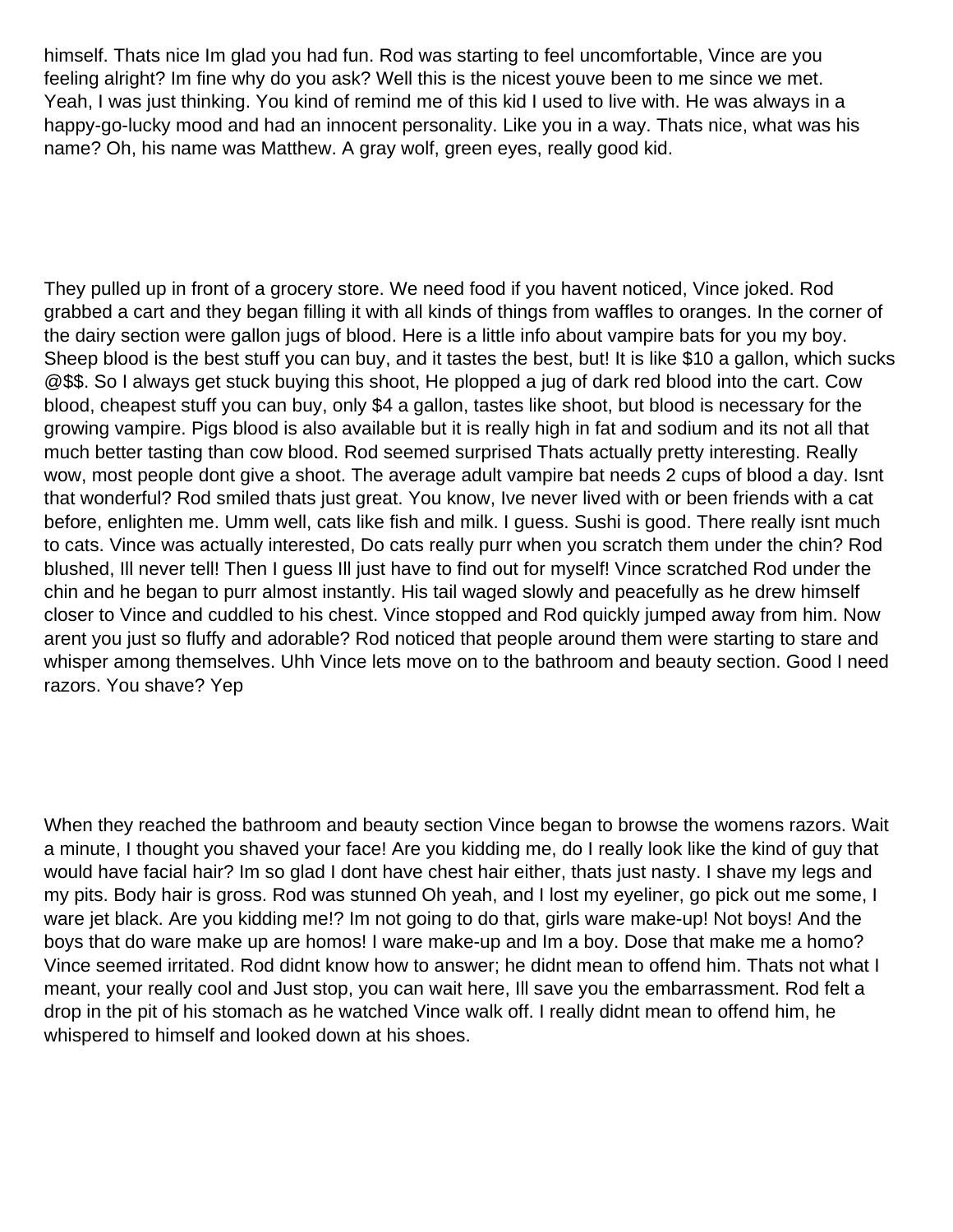himself. Thats nice Im glad you had fun. Rod was starting to feel uncomfortable, Vince are you feeling alright? Im fine why do you ask? Well this is the nicest youve been to me since we met. Yeah, I was just thinking. You kind of remind me of this kid I used to live with. He was always in a happy-go-lucky mood and had an innocent personality. Like you in a way. Thats nice, what was his name? Oh, his name was Matthew. A gray wolf, green eyes, really good kid.

They pulled up in front of a grocery store. We need food if you havent noticed, Vince joked. Rod grabbed a cart and they began filling it with all kinds of things from waffles to oranges. In the corner of the dairy section were gallon jugs of blood. Here is a little info about vampire bats for you my boy. Sheep blood is the best stuff you can buy, and it tastes the best, but! It is like $10 a gallon, which sucks @$$. So I always get stuck buying this shoot, He plopped a jug of dark red blood into the cart. Cow blood, cheapest stuff you can buy, only $4 a gallon, tastes like shoot, but blood is necessary for the growing vampire. Pigs blood is also available but it is really high in fat and sodium and its not all that much better tasting than cow blood. Rod seemed surprised Thats actually pretty interesting. Really wow, most people dont give a shoot. The average adult vampire bat needs 2 cups of blood a day. Isnt that wonderful? Rod smiled thats just great. You know, Ive never lived with or been friends with a cat before, enlighten me. Umm well, cats like fish and milk. I guess. Sushi is good. There really isnt much to cats. Vince was actually interested, Do cats really purr when you scratch them under the chin? Rod blushed, Ill never tell! Then I guess Ill just have to find out for myself! Vince scratched Rod under the chin and he began to purr almost instantly. His tail waged slowly and peacefully as he drew himself closer to Vince and cuddled to his chest. Vince stopped and Rod quickly jumped away from him. Now arent you just so fluffy and adorable? Rod noticed that people around them were starting to stare and whisper among themselves. Uhh Vince lets move on to the bathroom and beauty section. Good I need razors. You shave? Yep

When they reached the bathroom and beauty section Vince began to browse the womens razors. Wait a minute, I thought you shaved your face! Are you kidding me, do I really look like the kind of guy that would have facial hair? Im so glad I dont have chest hair either, thats just nasty. I shave my legs and my pits. Body hair is gross. Rod was stunned Oh yeah, and I lost my eyeliner, go pick out me some, I ware jet black. Are you kidding me!? Im not going to do that, girls ware make-up! Not boys! And the boys that do ware make up are homos! I ware make-up and Im a boy. Dose that make me a homo? Vince seemed irritated. Rod didnt know how to answer; he didnt mean to offend him. Thats not what I meant, your really cool and Just stop, you can wait here, Ill save you the embarrassment. Rod felt a drop in the pit of his stomach as he watched Vince walk off. I really didnt mean to offend him, he whispered to himself and looked down at his shoes.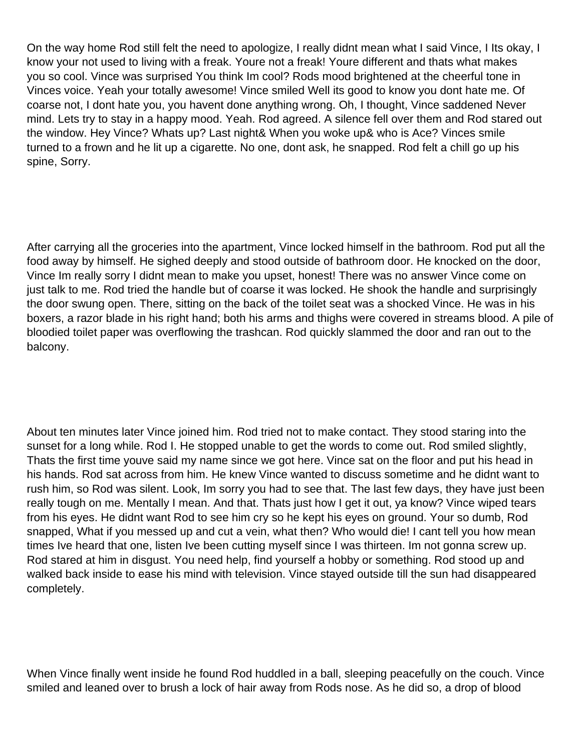On the way home Rod still felt the need to apologize, I really didnt mean what I said Vince, I Its okay, I know your not used to living with a freak. Youre not a freak! Youre different and thats what makes you so cool. Vince was surprised You think Im cool? Rods mood brightened at the cheerful tone in Vinces voice. Yeah your totally awesome! Vince smiled Well its good to know you dont hate me. Of coarse not, I dont hate you, you havent done anything wrong. Oh, I thought, Vince saddened Never mind. Lets try to stay in a happy mood. Yeah. Rod agreed. A silence fell over them and Rod stared out the window. Hey Vince? Whats up? Last night& When you woke up& who is Ace? Vinces smile turned to a frown and he lit up a cigarette. No one, dont ask, he snapped. Rod felt a chill go up his spine, Sorry.

After carrying all the groceries into the apartment, Vince locked himself in the bathroom. Rod put all the food away by himself. He sighed deeply and stood outside of bathroom door. He knocked on the door, Vince Im really sorry I didnt mean to make you upset, honest! There was no answer Vince come on just talk to me. Rod tried the handle but of coarse it was locked. He shook the handle and surprisingly the door swung open. There, sitting on the back of the toilet seat was a shocked Vince. He was in his boxers, a razor blade in his right hand; both his arms and thighs were covered in streams blood. A pile of bloodied toilet paper was overflowing the trashcan. Rod quickly slammed the door and ran out to the balcony.

About ten minutes later Vince joined him. Rod tried not to make contact. They stood staring into the sunset for a long while. Rod I. He stopped unable to get the words to come out. Rod smiled slightly, Thats the first time youve said my name since we got here. Vince sat on the floor and put his head in his hands. Rod sat across from him. He knew Vince wanted to discuss sometime and he didnt want to rush him, so Rod was silent. Look, Im sorry you had to see that. The last few days, they have just been really tough on me. Mentally I mean. And that. Thats just how I get it out, ya know? Vince wiped tears from his eyes. He didnt want Rod to see him cry so he kept his eyes on ground. Your so dumb, Rod snapped, What if you messed up and cut a vein, what then? Who would die! I cant tell you how mean times Ive heard that one, listen Ive been cutting myself since I was thirteen. Im not gonna screw up. Rod stared at him in disgust. You need help, find yourself a hobby or something. Rod stood up and walked back inside to ease his mind with television. Vince stayed outside till the sun had disappeared completely.

When Vince finally went inside he found Rod huddled in a ball, sleeping peacefully on the couch. Vince smiled and leaned over to brush a lock of hair away from Rods nose. As he did so, a drop of blood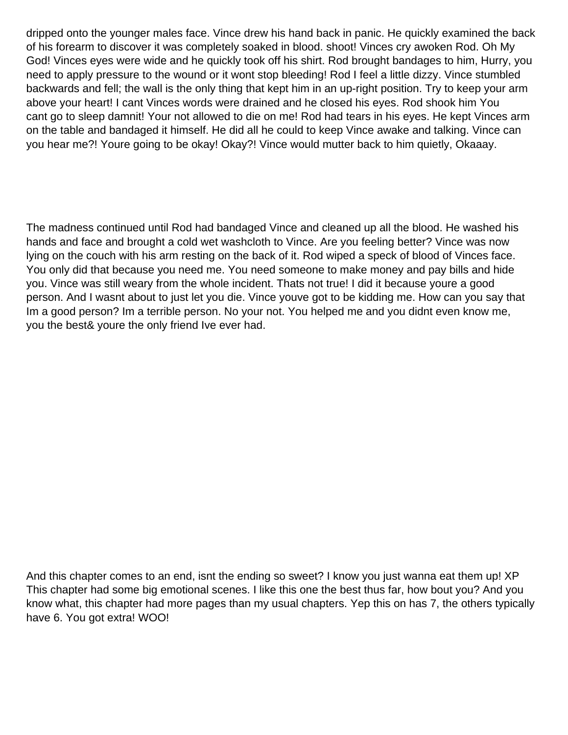dripped onto the younger males face. Vince drew his hand back in panic. He quickly examined the back of his forearm to discover it was completely soaked in blood. shoot! Vinces cry awoken Rod. Oh My God! Vinces eyes were wide and he quickly took off his shirt. Rod brought bandages to him, Hurry, you need to apply pressure to the wound or it wont stop bleeding! Rod I feel a little dizzy. Vince stumbled backwards and fell; the wall is the only thing that kept him in an up-right position. Try to keep your arm above your heart! I cant Vinces words were drained and he closed his eyes. Rod shook him You cant go to sleep damnit! Your not allowed to die on me! Rod had tears in his eyes. He kept Vinces arm on the table and bandaged it himself. He did all he could to keep Vince awake and talking. Vince can you hear me?! Youre going to be okay! Okay?! Vince would mutter back to him quietly, Okaaay.

The madness continued until Rod had bandaged Vince and cleaned up all the blood. He washed his hands and face and brought a cold wet washcloth to Vince. Are you feeling better? Vince was now lying on the couch with his arm resting on the back of it. Rod wiped a speck of blood of Vinces face. You only did that because you need me. You need someone to make money and pay bills and hide you. Vince was still weary from the whole incident. Thats not true! I did it because youre a good person. And I wasnt about to just let you die. Vince youve got to be kidding me. How can you say that Im a good person? Im a terrible person. No your not. You helped me and you didnt even know me, you the best& youre the only friend Ive ever had.

And this chapter comes to an end, isnt the ending so sweet? I know you just wanna eat them up! XP This chapter had some big emotional scenes. I like this one the best thus far, how bout you? And you know what, this chapter had more pages than my usual chapters. Yep this on has 7, the others typically have 6. You got extra! WOO!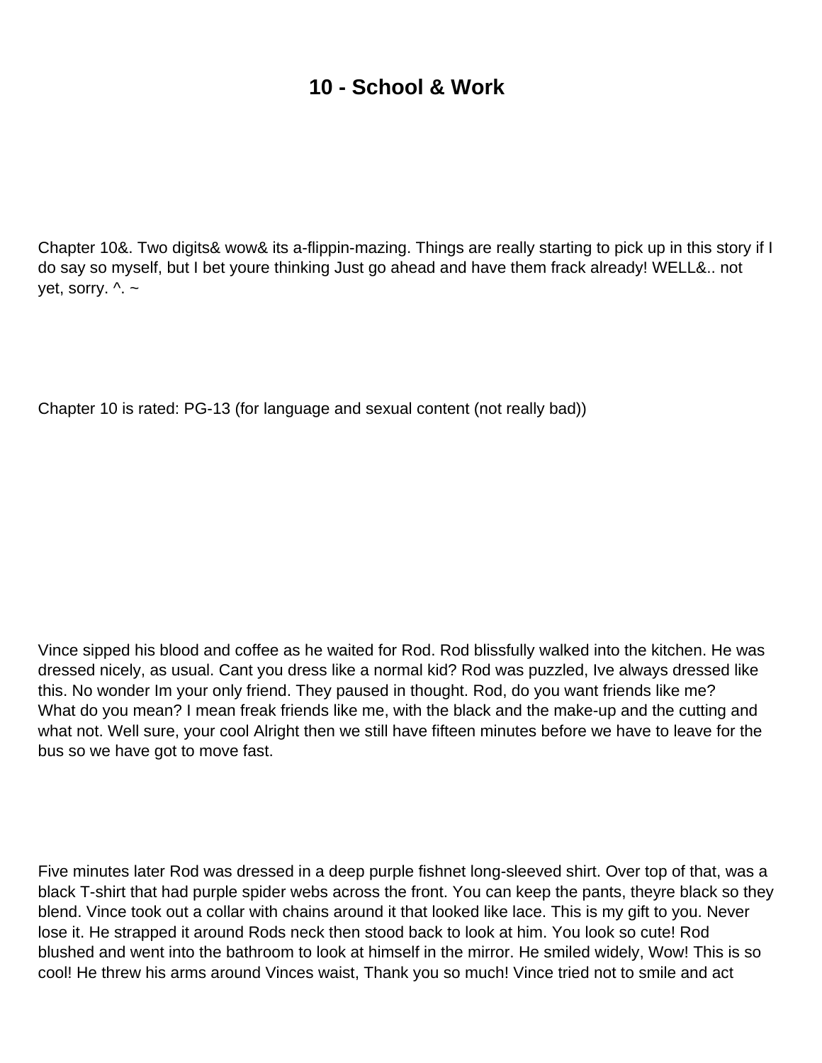# 10 - School & Work

Chapter 10&. Two digits& wow& its a-flippin-mazing. Things are really starting to pick up in this story if I do say so myself, but I bet youre thinking Just go ahead and have them frack already! WELL&.. not yet, sorry. ^. ~

Chapter 10 is rated: PG-13 (for language and sexual content (not really bad))

Vince sipped his blood and coffee as he waited for Rod. Rod blissfully walked into the kitchen. He was dressed nicely, as usual. Cant you dress like a normal kid? Rod was puzzled, Ive always dressed like this. No wonder Im your only friend. They paused in thought. Rod, do you want friends like me? What do you mean? I mean freak friends like me, with the black and the make-up and the cutting and what not. Well sure, your cool Alright then we still have fifteen minutes before we have to leave for the bus so we have got to move fast.

Five minutes later Rod was dressed in a deep purple fishnet long-sleeved shirt. Over top of that, was a black T-shirt that had purple spider webs across the front. You can keep the pants, theyre black so they blend. Vince took out a collar with chains around it that looked like lace. This is my gift to you. Never lose it. He strapped it around Rods neck then stood back to look at him. You look so cute! Rod blushed and went into the bathroom to look at himself in the mirror. He smiled widely, Wow! This is so cool! He threw his arms around Vinces waist, Thank you so much! Vince tried not to smile and act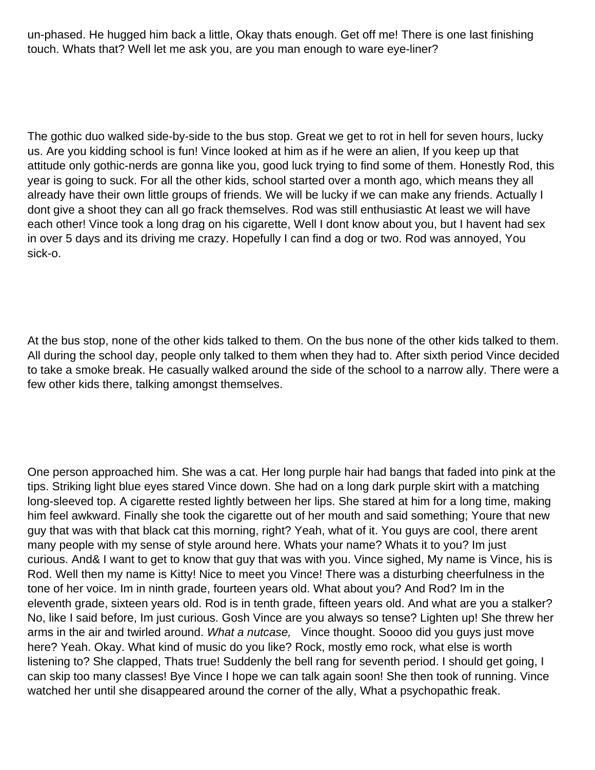un-phased. He hugged him back a little, Okay thats enough. Get off me! There is one last finishing touch. Whats that? Well let me ask you, are you man enough to ware eye-liner?

The gothic duo walked side-by-side to the bus stop. Great we get to rot in hell for seven hours, lucky us. Are you kidding school is fun! Vince looked at him as if he were an alien, If you keep up that attitude only gothic-nerds are gonna like you, good luck trying to find some of them. Honestly Rod, this year is going to suck. For all the other kids, school started over a month ago, which means they all already have their own little groups of friends. We will be lucky if we can make any friends. Actually I dont give a shoot they can all go frack themselves. Rod was still enthusiastic At least we will have each other! Vince took a long drag on his cigarette, Well I dont know about you, but I havent had sex in over 5 days and its driving me crazy. Hopefully I can find a dog or two. Rod was annoyed, You sick-o.

At the bus stop, none of the other kids talked to them. On the bus none of the other kids talked to them. All during the school day, people only talked to them when they had to. After sixth period Vince decided to take a smoke break. He casually walked around the side of the school to a narrow ally. There were a few other kids there, talking amongst themselves.

One person approached him. She was a cat. Her long purple hair had bangs that faded into pink at the tips. Striking light blue eyes stared Vince down. She had on a long dark purple skirt with a matching long-sleeved top. A cigarette rested lightly between her lips. She stared at him for a long time, making him feel awkward. Finally she took the cigarette out of her mouth and said something; Youre that new guy that was with that black cat this morning, right? Yeah, what of it. You guys are cool, there arent many people with my sense of style around here. Whats your name? Whats it to you? Im just curious. And& I want to get to know that guy that was with you. Vince sighed, My name is Vince, his is Rod. Well then my name is Kitty! Nice to meet you Vince! There was a disturbing cheerfulness in the tone of her voice. Im in ninth grade, fourteen years old. What about you? And Rod? Im in the eleventh grade, sixteen years old. Rod is in tenth grade, fifteen years old. And what are you a stalker? No, like I said before, Im just curious. Gosh Vince are you always so tense? Lighten up! She threw her arms in the air and twirled around. *What a nutcase,* Vince thought. Soooo did you guys just move here? Yeah. Okay. What kind of music do you like? Rock, mostly emo rock, what else is worth listening to? She clapped, Thats true! Suddenly the bell rang for seventh period. I should get going, I can skip too many classes! Bye Vince I hope we can talk again soon! She then took of running. Vince watched her until she disappeared around the corner of the ally, What a psychopathic freak.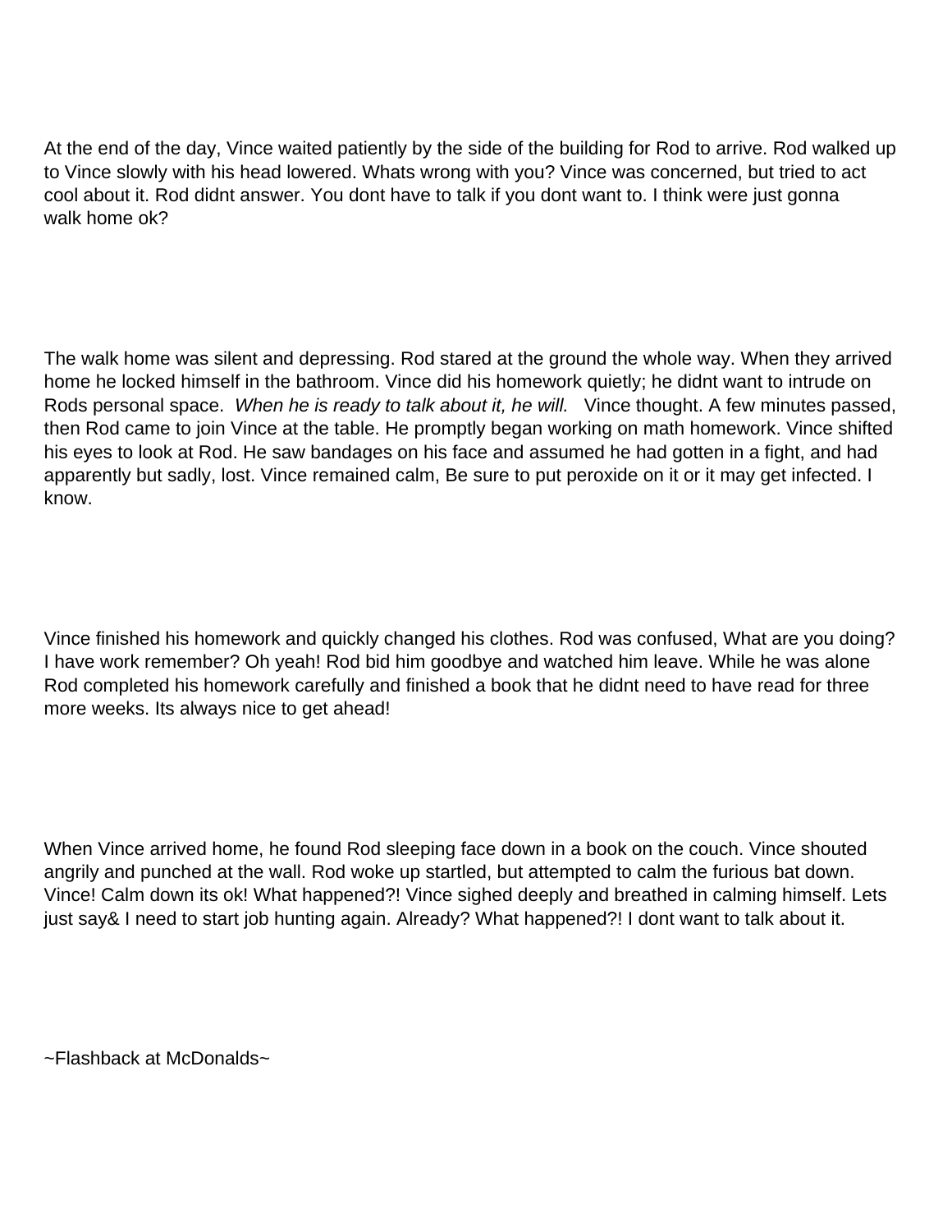At the end of the day, Vince waited patiently by the side of the building for Rod to arrive. Rod walked up to Vince slowly with his head lowered. Whats wrong with you? Vince was concerned, but tried to act cool about it. Rod didnt answer. You dont have to talk if you dont want to. I think were just gonna walk home ok?

The walk home was silent and depressing. Rod stared at the ground the whole way. When they arrived home he locked himself in the bathroom. Vince did his homework quietly; he didnt want to intrude on Rods personal space. *When he is ready to talk about it, he will.* Vince thought. A few minutes passed, then Rod came to join Vince at the table. He promptly began working on math homework. Vince shifted his eyes to look at Rod. He saw bandages on his face and assumed he had gotten in a fight, and had apparently but sadly, lost. Vince remained calm, Be sure to put peroxide on it or it may get infected. I know.

Vince finished his homework and quickly changed his clothes. Rod was confused, What are you doing? I have work remember? Oh yeah! Rod bid him goodbye and watched him leave. While he was alone Rod completed his homework carefully and finished a book that he didnt need to have read for three more weeks. Its always nice to get ahead!

When Vince arrived home, he found Rod sleeping face down in a book on the couch. Vince shouted angrily and punched at the wall. Rod woke up startled, but attempted to calm the furious bat down. Vince! Calm down its ok! What happened?! Vince sighed deeply and breathed in calming himself. Lets just say& I need to start job hunting again. Already? What happened?! I dont want to talk about it.

~Flashback at McDonalds~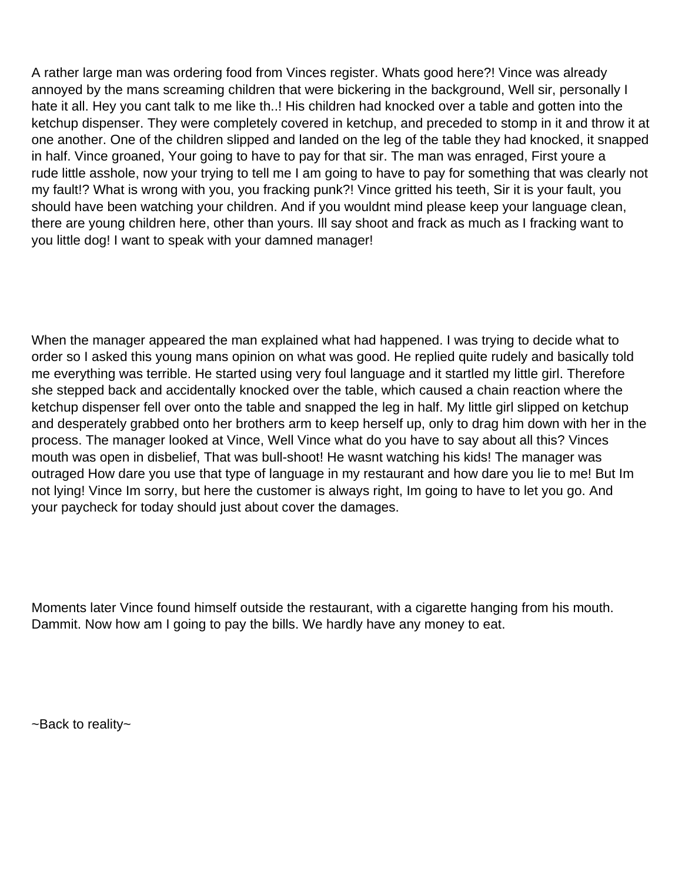A rather large man was ordering food from Vinces register. Whats good here?! Vince was already annoyed by the mans screaming children that were bickering in the background, Well sir, personally I hate it all. Hey you cant talk to me like th..! His children had knocked over a table and gotten into the ketchup dispenser. They were completely covered in ketchup, and preceded to stomp in it and throw it at one another. One of the children slipped and landed on the leg of the table they had knocked, it snapped in half. Vince groaned, Your going to have to pay for that sir. The man was enraged, First youre a rude little asshole, now your trying to tell me I am going to have to pay for something that was clearly not my fault!? What is wrong with you, you fracking punk?! Vince gritted his teeth, Sir it is your fault, you should have been watching your children. And if you wouldnt mind please keep your language clean, there are young children here, other than yours. Ill say shoot and frack as much as I fracking want to you little dog! I want to speak with your damned manager!

When the manager appeared the man explained what had happened. I was trying to decide what to order so I asked this young mans opinion on what was good. He replied quite rudely and basically told me everything was terrible. He started using very foul language and it startled my little girl. Therefore she stepped back and accidentally knocked over the table, which caused a chain reaction where the ketchup dispenser fell over onto the table and snapped the leg in half. My little girl slipped on ketchup and desperately grabbed onto her brothers arm to keep herself up, only to drag him down with her in the process. The manager looked at Vince, Well Vince what do you have to say about all this? Vinces mouth was open in disbelief, That was bull-shoot! He wasnt watching his kids! The manager was outraged How dare you use that type of language in my restaurant and how dare you lie to me! But Im not lying! Vince Im sorry, but here the customer is always right, Im going to have to let you go. And your paycheck for today should just about cover the damages.

Moments later Vince found himself outside the restaurant, with a cigarette hanging from his mouth. Dammit. Now how am I going to pay the bills. We hardly have any money to eat.

~Back to reality~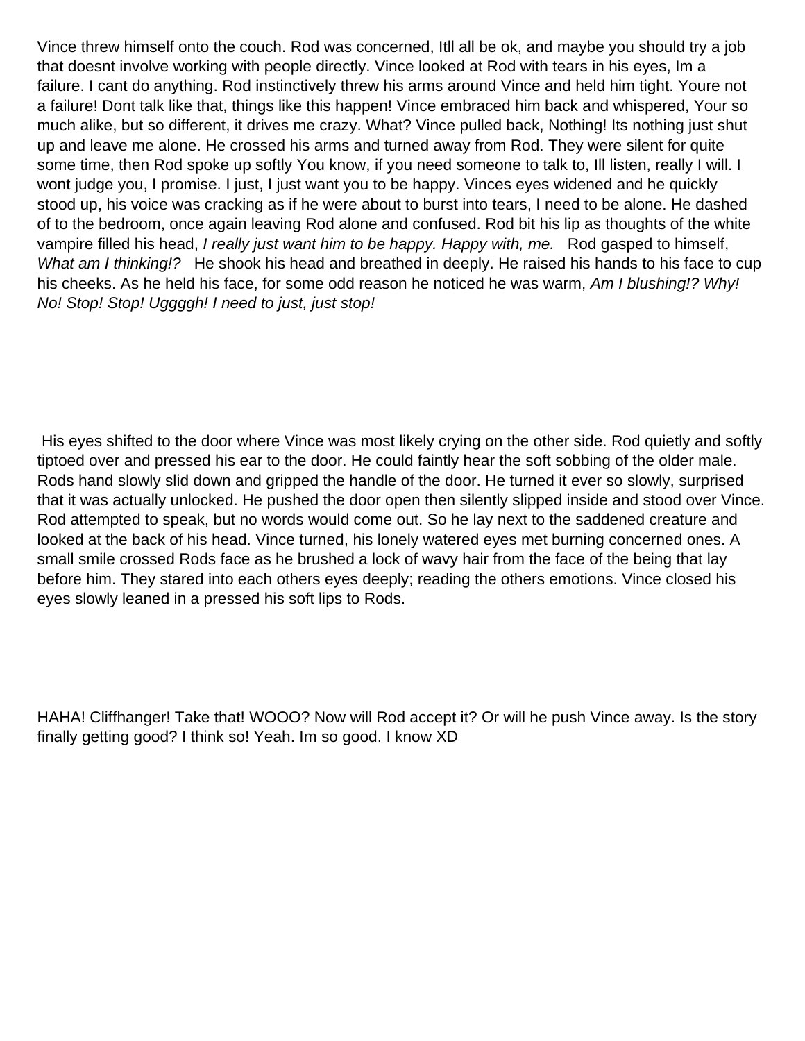Vince threw himself onto the couch. Rod was concerned, Itll all be ok, and maybe you should try a job that doesnt involve working with people directly. Vince looked at Rod with tears in his eyes, Im a failure. I cant do anything. Rod instinctively threw his arms around Vince and held him tight. Youre not a failure! Dont talk like that, things like this happen! Vince embraced him back and whispered, Your so much alike, but so different, it drives me crazy. What? Vince pulled back, Nothing! Its nothing just shut up and leave me alone. He crossed his arms and turned away from Rod. They were silent for quite some time, then Rod spoke up softly You know, if you need someone to talk to, Ill listen, really I will. I wont judge you, I promise. I just, I just want you to be happy. Vinces eyes widened and he quickly stood up, his voice was cracking as if he were about to burst into tears, I need to be alone. He dashed of to the bedroom, once again leaving Rod alone and confused. Rod bit his lip as thoughts of the white vampire filled his head, *I really just want him to be happy. Happy with, me.* Rod gasped to himself, *What am I thinking!?* He shook his head and breathed in deeply. He raised his hands to his face to cup his cheeks. As he held his face, for some odd reason he noticed he was warm, *Am I blushing!? Why! No! Stop! Stop! Uggggh! I need to just, just stop!*

His eyes shifted to the door where Vince was most likely crying on the other side. Rod quietly and softly tiptoed over and pressed his ear to the door. He could faintly hear the soft sobbing of the older male. Rods hand slowly slid down and gripped the handle of the door. He turned it ever so slowly, surprised that it was actually unlocked. He pushed the door open then silently slipped inside and stood over Vince. Rod attempted to speak, but no words would come out. So he lay next to the saddened creature and looked at the back of his head. Vince turned, his lonely watered eyes met burning concerned ones. A small smile crossed Rods face as he brushed a lock of wavy hair from the face of the being that lay before him. They stared into each others eyes deeply; reading the others emotions. Vince closed his eyes slowly leaned in a pressed his soft lips to Rods.

HAHA! Cliffhanger! Take that! WOOO? Now will Rod accept it? Or will he push Vince away. Is the story finally getting good? I think so! Yeah. Im so good. I know XD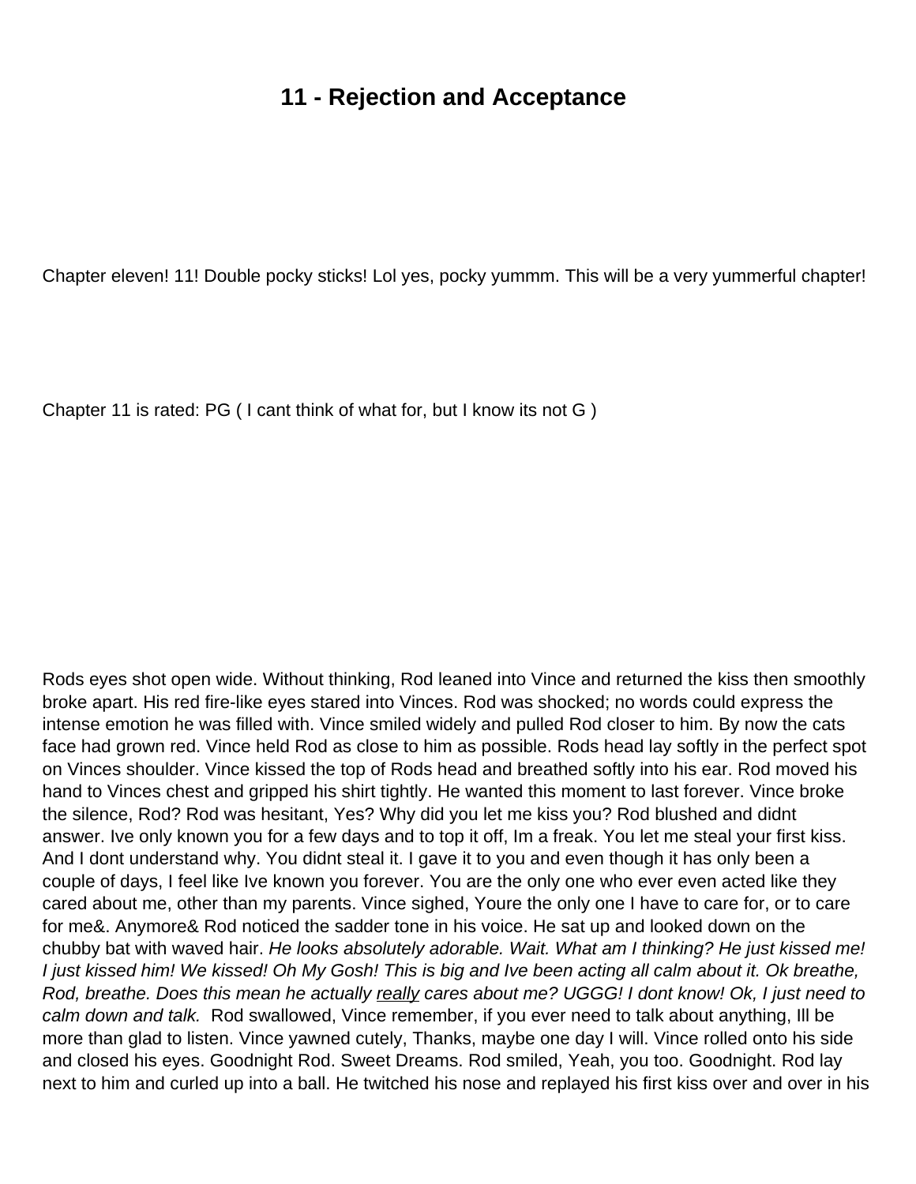# 11 - Rejection and Acceptance

Chapter eleven! 11! Double pocky sticks! Lol yes, pocky yummm. This will be a very yummerful chapter!

Chapter 11 is rated: PG ( I cant think of what for, but I know its not G )

Rods eyes shot open wide. Without thinking, Rod leaned into Vince and returned the kiss then smoothly broke apart. His red fire-like eyes stared into Vinces. Rod was shocked; no words could express the intense emotion he was filled with. Vince smiled widely and pulled Rod closer to him. By now the cats face had grown red. Vince held Rod as close to him as possible. Rods head lay softly in the perfect spot on Vinces shoulder. Vince kissed the top of Rods head and breathed softly into his ear. Rod moved his hand to Vinces chest and gripped his shirt tightly. He wanted this moment to last forever. Vince broke the silence, Rod? Rod was hesitant, Yes? Why did you let me kiss you? Rod blushed and didnt answer. Ive only known you for a few days and to top it off, Im a freak. You let me steal your first kiss. And I dont understand why. You didnt steal it. I gave it to you and even though it has only been a couple of days, I feel like Ive known you forever. You are the only one who ever even acted like they cared about me, other than my parents. Vince sighed, Youre the only one I have to care for, or to care for me&. Anymore& Rod noticed the sadder tone in his voice. He sat up and looked down on the chubby bat with waved hair. *He looks absolutely adorable. Wait. What am I thinking? He just kissed me! I just kissed him! We kissed! Oh My Gosh! This is big and Ive been acting all calm about it. Ok breathe, Rod, breathe. Does this mean he actually <u>really</u> cares about me? UGGG! I dont know! Ok, I just need to calm down and talk.* Rod swallowed, Vince remember, if you ever need to talk about anything, Ill be more than glad to listen. Vince yawned cutely, Thanks, maybe one day I will. Vince rolled onto his side and closed his eyes. Goodnight Rod. Sweet Dreams. Rod smiled, Yeah, you too. Goodnight. Rod lay next to him and curled up into a ball. He twitched his nose and replayed his first kiss over and over in his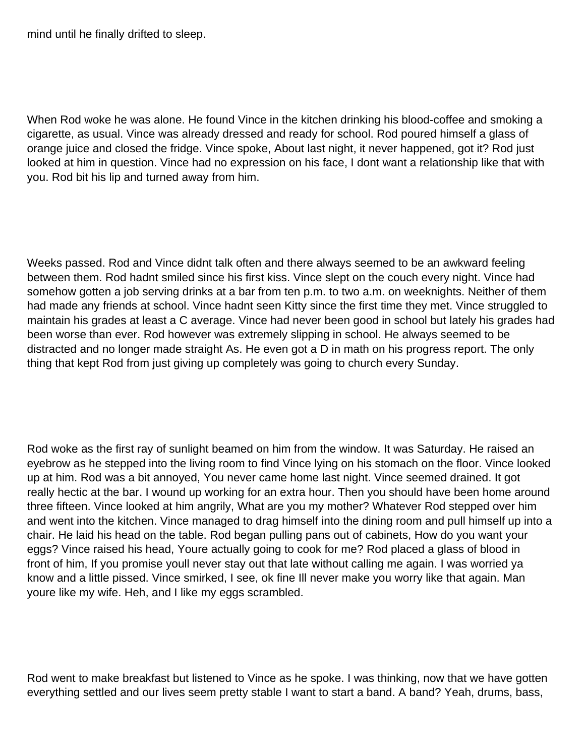mind until he finally drifted to sleep.

When Rod woke he was alone. He found Vince in the kitchen drinking his blood-coffee and smoking a cigarette, as usual. Vince was already dressed and ready for school. Rod poured himself a glass of orange juice and closed the fridge. Vince spoke, About last night, it never happened, got it? Rod just looked at him in question. Vince had no expression on his face, I dont want a relationship like that with you. Rod bit his lip and turned away from him.

Weeks passed. Rod and Vince didnt talk often and there always seemed to be an awkward feeling between them. Rod hadnt smiled since his first kiss. Vince slept on the couch every night. Vince had somehow gotten a job serving drinks at a bar from ten p.m. to two a.m. on weeknights. Neither of them had made any friends at school. Vince hadnt seen Kitty since the first time they met. Vince struggled to maintain his grades at least a C average. Vince had never been good in school but lately his grades had been worse than ever. Rod however was extremely slipping in school. He always seemed to be distracted and no longer made straight As. He even got a D in math on his progress report. The only thing that kept Rod from just giving up completely was going to church every Sunday.

Rod woke as the first ray of sunlight beamed on him from the window. It was Saturday. He raised an eyebrow as he stepped into the living room to find Vince lying on his stomach on the floor. Vince looked up at him. Rod was a bit annoyed, You never came home last night. Vince seemed drained. It got really hectic at the bar. I wound up working for an extra hour. Then you should have been home around three fifteen. Vince looked at him angrily, What are you my mother? Whatever Rod stepped over him and went into the kitchen. Vince managed to drag himself into the dining room and pull himself up into a chair. He laid his head on the table. Rod began pulling pans out of cabinets, How do you want your eggs? Vince raised his head, Youre actually going to cook for me? Rod placed a glass of blood in front of him, If you promise youll never stay out that late without calling me again. I was worried ya know and a little pissed. Vince smirked, I see, ok fine Ill never make you worry like that again. Man youre like my wife. Heh, and I like my eggs scrambled.

Rod went to make breakfast but listened to Vince as he spoke. I was thinking, now that we have gotten everything settled and our lives seem pretty stable I want to start a band. A band? Yeah, drums, bass,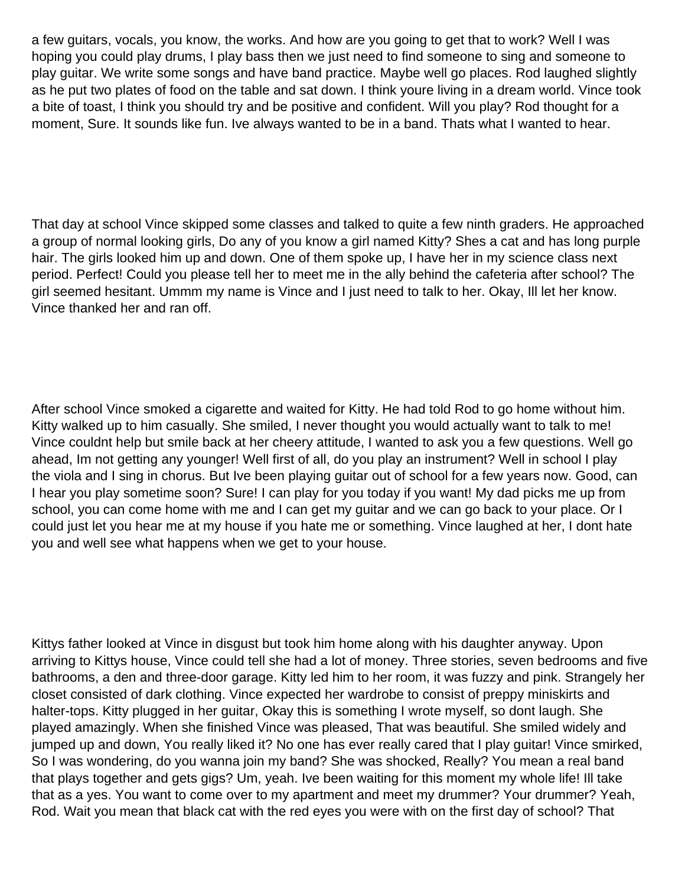a few guitars, vocals, you know, the works. And how are you going to get that to work? Well I was hoping you could play drums, I play bass then we just need to find someone to sing and someone to play guitar. We write some songs and have band practice. Maybe well go places. Rod laughed slightly as he put two plates of food on the table and sat down. I think youre living in a dream world. Vince took a bite of toast, I think you should try and be positive and confident. Will you play? Rod thought for a moment, Sure. It sounds like fun. Ive always wanted to be in a band. Thats what I wanted to hear.

That day at school Vince skipped some classes and talked to quite a few ninth graders. He approached a group of normal looking girls, Do any of you know a girl named Kitty? Shes a cat and has long purple hair. The girls looked him up and down. One of them spoke up, I have her in my science class next period. Perfect! Could you please tell her to meet me in the ally behind the cafeteria after school? The girl seemed hesitant. Ummm my name is Vince and I just need to talk to her. Okay, Ill let her know. Vince thanked her and ran off.

After school Vince smoked a cigarette and waited for Kitty. He had told Rod to go home without him. Kitty walked up to him casually. She smiled, I never thought you would actually want to talk to me! Vince couldnt help but smile back at her cheery attitude, I wanted to ask you a few questions. Well go ahead, Im not getting any younger! Well first of all, do you play an instrument? Well in school I play the viola and I sing in chorus. But Ive been playing guitar out of school for a few years now. Good, can I hear you play sometime soon? Sure! I can play for you today if you want! My dad picks me up from school, you can come home with me and I can get my guitar and we can go back to your place. Or I could just let you hear me at my house if you hate me or something. Vince laughed at her, I dont hate you and well see what happens when we get to your house.

Kittys father looked at Vince in disgust but took him home along with his daughter anyway. Upon arriving to Kittys house, Vince could tell she had a lot of money. Three stories, seven bedrooms and five bathrooms, a den and three-door garage. Kitty led him to her room, it was fuzzy and pink. Strangely her closet consisted of dark clothing. Vince expected her wardrobe to consist of preppy miniskirts and halter-tops. Kitty plugged in her guitar, Okay this is something I wrote myself, so dont laugh. She played amazingly. When she finished Vince was pleased, That was beautiful. She smiled widely and jumped up and down, You really liked it? No one has ever really cared that I play guitar! Vince smirked, So I was wondering, do you wanna join my band? She was shocked, Really? You mean a real band that plays together and gets gigs? Um, yeah. Ive been waiting for this moment my whole life! Ill take that as a yes. You want to come over to my apartment and meet my drummer? Your drummer? Yeah, Rod. Wait you mean that black cat with the red eyes you were with on the first day of school? That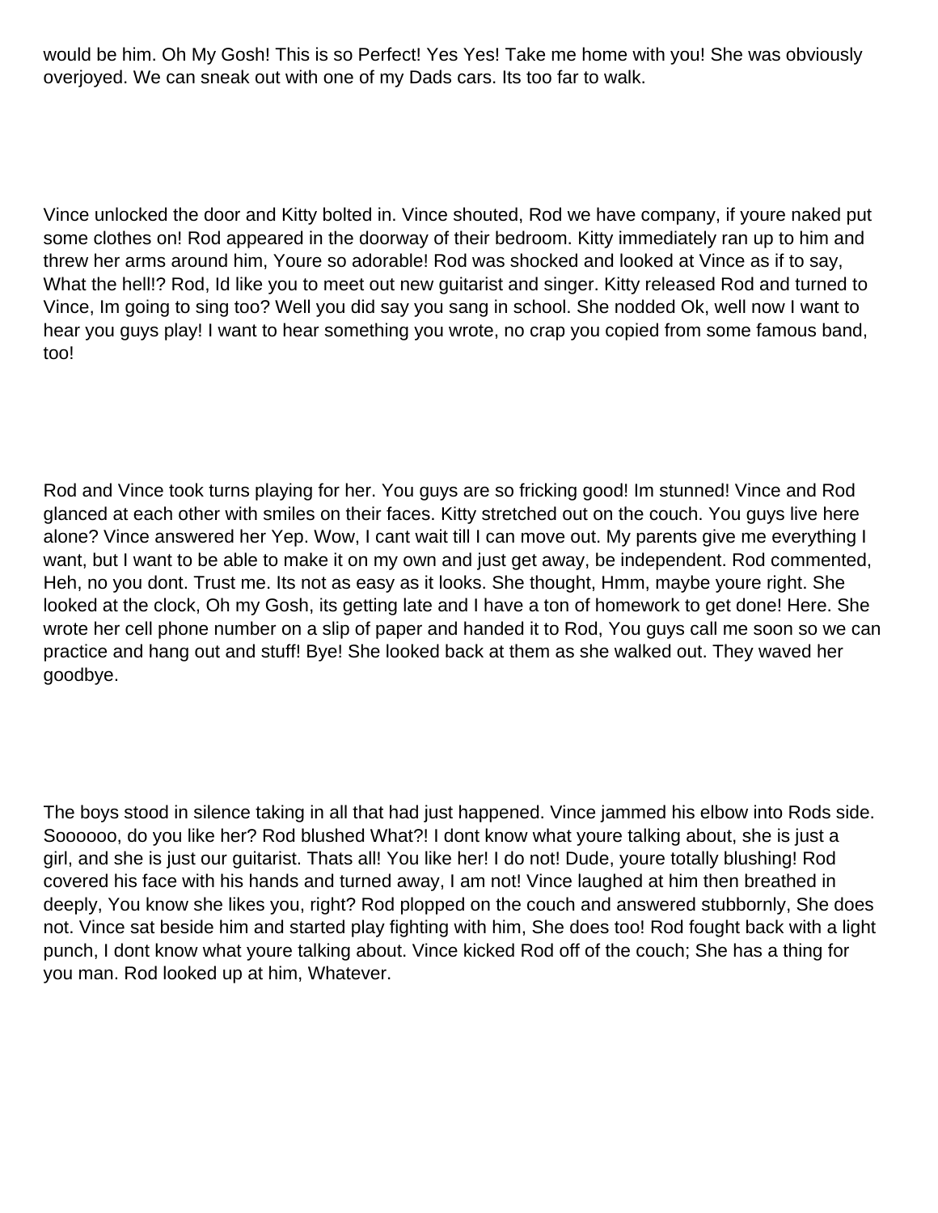would be him. Oh My Gosh! This is so Perfect! Yes Yes! Take me home with you! She was obviously overjoyed. We can sneak out with one of my Dads cars. Its too far to walk.

Vince unlocked the door and Kitty bolted in. Vince shouted, Rod we have company, if youre naked put some clothes on! Rod appeared in the doorway of their bedroom. Kitty immediately ran up to him and threw her arms around him, Youre so adorable! Rod was shocked and looked at Vince as if to say, What the hell!? Rod, Id like you to meet out new guitarist and singer. Kitty released Rod and turned to Vince, Im going to sing too? Well you did say you sang in school. She nodded Ok, well now I want to hear you guys play! I want to hear something you wrote, no crap you copied from some famous band, too!

Rod and Vince took turns playing for her. You guys are so fricking good! Im stunned! Vince and Rod glanced at each other with smiles on their faces. Kitty stretched out on the couch. You guys live here alone? Vince answered her Yep. Wow, I cant wait till I can move out. My parents give me everything I want, but I want to be able to make it on my own and just get away, be independent. Rod commented, Heh, no you dont. Trust me. Its not as easy as it looks. She thought, Hmm, maybe youre right. She looked at the clock, Oh my Gosh, its getting late and I have a ton of homework to get done! Here. She wrote her cell phone number on a slip of paper and handed it to Rod, You guys call me soon so we can practice and hang out and stuff! Bye! She looked back at them as she walked out. They waved her goodbye.

The boys stood in silence taking in all that had just happened. Vince jammed his elbow into Rods side. Soooooo, do you like her? Rod blushed What?! I dont know what youre talking about, she is just a girl, and she is just our guitarist. Thats all! You like her! I do not! Dude, youre totally blushing! Rod covered his face with his hands and turned away, I am not! Vince laughed at him then breathed in deeply, You know she likes you, right? Rod plopped on the couch and answered stubbornly, She does not. Vince sat beside him and started play fighting with him, She does too! Rod fought back with a light punch, I dont know what youre talking about. Vince kicked Rod off of the couch; She has a thing for you man. Rod looked up at him, Whatever.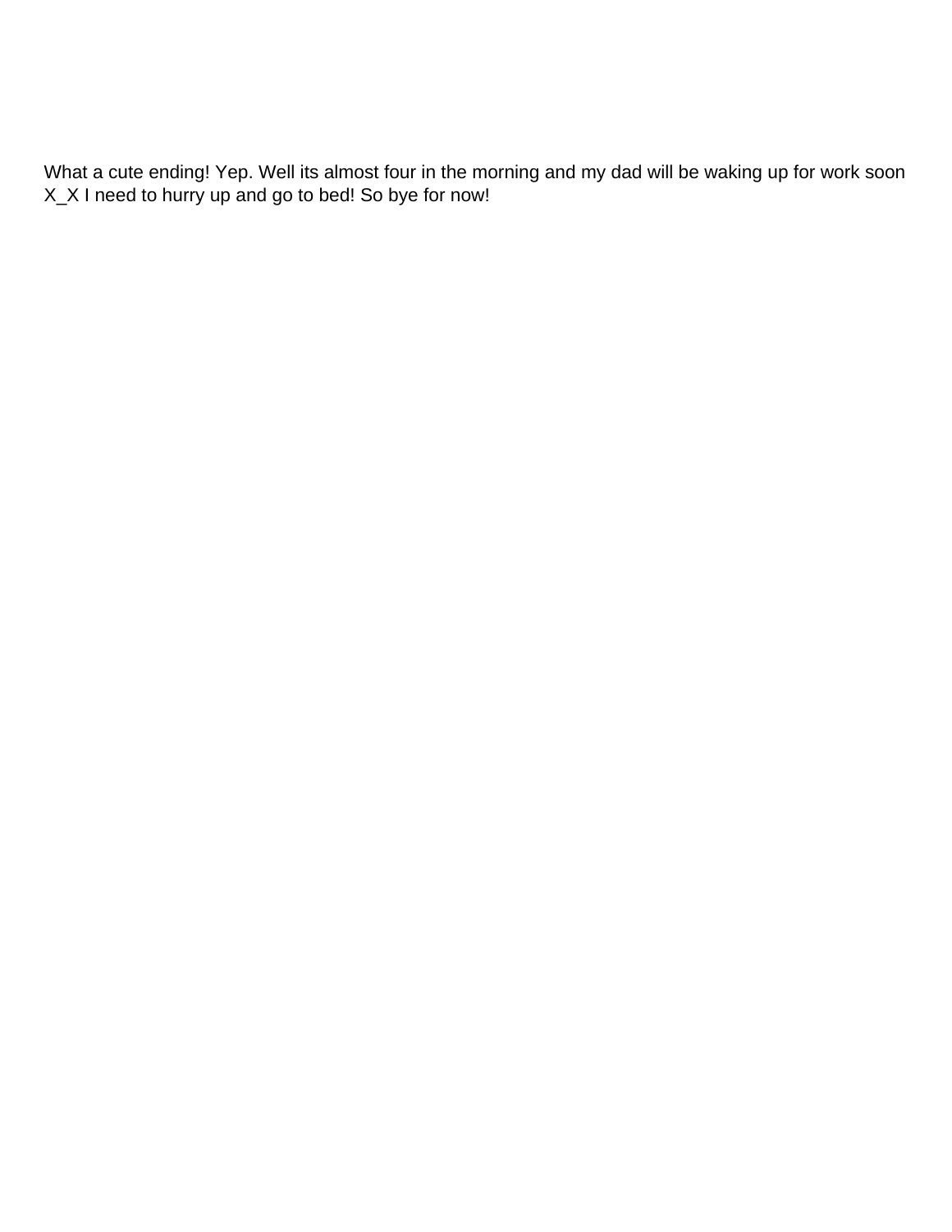What a cute ending! Yep. Well its almost four in the morning and my dad will be waking up for work soon X_X I need to hurry up and go to bed! So bye for now!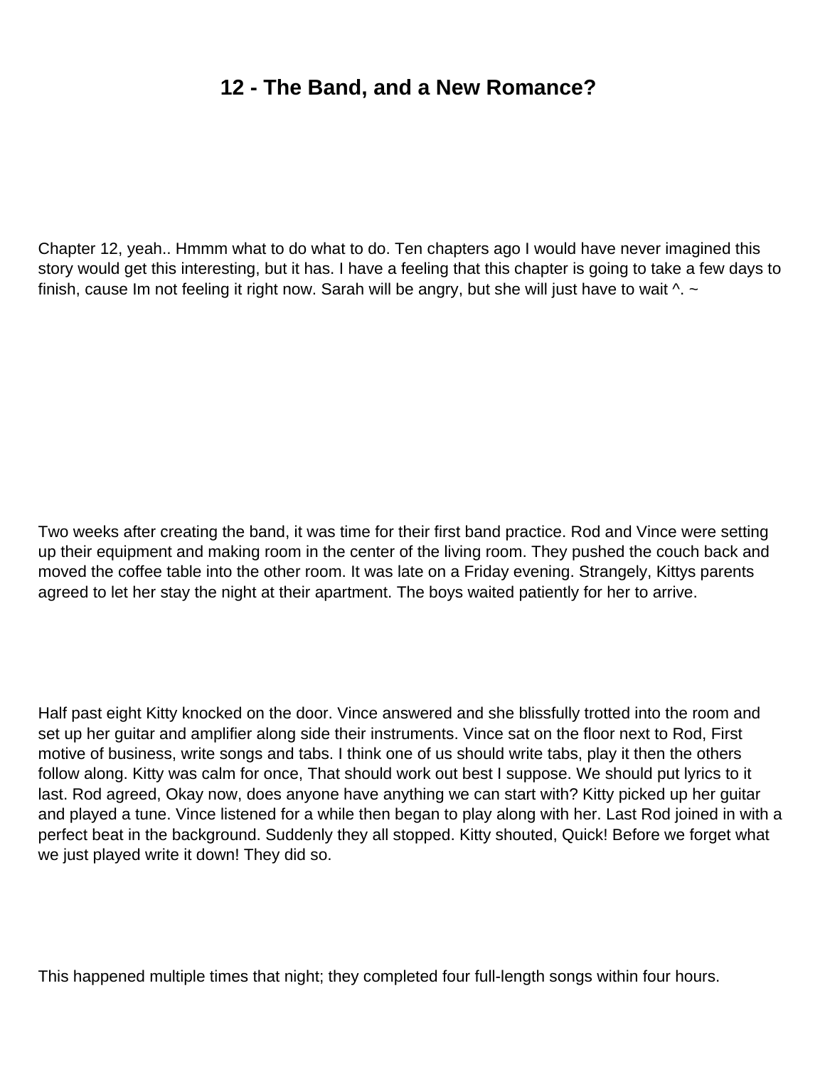# 12 - The Band, and a New Romance?

Chapter 12, yeah.. Hmmm what to do what to do. Ten chapters ago I would have never imagined this story would get this interesting, but it has. I have a feeling that this chapter is going to take a few days to finish, cause Im not feeling it right now. Sarah will be angry, but she will just have to wait ^. ~

Two weeks after creating the band, it was time for their first band practice. Rod and Vince were setting up their equipment and making room in the center of the living room. They pushed the couch back and moved the coffee table into the other room. It was late on a Friday evening. Strangely, Kittys parents agreed to let her stay the night at their apartment. The boys waited patiently for her to arrive.

Half past eight Kitty knocked on the door. Vince answered and she blissfully trotted into the room and set up her guitar and amplifier along side their instruments. Vince sat on the floor next to Rod, First motive of business, write songs and tabs. I think one of us should write tabs, play it then the others follow along. Kitty was calm for once, That should work out best I suppose. We should put lyrics to it last. Rod agreed, Okay now, does anyone have anything we can start with? Kitty picked up her guitar and played a tune. Vince listened for a while then began to play along with her. Last Rod joined in with a perfect beat in the background. Suddenly they all stopped. Kitty shouted, Quick! Before we forget what we just played write it down! They did so.

This happened multiple times that night; they completed four full-length songs within four hours.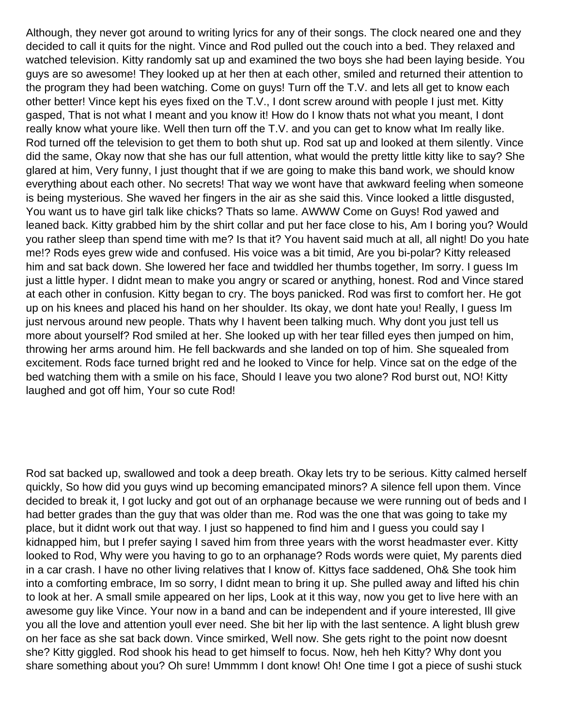Although, they never got around to writing lyrics for any of their songs. The clock neared one and they decided to call it quits for the night. Vince and Rod pulled out the couch into a bed. They relaxed and watched television. Kitty randomly sat up and examined the two boys she had been laying beside. You guys are so awesome! They looked up at her then at each other, smiled and returned their attention to the program they had been watching. Come on guys! Turn off the T.V. and lets all get to know each other better! Vince kept his eyes fixed on the T.V., I dont screw around with people I just met. Kitty gasped, That is not what I meant and you know it! How do I know thats not what you meant, I dont really know what youre like. Well then turn off the T.V. and you can get to know what Im really like. Rod turned off the television to get them to both shut up. Rod sat up and looked at them silently. Vince did the same, Okay now that she has our full attention, what would the pretty little kitty like to say? She glared at him, Very funny, I just thought that if we are going to make this band work, we should know everything about each other. No secrets! That way we wont have that awkward feeling when someone is being mysterious. She waved her fingers in the air as she said this. Vince looked a little disgusted, You want us to have girl talk like chicks? Thats so lame. AWWW Come on Guys! Rod yawed and leaned back. Kitty grabbed him by the shirt collar and put her face close to his, Am I boring you? Would you rather sleep than spend time with me? Is that it? You havent said much at all, all night! Do you hate me!? Rods eyes grew wide and confused. His voice was a bit timid, Are you bi-polar? Kitty released him and sat back down. She lowered her face and twiddled her thumbs together, Im sorry. I guess Im just a little hyper. I didnt mean to make you angry or scared or anything, honest. Rod and Vince stared at each other in confusion. Kitty began to cry. The boys panicked. Rod was first to comfort her. He got up on his knees and placed his hand on her shoulder. Its okay, we dont hate you! Really, I guess Im just nervous around new people. Thats why I havent been talking much. Why dont you just tell us more about yourself? Rod smiled at her. She looked up with her tear filled eyes then jumped on him, throwing her arms around him. He fell backwards and she landed on top of him. She squealed from excitement. Rods face turned bright red and he looked to Vince for help. Vince sat on the edge of the bed watching them with a smile on his face, Should I leave you two alone? Rod burst out, NO! Kitty laughed and got off him, Your so cute Rod!

Rod sat backed up, swallowed and took a deep breath. Okay lets try to be serious. Kitty calmed herself quickly, So how did you guys wind up becoming emancipated minors? A silence fell upon them. Vince decided to break it, I got lucky and got out of an orphanage because we were running out of beds and I had better grades than the guy that was older than me. Rod was the one that was going to take my place, but it didnt work out that way. I just so happened to find him and I guess you could say I kidnapped him, but I prefer saying I saved him from three years with the worst headmaster ever. Kitty looked to Rod, Why were you having to go to an orphanage? Rods words were quiet, My parents died in a car crash. I have no other living relatives that I know of. Kittys face saddened, Oh& She took him into a comforting embrace, Im so sorry, I didnt mean to bring it up. She pulled away and lifted his chin to look at her. A small smile appeared on her lips, Look at it this way, now you get to live here with an awesome guy like Vince. Your now in a band and can be independent and if youre interested, Ill give you all the love and attention youll ever need. She bit her lip with the last sentence. A light blush grew on her face as she sat back down. Vince smirked, Well now. She gets right to the point now doesnt she? Kitty giggled. Rod shook his head to get himself to focus. Now, heh heh Kitty? Why dont you share something about you? Oh sure! Ummmm I dont know! Oh! One time I got a piece of sushi stuck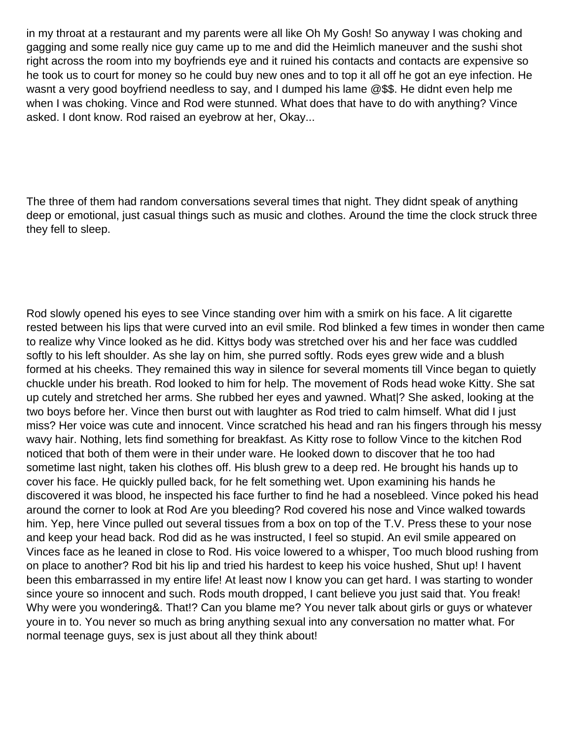in my throat at a restaurant and my parents were all like Oh My Gosh! So anyway I was choking and gagging and some really nice guy came up to me and did the Heimlich maneuver and the sushi shot right across the room into my boyfriends eye and it ruined his contacts and contacts are expensive so he took us to court for money so he could buy new ones and to top it all off he got an eye infection. He wasnt a very good boyfriend needless to say, and I dumped his lame @$$. He didnt even help me when I was choking. Vince and Rod were stunned. What does that have to do with anything? Vince asked. I dont know. Rod raised an eyebrow at her, Okay...

The three of them had random conversations several times that night. They didnt speak of anything deep or emotional, just casual things such as music and clothes. Around the time the clock struck three they fell to sleep.

Rod slowly opened his eyes to see Vince standing over him with a smirk on his face. A lit cigarette rested between his lips that were curved into an evil smile. Rod blinked a few times in wonder then came to realize why Vince looked as he did. Kittys body was stretched over his and her face was cuddled softly to his left shoulder. As she lay on him, she purred softly. Rods eyes grew wide and a blush formed at his cheeks. They remained this way in silence for several moments till Vince began to quietly chuckle under his breath. Rod looked to him for help. The movement of Rods head woke Kitty. She sat up cutely and stretched her arms. She rubbed her eyes and yawned. What|? She asked, looking at the two boys before her. Vince then burst out with laughter as Rod tried to calm himself. What did I just miss? Her voice was cute and innocent. Vince scratched his head and ran his fingers through his messy wavy hair. Nothing, lets find something for breakfast. As Kitty rose to follow Vince to the kitchen Rod noticed that both of them were in their under ware. He looked down to discover that he too had sometime last night, taken his clothes off. His blush grew to a deep red. He brought his hands up to cover his face. He quickly pulled back, for he felt something wet. Upon examining his hands he discovered it was blood, he inspected his face further to find he had a nosebleed. Vince poked his head around the corner to look at Rod Are you bleeding? Rod covered his nose and Vince walked towards him. Yep, here Vince pulled out several tissues from a box on top of the T.V. Press these to your nose and keep your head back. Rod did as he was instructed, I feel so stupid. An evil smile appeared on Vinces face as he leaned in close to Rod. His voice lowered to a whisper, Too much blood rushing from on place to another? Rod bit his lip and tried his hardest to keep his voice hushed, Shut up! I havent been this embarrassed in my entire life! At least now I know you can get hard. I was starting to wonder since youre so innocent and such. Rods mouth dropped, I cant believe you just said that. You freak! Why were you wondering&. That!? Can you blame me? You never talk about girls or guys or whatever youre in to. You never so much as bring anything sexual into any conversation no matter what. For normal teenage guys, sex is just about all they think about!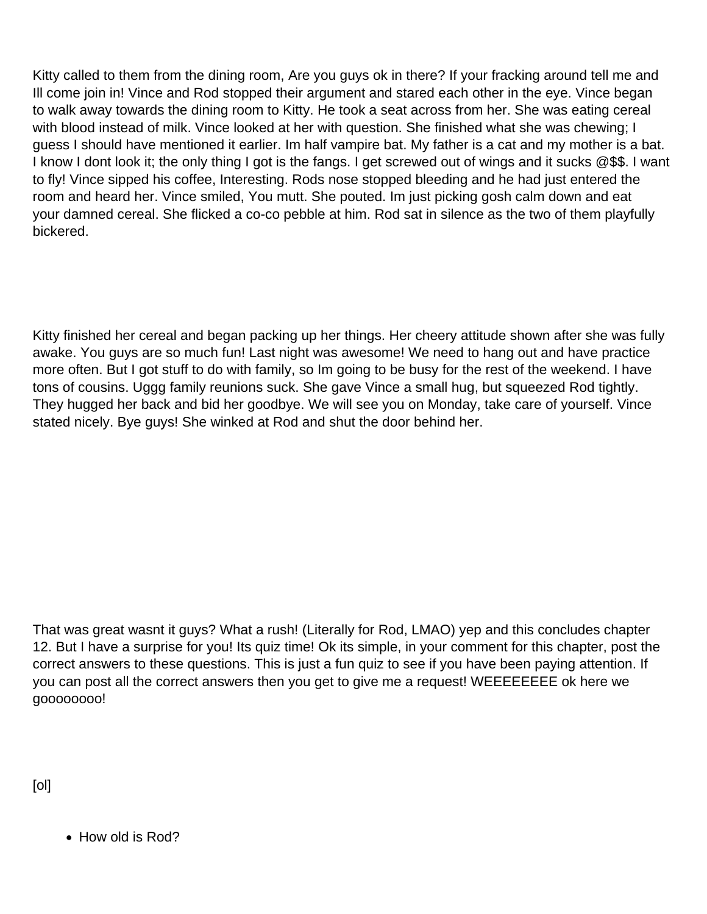Kitty called to them from the dining room, Are you guys ok in there? If your fracking around tell me and Ill come join in! Vince and Rod stopped their argument and stared each other in the eye. Vince began to walk away towards the dining room to Kitty. He took a seat across from her. She was eating cereal with blood instead of milk. Vince looked at her with question. She finished what she was chewing; I guess I should have mentioned it earlier. Im half vampire bat. My father is a cat and my mother is a bat. I know I dont look it; the only thing I got is the fangs. I get screwed out of wings and it sucks @$$. I want to fly! Vince sipped his coffee, Interesting. Rods nose stopped bleeding and he had just entered the room and heard her. Vince smiled, You mutt. She pouted. Im just picking gosh calm down and eat your damned cereal. She flicked a co-co pebble at him. Rod sat in silence as the two of them playfully bickered.

Kitty finished her cereal and began packing up her things. Her cheery attitude shown after she was fully awake. You guys are so much fun! Last night was awesome! We need to hang out and have practice more often. But I got stuff to do with family, so Im going to be busy for the rest of the weekend. I have tons of cousins. Uggg family reunions suck. She gave Vince a small hug, but squeezed Rod tightly. They hugged her back and bid her goodbye. We will see you on Monday, take care of yourself. Vince stated nicely. Bye guys! She winked at Rod and shut the door behind her.

That was great wasnt it guys? What a rush! (Literally for Rod, LMAO) yep and this concludes chapter 12. But I have a surprise for you! Its quiz time! Ok its simple, in your comment for this chapter, post the correct answers to these questions. This is just a fun quiz to see if you have been paying attention. If you can post all the correct answers then you get to give me a request! WEEEEEEEE ok here we goooooooo!

[ol]

- How old is Rod?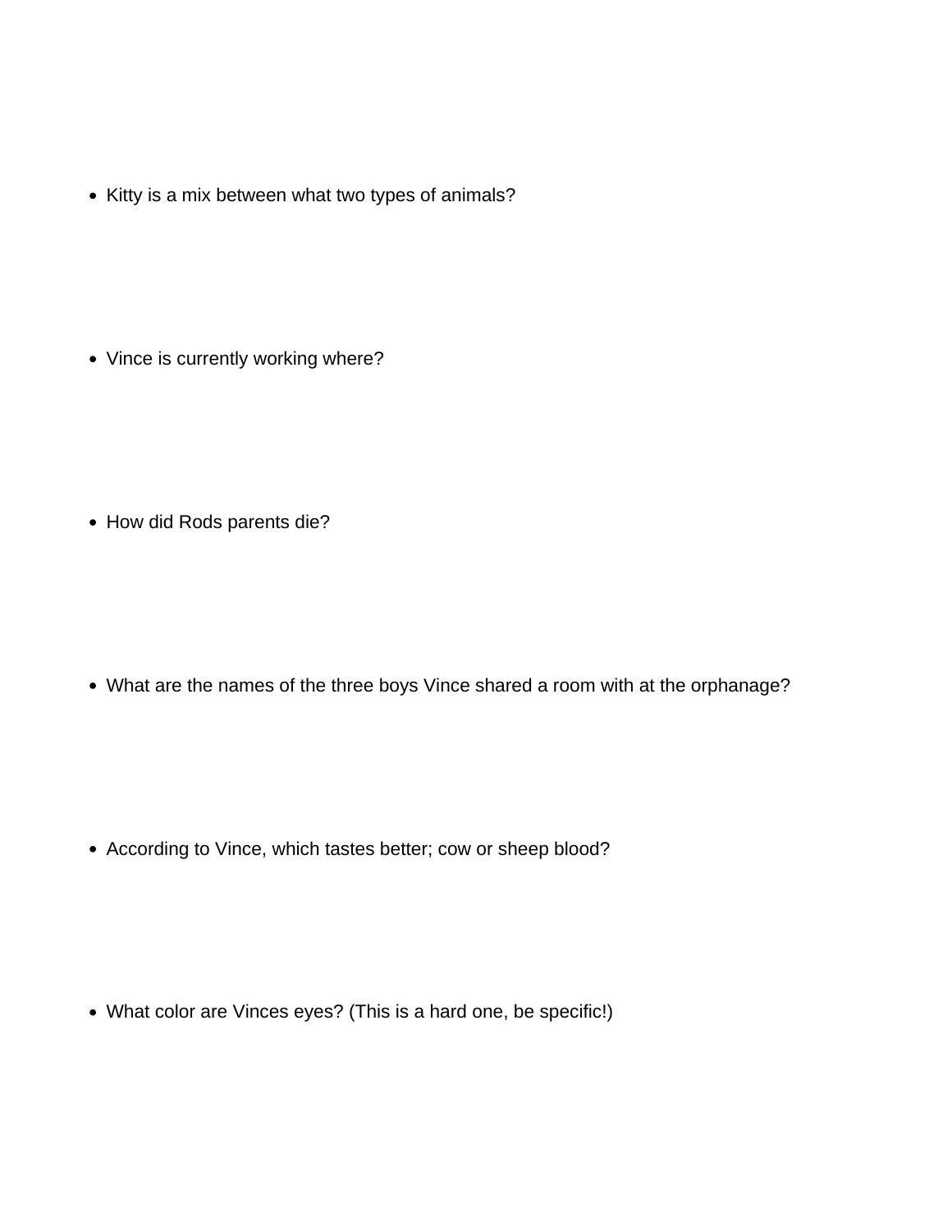- Kitty is a mix between what two types of animals?

- Vince is currently working where?

- How did Rods parents die?

- What are the names of the three boys Vince shared a room with at the orphanage?

- According to Vince, which tastes better; cow or sheep blood?

- What color are Vinces eyes? (This is a hard one, be specific!)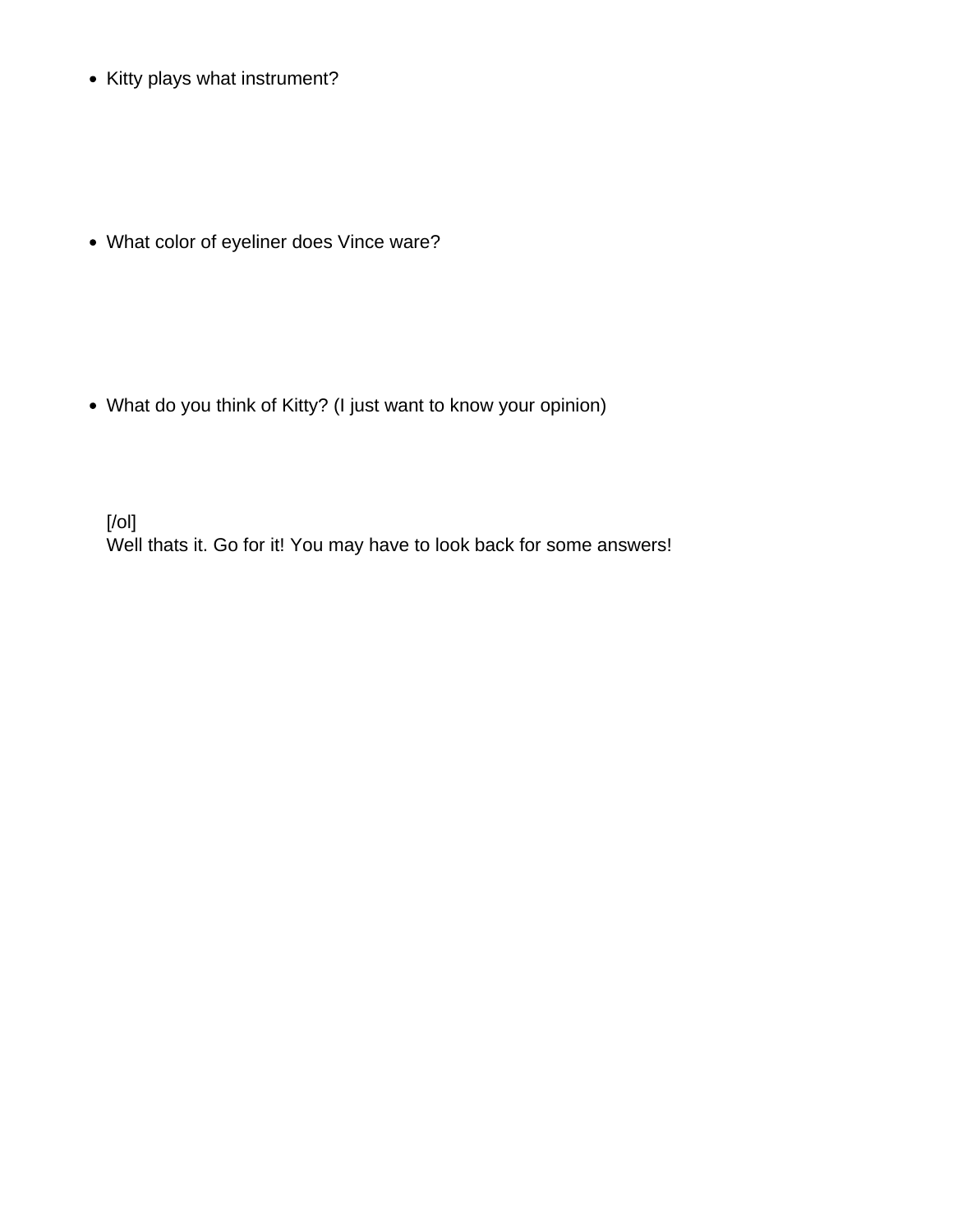- Kitty plays what instrument?

- What color of eyeliner does Vince ware?

- What do you think of Kitty? (I just want to know your opinion)

[/ol]
Well thats it. Go for it! You may have to look back for some answers!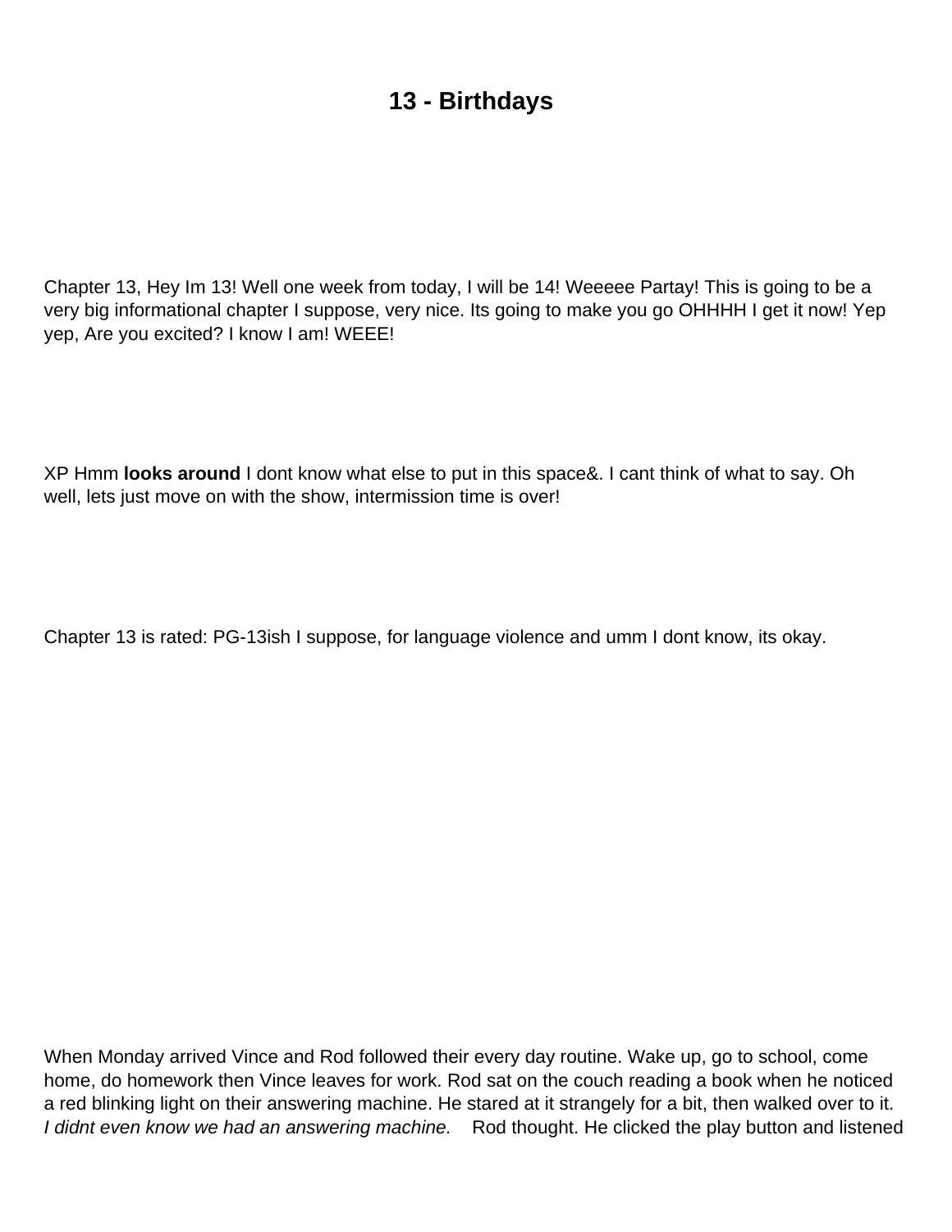# 13 - Birthdays

Chapter 13, Hey Im 13! Well one week from today, I will be 14! Weeeee Partay! This is going to be a very big informational chapter I suppose, very nice. Its going to make you go OHHHH I get it now! Yep yep, Are you excited? I know I am! WEEE!

XP Hmm **looks around** I dont know what else to put in this space&. I cant think of what to say. Oh well, lets just move on with the show, intermission time is over!

Chapter 13 is rated: PG-13ish I suppose, for language violence and umm I dont know, its okay.

When Monday arrived Vince and Rod followed their every day routine. Wake up, go to school, come home, do homework then Vince leaves for work. Rod sat on the couch reading a book when he noticed a red blinking light on their answering machine. He stared at it strangely for a bit, then walked over to it. *I didnt even know we had an answering machine.* Rod thought. He clicked the play button and listened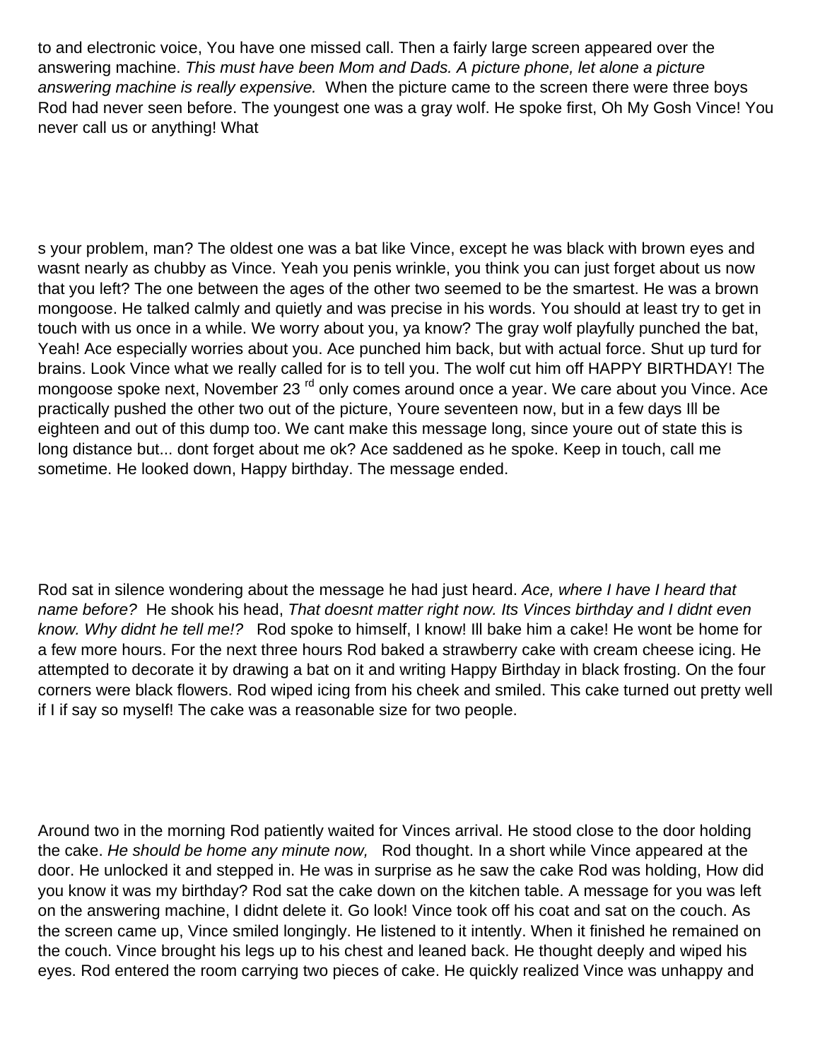to and electronic voice, You have one missed call. Then a fairly large screen appeared over the answering machine. *This must have been Mom and Dads. A picture phone, let alone a picture answering machine is really expensive.* When the picture came to the screen there were three boys Rod had never seen before. The youngest one was a gray wolf. He spoke first, Oh My Gosh Vince! You never call us or anything! What

s your problem, man? The oldest one was a bat like Vince, except he was black with brown eyes and wasnt nearly as chubby as Vince. Yeah you penis wrinkle, you think you can just forget about us now that you left? The one between the ages of the other two seemed to be the smartest. He was a brown mongoose. He talked calmly and quietly and was precise in his words. You should at least try to get in touch with us once in a while. We worry about you, ya know? The gray wolf playfully punched the bat, Yeah! Ace especially worries about you. Ace punched him back, but with actual force. Shut up turd for brains. Look Vince what we really called for is to tell you. The wolf cut him off HAPPY BIRTHDAY! The mongoose spoke next, November 23 rd only comes around once a year. We care about you Vince. Ace practically pushed the other two out of the picture, Youre seventeen now, but in a few days Ill be eighteen and out of this dump too. We cant make this message long, since youre out of state this is long distance but... dont forget about me ok? Ace saddened as he spoke. Keep in touch, call me sometime. He looked down, Happy birthday. The message ended.

Rod sat in silence wondering about the message he had just heard. *Ace, where I have I heard that name before?* He shook his head, *That doesnt matter right now. Its Vinces birthday and I didnt even know. Why didnt he tell me!?* Rod spoke to himself, I know! Ill bake him a cake! He wont be home for a few more hours. For the next three hours Rod baked a strawberry cake with cream cheese icing. He attempted to decorate it by drawing a bat on it and writing Happy Birthday in black frosting. On the four corners were black flowers. Rod wiped icing from his cheek and smiled. This cake turned out pretty well if I if say so myself! The cake was a reasonable size for two people.

Around two in the morning Rod patiently waited for Vinces arrival. He stood close to the door holding the cake. *He should be home any minute now,* Rod thought. In a short while Vince appeared at the door. He unlocked it and stepped in. He was in surprise as he saw the cake Rod was holding, How did you know it was my birthday? Rod sat the cake down on the kitchen table. A message for you was left on the answering machine, I didnt delete it. Go look! Vince took off his coat and sat on the couch. As the screen came up, Vince smiled longingly. He listened to it intently. When it finished he remained on the couch. Vince brought his legs up to his chest and leaned back. He thought deeply and wiped his eyes. Rod entered the room carrying two pieces of cake. He quickly realized Vince was unhappy and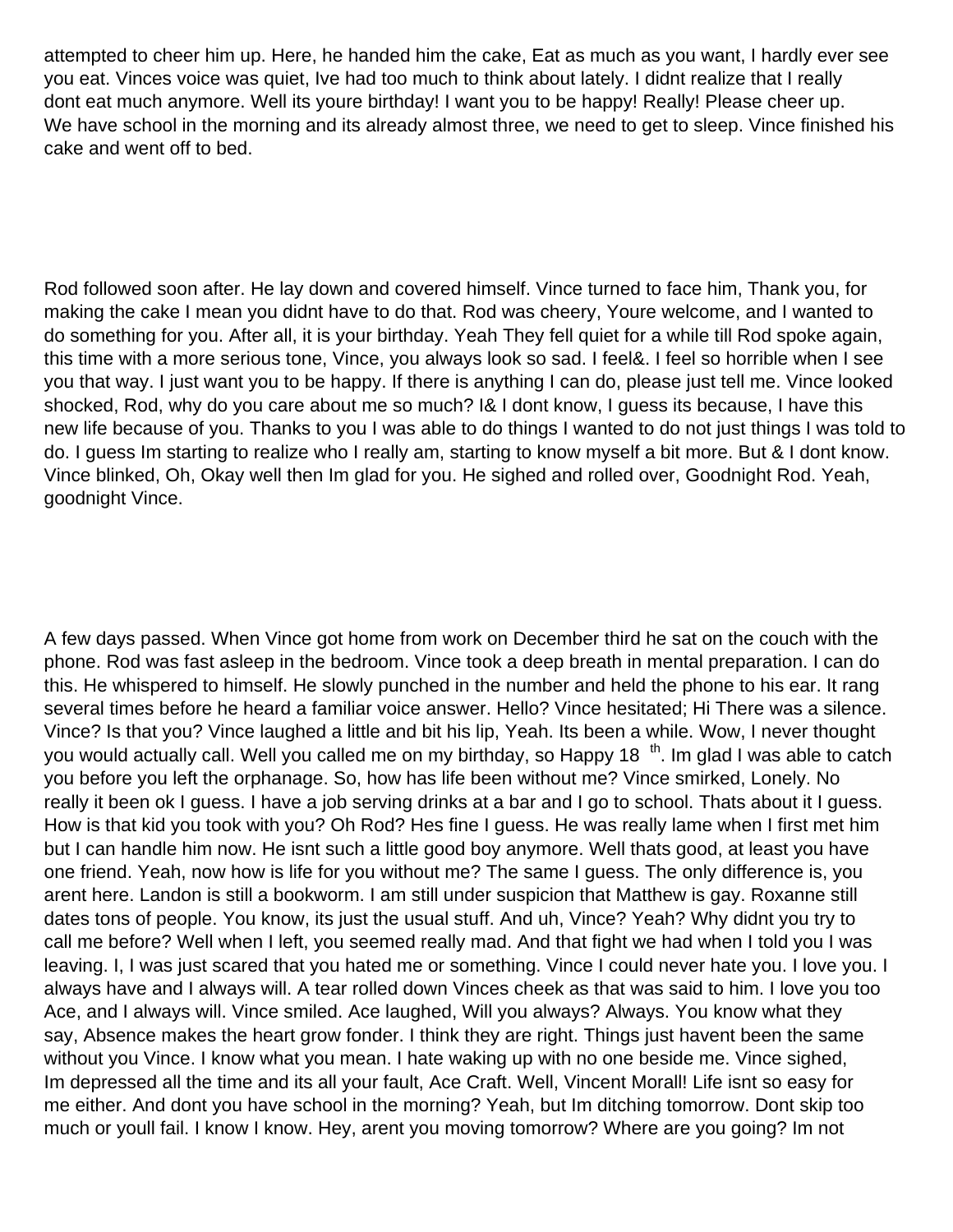attempted to cheer him up. Here, he handed him the cake, Eat as much as you want, I hardly ever see you eat. Vinces voice was quiet, Ive had too much to think about lately. I didnt realize that I really dont eat much anymore. Well its youre birthday! I want you to be happy! Really! Please cheer up. We have school in the morning and its already almost three, we need to get to sleep. Vince finished his cake and went off to bed.

Rod followed soon after. He lay down and covered himself. Vince turned to face him, Thank you, for making the cake I mean you didnt have to do that. Rod was cheery, Youre welcome, and I wanted to do something for you. After all, it is your birthday. Yeah They fell quiet for a while till Rod spoke again, this time with a more serious tone, Vince, you always look so sad. I feel&. I feel so horrible when I see you that way. I just want you to be happy. If there is anything I can do, please just tell me. Vince looked shocked, Rod, why do you care about me so much? I& I dont know, I guess its because, I have this new life because of you. Thanks to you I was able to do things I wanted to do not just things I was told to do. I guess Im starting to realize who I really am, starting to know myself a bit more. But & I dont know. Vince blinked, Oh, Okay well then Im glad for you. He sighed and rolled over, Goodnight Rod. Yeah, goodnight Vince.

A few days passed. When Vince got home from work on December third he sat on the couch with the phone. Rod was fast asleep in the bedroom. Vince took a deep breath in mental preparation. I can do this. He whispered to himself. He slowly punched in the number and held the phone to his ear. It rang several times before he heard a familiar voice answer. Hello? Vince hesitated; Hi There was a silence. Vince? Is that you? Vince laughed a little and bit his lip, Yeah. Its been a while. Wow, I never thought you would actually call. Well you called me on my birthday, so Happy 18th. Im glad I was able to catch you before you left the orphanage. So, how has life been without me? Vince smirked, Lonely. No really it been ok I guess. I have a job serving drinks at a bar and I go to school. Thats about it I guess. How is that kid you took with you? Oh Rod? Hes fine I guess. He was really lame when I first met him but I can handle him now. He isnt such a little good boy anymore. Well thats good, at least you have one friend. Yeah, now how is life for you without me? The same I guess. The only difference is, you arent here. Landon is still a bookworm. I am still under suspicion that Matthew is gay. Roxanne still dates tons of people. You know, its just the usual stuff. And uh, Vince? Yeah? Why didnt you try to call me before? Well when I left, you seemed really mad. And that fight we had when I told you I was leaving. I, I was just scared that you hated me or something. Vince I could never hate you. I love you. I always have and I always will. A tear rolled down Vinces cheek as that was said to him. I love you too Ace, and I always will. Vince smiled. Ace laughed, Will you always? Always. You know what they say, Absence makes the heart grow fonder. I think they are right. Things just havent been the same without you Vince. I know what you mean. I hate waking up with no one beside me. Vince sighed, Im depressed all the time and its all your fault, Ace Craft. Well, Vincent Morall! Life isnt so easy for me either. And dont you have school in the morning? Yeah, but Im ditching tomorrow. Dont skip too much or youll fail. I know I know. Hey, arent you moving tomorrow? Where are you going? Im not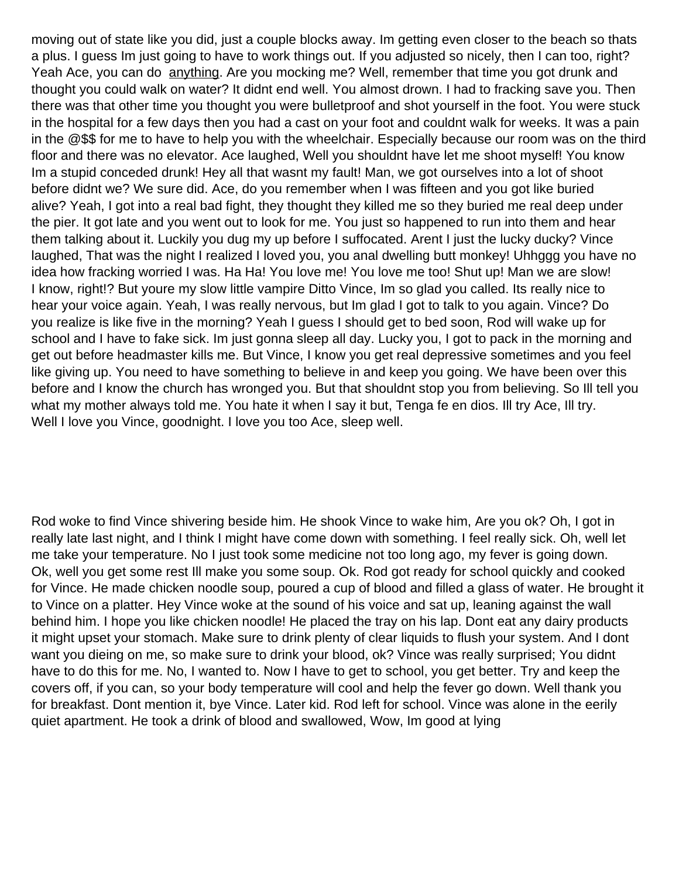moving out of state like you did, just a couple blocks away. Im getting even closer to the beach so thats a plus. I guess Im just going to have to work things out. If you adjusted so nicely, then I can too, right? Yeah Ace, you can do anything. Are you mocking me? Well, remember that time you got drunk and thought you could walk on water? It didnt end well. You almost drown. I had to fracking save you. Then there was that other time you thought you were bulletproof and shot yourself in the foot. You were stuck in the hospital for a few days then you had a cast on your foot and couldnt walk for weeks. It was a pain in the @$$ for me to have to help you with the wheelchair. Especially because our room was on the third floor and there was no elevator. Ace laughed, Well you shouldnt have let me shoot myself! You know Im a stupid conceded drunk! Hey all that wasnt my fault! Man, we got ourselves into a lot of shoot before didnt we? We sure did. Ace, do you remember when I was fifteen and you got like buried alive? Yeah, I got into a real bad fight, they thought they killed me so they buried me real deep under the pier. It got late and you went out to look for me. You just so happened to run into them and hear them talking about it. Luckily you dug my up before I suffocated. Arent I just the lucky ducky? Vince laughed, That was the night I realized I loved you, you anal dwelling butt monkey! Uhhggg you have no idea how fracking worried I was. Ha Ha! You love me! You love me too! Shut up! Man we are slow! I know, right!? But youre my slow little vampire Ditto Vince, Im so glad you called. Its really nice to hear your voice again. Yeah, I was really nervous, but Im glad I got to talk to you again. Vince? Do you realize is like five in the morning? Yeah I guess I should get to bed soon, Rod will wake up for school and I have to fake sick. Im just gonna sleep all day. Lucky you, I got to pack in the morning and get out before headmaster kills me. But Vince, I know you get real depressive sometimes and you feel like giving up. You need to have something to believe in and keep you going. We have been over this before and I know the church has wronged you. But that shouldnt stop you from believing. So Ill tell you what my mother always told me. You hate it when I say it but, Tenga fe en dios. Ill try Ace, Ill try. Well I love you Vince, goodnight. I love you too Ace, sleep well.

Rod woke to find Vince shivering beside him. He shook Vince to wake him, Are you ok? Oh, I got in really late last night, and I think I might have come down with something. I feel really sick. Oh, well let me take your temperature. No I just took some medicine not too long ago, my fever is going down. Ok, well you get some rest Ill make you some soup. Ok. Rod got ready for school quickly and cooked for Vince. He made chicken noodle soup, poured a cup of blood and filled a glass of water. He brought it to Vince on a platter. Hey Vince woke at the sound of his voice and sat up, leaning against the wall behind him. I hope you like chicken noodle! He placed the tray on his lap. Dont eat any dairy products it might upset your stomach. Make sure to drink plenty of clear liquids to flush your system. And I dont want you dieing on me, so make sure to drink your blood, ok? Vince was really surprised; You didnt have to do this for me. No, I wanted to. Now I have to get to school, you get better. Try and keep the covers off, if you can, so your body temperature will cool and help the fever go down. Well thank you for breakfast. Dont mention it, bye Vince. Later kid. Rod left for school. Vince was alone in the eerily quiet apartment. He took a drink of blood and swallowed, Wow, Im good at lying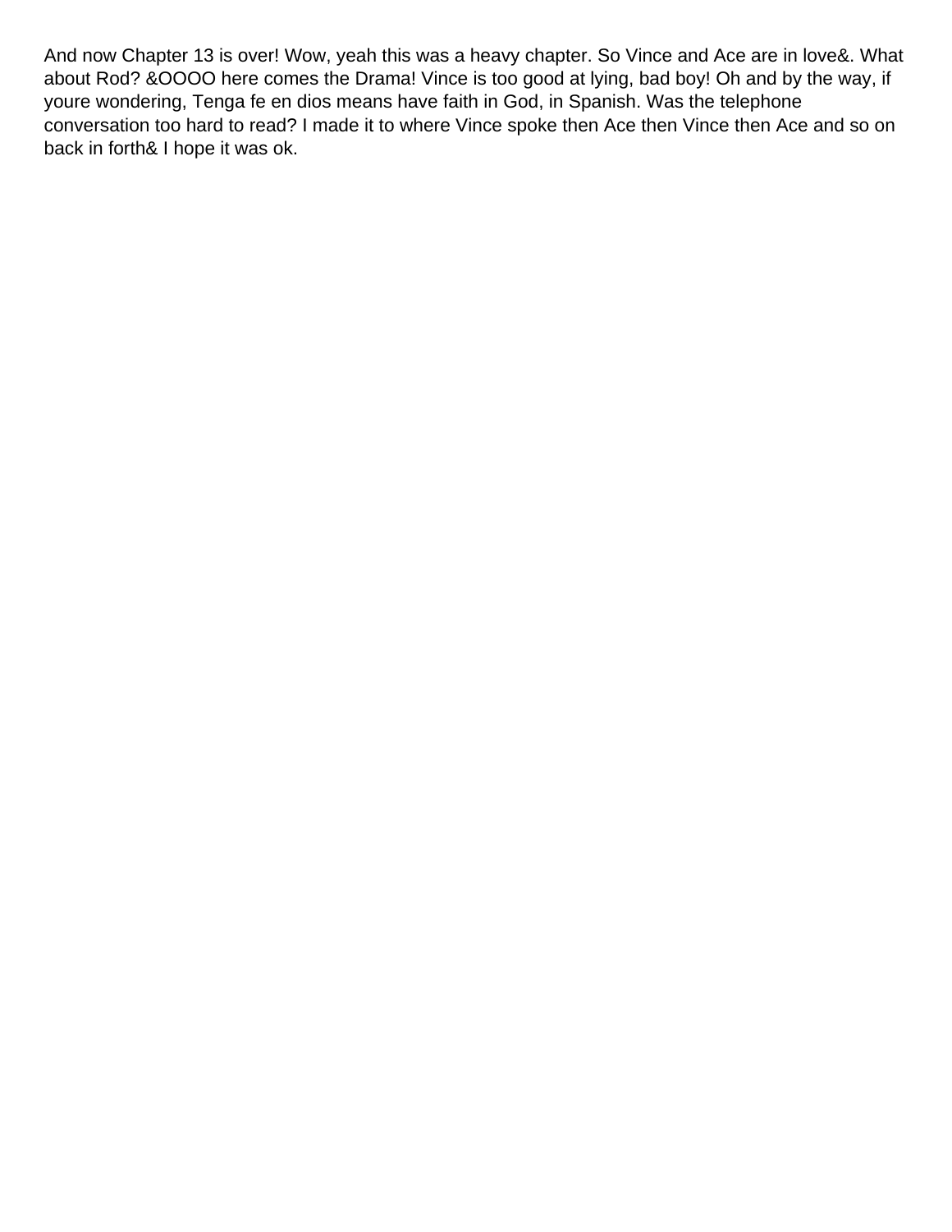And now Chapter 13 is over! Wow, yeah this was a heavy chapter. So Vince and Ace are in love&. What about Rod? &OOOO here comes the Drama! Vince is too good at lying, bad boy! Oh and by the way, if youre wondering, Tenga fe en dios means have faith in God, in Spanish. Was the telephone conversation too hard to read? I made it to where Vince spoke then Ace then Vince then Ace and so on back in forth& I hope it was ok.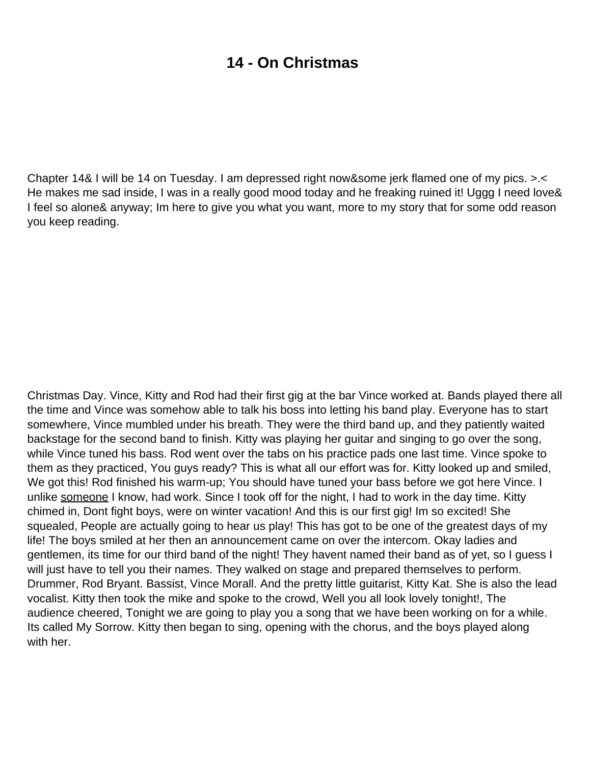# 14 - On Christmas

Chapter 14& I will be 14 on Tuesday. I am depressed right now&some jerk flamed one of my pics. >.< He makes me sad inside, I was in a really good mood today and he freaking ruined it! Uggg I need love& I feel so alone& anyway; Im here to give you what you want, more to my story that for some odd reason you keep reading.

Christmas Day. Vince, Kitty and Rod had their first gig at the bar Vince worked at. Bands played there all the time and Vince was somehow able to talk his boss into letting his band play. Everyone has to start somewhere, Vince mumbled under his breath. They were the third band up, and they patiently waited backstage for the second band to finish. Kitty was playing her guitar and singing to go over the song, while Vince tuned his bass. Rod went over the tabs on his practice pads one last time. Vince spoke to them as they practiced, You guys ready? This is what all our effort was for. Kitty looked up and smiled, We got this! Rod finished his warm-up; You should have tuned your bass before we got here Vince. I unlike someone I know, had work. Since I took off for the night, I had to work in the day time. Kitty chimed in, Dont fight boys, were on winter vacation! And this is our first gig! Im so excited! She squealed, People are actually going to hear us play! This has got to be one of the greatest days of my life! The boys smiled at her then an announcement came on over the intercom. Okay ladies and gentlemen, its time for our third band of the night! They havent named their band as of yet, so I guess I will just have to tell you their names. They walked on stage and prepared themselves to perform. Drummer, Rod Bryant. Bassist, Vince Morall. And the pretty little guitarist, Kitty Kat. She is also the lead vocalist. Kitty then took the mike and spoke to the crowd, Well you all look lovely tonight!, The audience cheered, Tonight we are going to play you a song that we have been working on for a while. Its called My Sorrow. Kitty then began to sing, opening with the chorus, and the boys played along with her.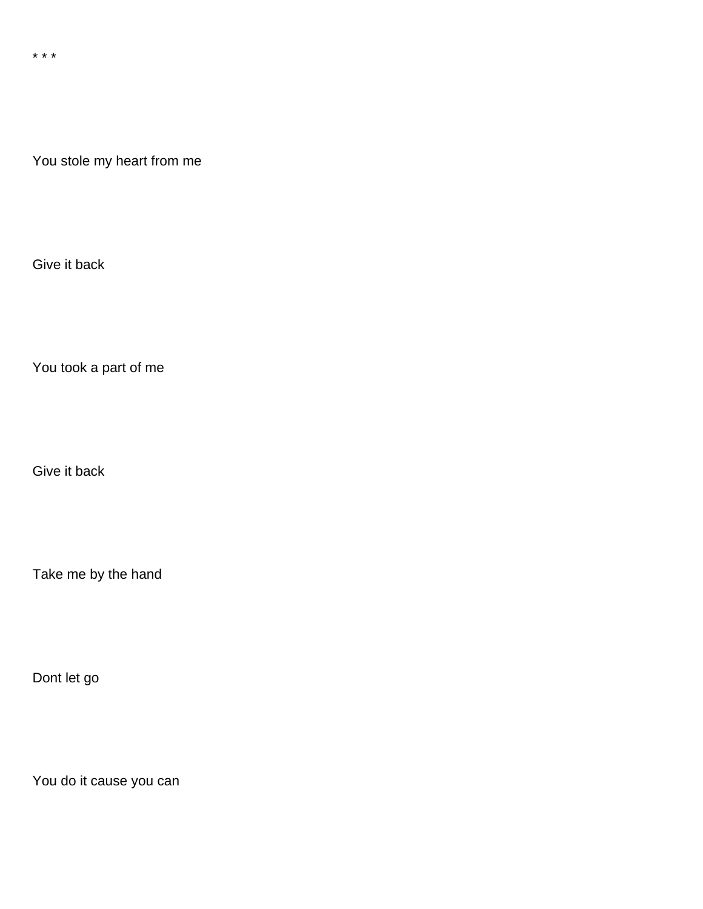* * *

You stole my heart from me

Give it back

You took a part of me

Give it back

Take me by the hand

Dont let go

You do it cause you can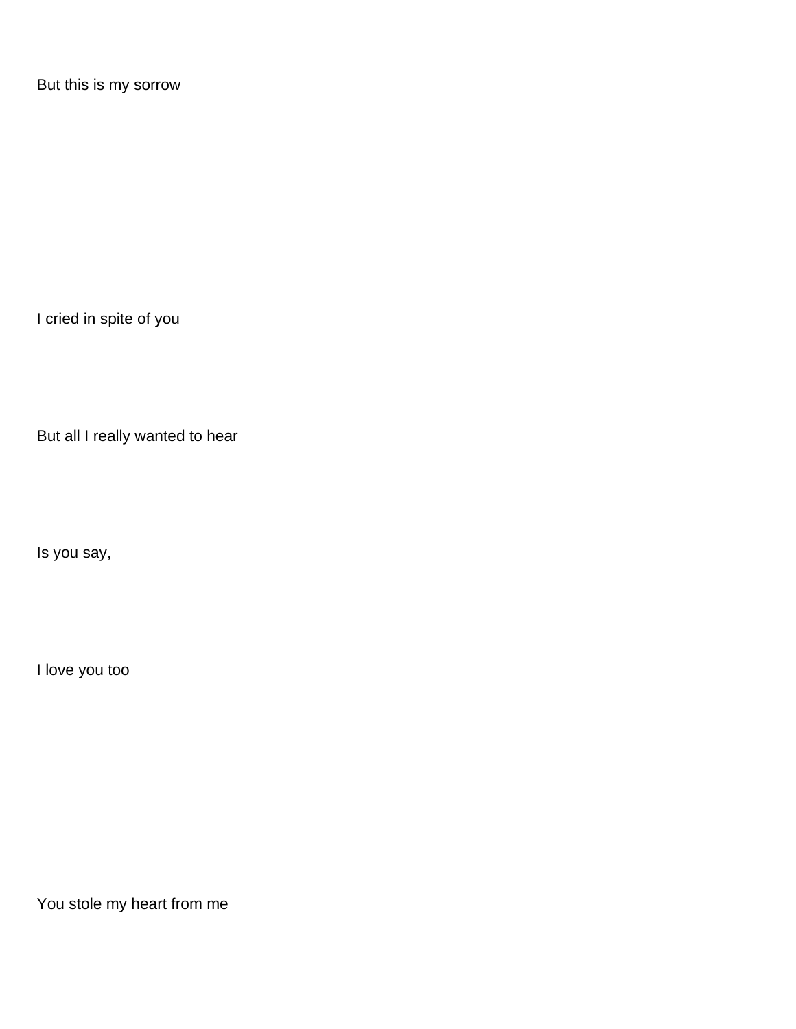But this is my sorrow

I cried in spite of you

But all I really wanted to hear

Is you say,

I love you too

You stole my heart from me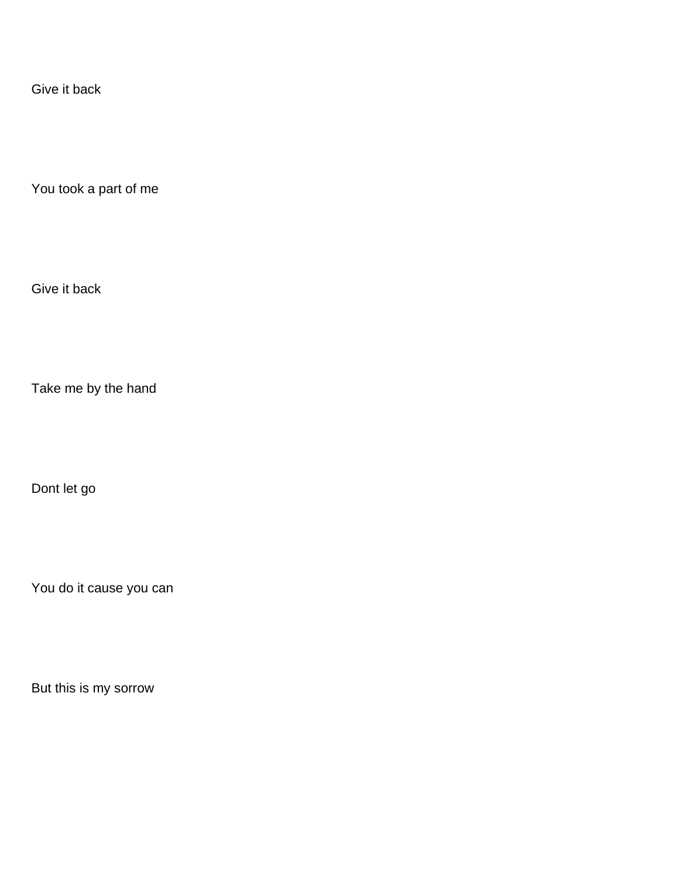Give it back

You took a part of me

Give it back

Take me by the hand

Dont let go

You do it cause you can

But this is my sorrow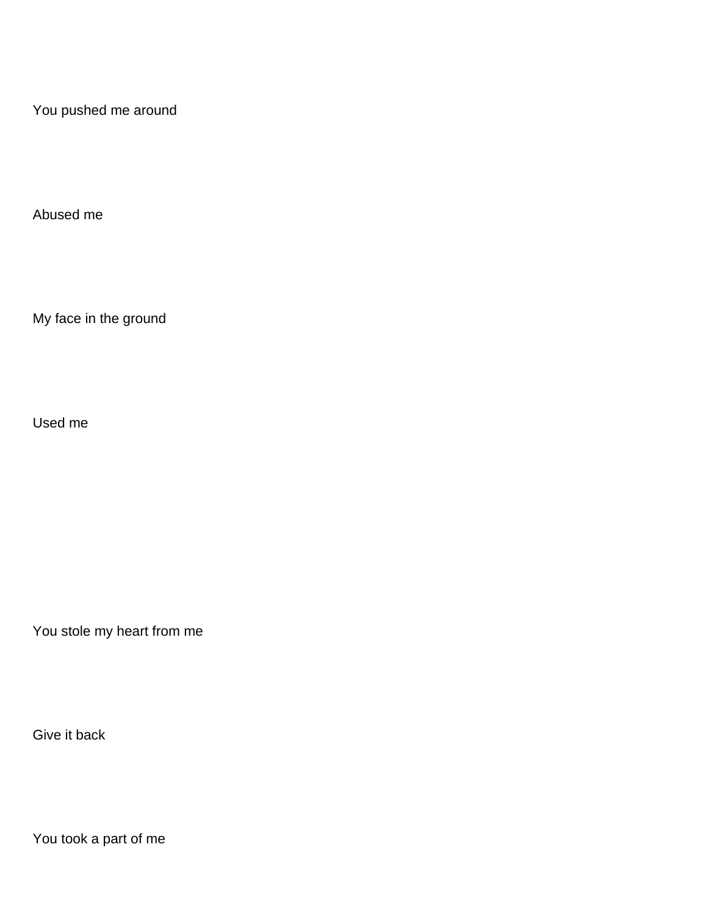You pushed me around

Abused me

My face in the ground

Used me

You stole my heart from me

Give it back

You took a part of me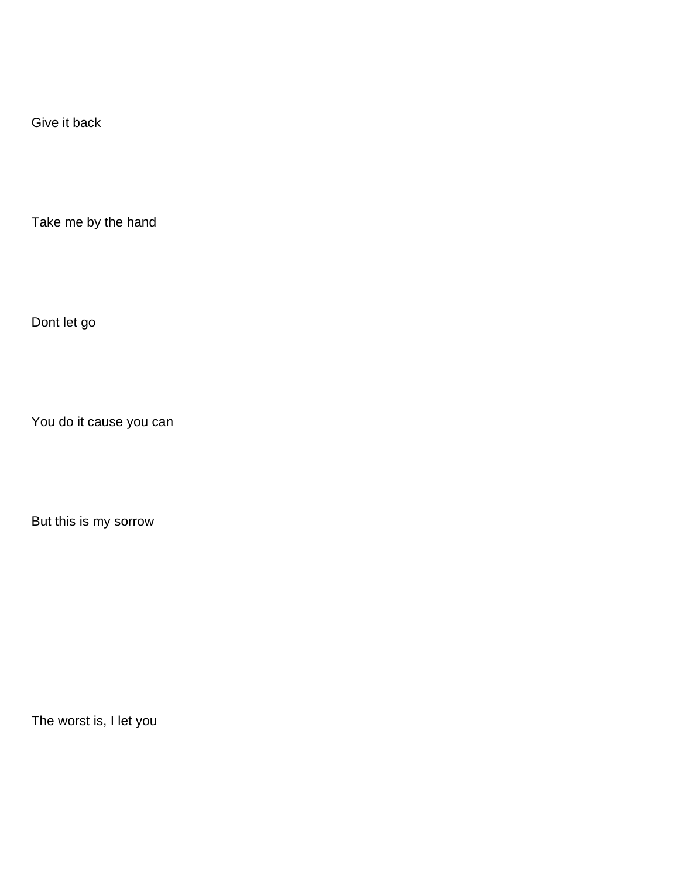Give it back

Take me by the hand

Dont let go

You do it cause you can

But this is my sorrow

The worst is, I let you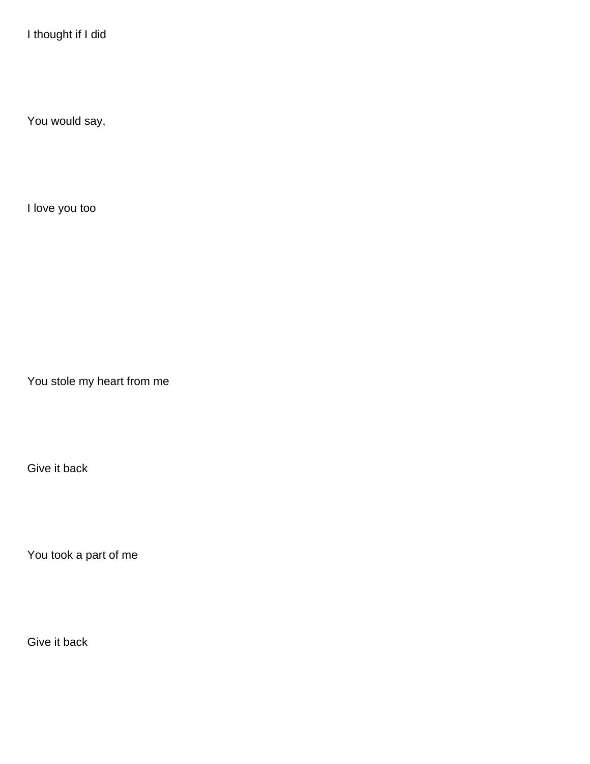I thought if I did

You would say,

I love you too

You stole my heart from me

Give it back

You took a part of me

Give it back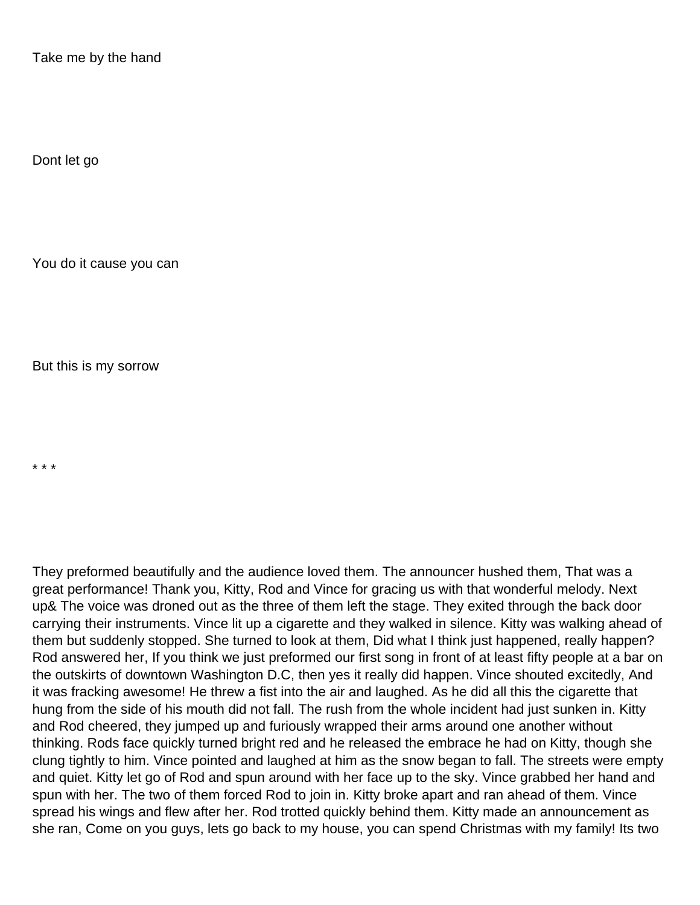Take me by the hand

Dont let go

You do it cause you can

But this is my sorrow

* * *

They preformed beautifully and the audience loved them. The announcer hushed them, That was a great performance! Thank you, Kitty, Rod and Vince for gracing us with that wonderful melody. Next up& The voice was droned out as the three of them left the stage. They exited through the back door carrying their instruments. Vince lit up a cigarette and they walked in silence. Kitty was walking ahead of them but suddenly stopped. She turned to look at them, Did what I think just happened, really happen? Rod answered her, If you think we just preformed our first song in front of at least fifty people at a bar on the outskirts of downtown Washington D.C, then yes it really did happen. Vince shouted excitedly, And it was fracking awesome! He threw a fist into the air and laughed. As he did all this the cigarette that hung from the side of his mouth did not fall. The rush from the whole incident had just sunken in. Kitty and Rod cheered, they jumped up and furiously wrapped their arms around one another without thinking. Rods face quickly turned bright red and he released the embrace he had on Kitty, though she clung tightly to him. Vince pointed and laughed at him as the snow began to fall. The streets were empty and quiet. Kitty let go of Rod and spun around with her face up to the sky. Vince grabbed her hand and spun with her. The two of them forced Rod to join in. Kitty broke apart and ran ahead of them. Vince spread his wings and flew after her. Rod trotted quickly behind them. Kitty made an announcement as she ran, Come on you guys, lets go back to my house, you can spend Christmas with my family! Its two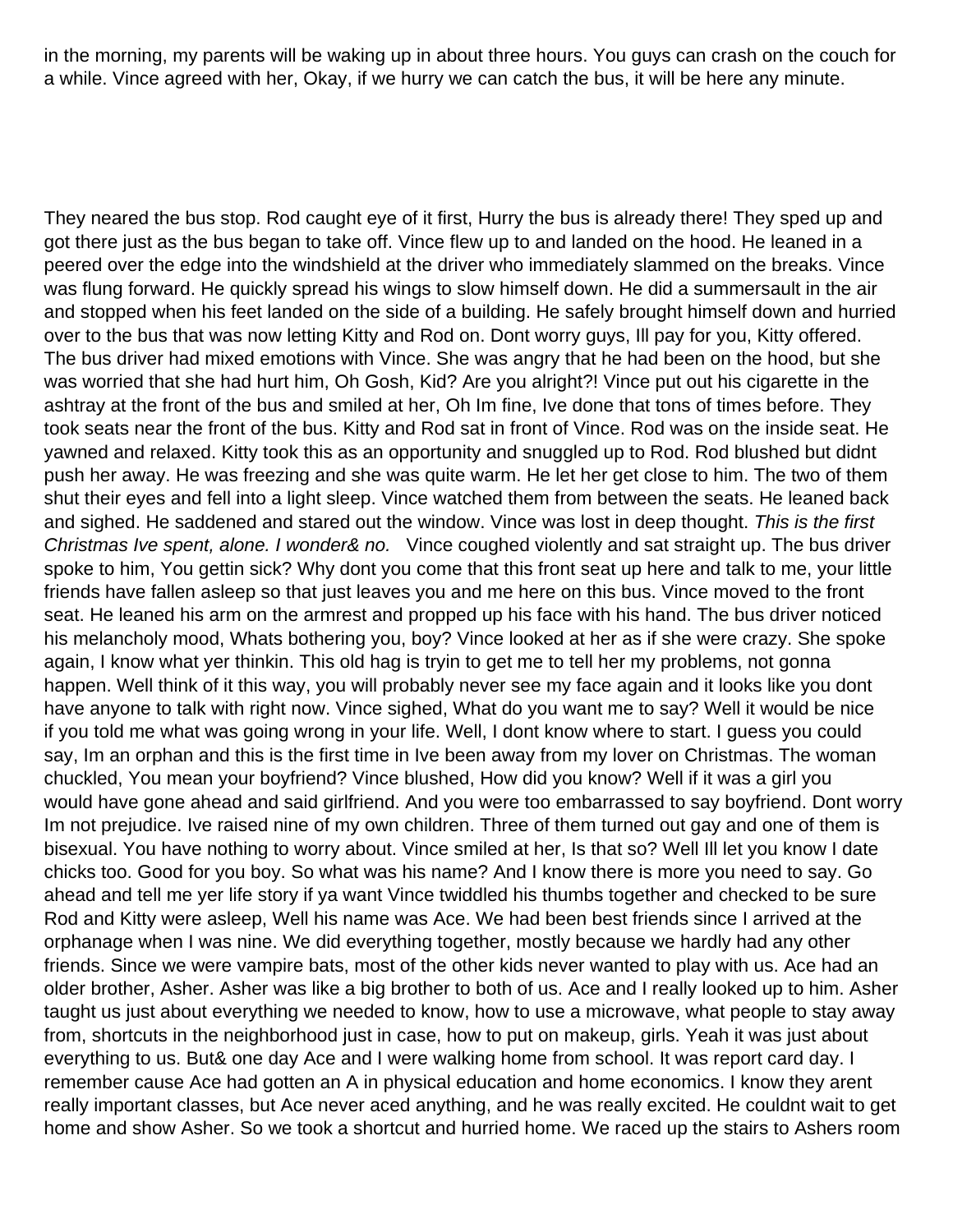in the morning, my parents will be waking up in about three hours. You guys can crash on the couch for a while. Vince agreed with her, Okay, if we hurry we can catch the bus, it will be here any minute.

They neared the bus stop. Rod caught eye of it first, Hurry the bus is already there! They sped up and got there just as the bus began to take off. Vince flew up to and landed on the hood. He leaned in a peered over the edge into the windshield at the driver who immediately slammed on the breaks. Vince was flung forward. He quickly spread his wings to slow himself down. He did a summersault in the air and stopped when his feet landed on the side of a building. He safely brought himself down and hurried over to the bus that was now letting Kitty and Rod on. Dont worry guys, Ill pay for you, Kitty offered. The bus driver had mixed emotions with Vince. She was angry that he had been on the hood, but she was worried that she had hurt him, Oh Gosh, Kid? Are you alright?! Vince put out his cigarette in the ashtray at the front of the bus and smiled at her, Oh Im fine, Ive done that tons of times before. They took seats near the front of the bus. Kitty and Rod sat in front of Vince. Rod was on the inside seat. He yawned and relaxed. Kitty took this as an opportunity and snuggled up to Rod. Rod blushed but didnt push her away. He was freezing and she was quite warm. He let her get close to him. The two of them shut their eyes and fell into a light sleep. Vince watched them from between the seats. He leaned back and sighed. He saddened and stared out the window. Vince was lost in deep thought. *This is the first Christmas Ive spent, alone. I wonder& no.* Vince coughed violently and sat straight up. The bus driver spoke to him, You gettin sick? Why dont you come that this front seat up here and talk to me, your little friends have fallen asleep so that just leaves you and me here on this bus. Vince moved to the front seat. He leaned his arm on the armrest and propped up his face with his hand. The bus driver noticed his melancholy mood, Whats bothering you, boy? Vince looked at her as if she were crazy. She spoke again, I know what yer thinkin. This old hag is tryin to get me to tell her my problems, not gonna happen. Well think of it this way, you will probably never see my face again and it looks like you dont have anyone to talk with right now. Vince sighed, What do you want me to say? Well it would be nice if you told me what was going wrong in your life. Well, I dont know where to start. I guess you could say, Im an orphan and this is the first time in Ive been away from my lover on Christmas. The woman chuckled, You mean your boyfriend? Vince blushed, How did you know? Well if it was a girl you would have gone ahead and said girlfriend. And you were too embarrassed to say boyfriend. Dont worry Im not prejudice. Ive raised nine of my own children. Three of them turned out gay and one of them is bisexual. You have nothing to worry about. Vince smiled at her, Is that so? Well Ill let you know I date chicks too. Good for you boy. So what was his name? And I know there is more you need to say. Go ahead and tell me yer life story if ya want Vince twiddled his thumbs together and checked to be sure Rod and Kitty were asleep, Well his name was Ace. We had been best friends since I arrived at the orphanage when I was nine. We did everything together, mostly because we hardly had any other friends. Since we were vampire bats, most of the other kids never wanted to play with us. Ace had an older brother, Asher. Asher was like a big brother to both of us. Ace and I really looked up to him. Asher taught us just about everything we needed to know, how to use a microwave, what people to stay away from, shortcuts in the neighborhood just in case, how to put on makeup, girls. Yeah it was just about everything to us. But& one day Ace and I were walking home from school. It was report card day. I remember cause Ace had gotten an A in physical education and home economics. I know they arent really important classes, but Ace never aced anything, and he was really excited. He couldnt wait to get home and show Asher. So we took a shortcut and hurried home. We raced up the stairs to Ashers room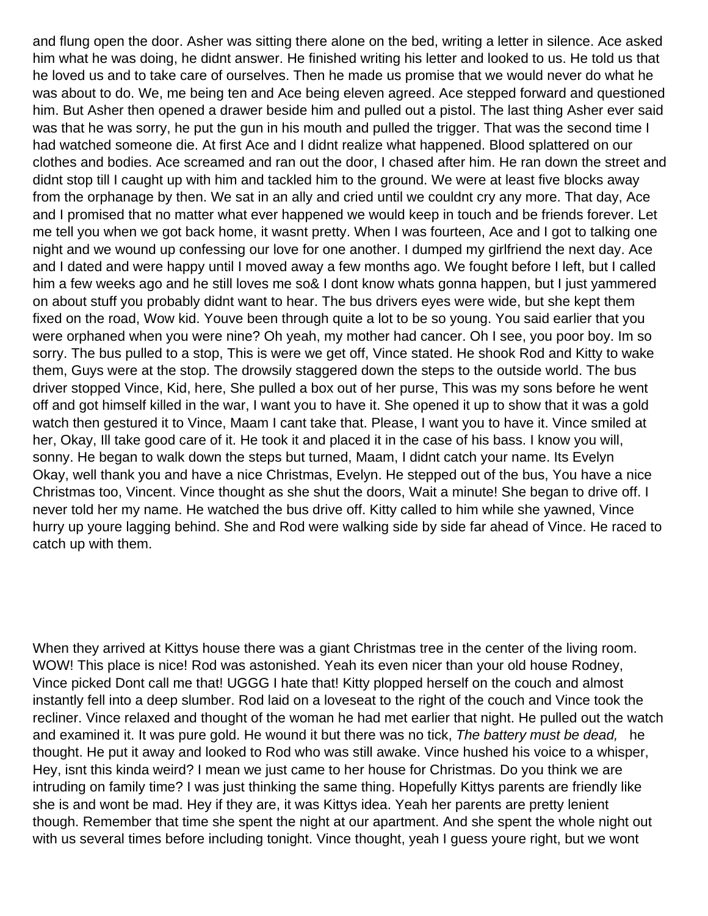and flung open the door. Asher was sitting there alone on the bed, writing a letter in silence. Ace asked him what he was doing, he didnt answer. He finished writing his letter and looked to us. He told us that he loved us and to take care of ourselves. Then he made us promise that we would never do what he was about to do. We, me being ten and Ace being eleven agreed. Ace stepped forward and questioned him. But Asher then opened a drawer beside him and pulled out a pistol. The last thing Asher ever said was that he was sorry, he put the gun in his mouth and pulled the trigger. That was the second time I had watched someone die. At first Ace and I didnt realize what happened. Blood splattered on our clothes and bodies. Ace screamed and ran out the door, I chased after him. He ran down the street and didnt stop till I caught up with him and tackled him to the ground. We were at least five blocks away from the orphanage by then. We sat in an ally and cried until we couldnt cry any more. That day, Ace and I promised that no matter what ever happened we would keep in touch and be friends forever. Let me tell you when we got back home, it wasnt pretty. When I was fourteen, Ace and I got to talking one night and we wound up confessing our love for one another. I dumped my girlfriend the next day. Ace and I dated and were happy until I moved away a few months ago. We fought before I left, but I called him a few weeks ago and he still loves me so& I dont know whats gonna happen, but I just yammered on about stuff you probably didnt want to hear. The bus drivers eyes were wide, but she kept them fixed on the road, Wow kid. Youve been through quite a lot to be so young. You said earlier that you were orphaned when you were nine? Oh yeah, my mother had cancer. Oh I see, you poor boy. Im so sorry. The bus pulled to a stop, This is were we get off, Vince stated. He shook Rod and Kitty to wake them, Guys were at the stop. The drowsily staggered down the steps to the outside world. The bus driver stopped Vince, Kid, here, She pulled a box out of her purse, This was my sons before he went off and got himself killed in the war, I want you to have it. She opened it up to show that it was a gold watch then gestured it to Vince, Maam I cant take that. Please, I want you to have it. Vince smiled at her, Okay, Ill take good care of it. He took it and placed it in the case of his bass. I know you will, sonny. He began to walk down the steps but turned, Maam, I didnt catch your name. Its Evelyn Okay, well thank you and have a nice Christmas, Evelyn. He stepped out of the bus, You have a nice Christmas too, Vincent. Vince thought as she shut the doors, Wait a minute! She began to drive off. I never told her my name. He watched the bus drive off. Kitty called to him while she yawned, Vince hurry up youre lagging behind. She and Rod were walking side by side far ahead of Vince. He raced to catch up with them.

When they arrived at Kittys house there was a giant Christmas tree in the center of the living room. WOW! This place is nice! Rod was astonished. Yeah its even nicer than your old house Rodney, Vince picked Dont call me that! UGGG I hate that! Kitty plopped herself on the couch and almost instantly fell into a deep slumber. Rod laid on a loveseat to the right of the couch and Vince took the recliner. Vince relaxed and thought of the woman he had met earlier that night. He pulled out the watch and examined it. It was pure gold. He wound it but there was no tick, *The battery must be dead,* he thought. He put it away and looked to Rod who was still awake. Vince hushed his voice to a whisper, Hey, isnt this kinda weird? I mean we just came to her house for Christmas. Do you think we are intruding on family time? I was just thinking the same thing. Hopefully Kittys parents are friendly like she is and wont be mad. Hey if they are, it was Kittys idea. Yeah her parents are pretty lenient though. Remember that time she spent the night at our apartment. And she spent the whole night out with us several times before including tonight. Vince thought, yeah I guess youre right, but we wont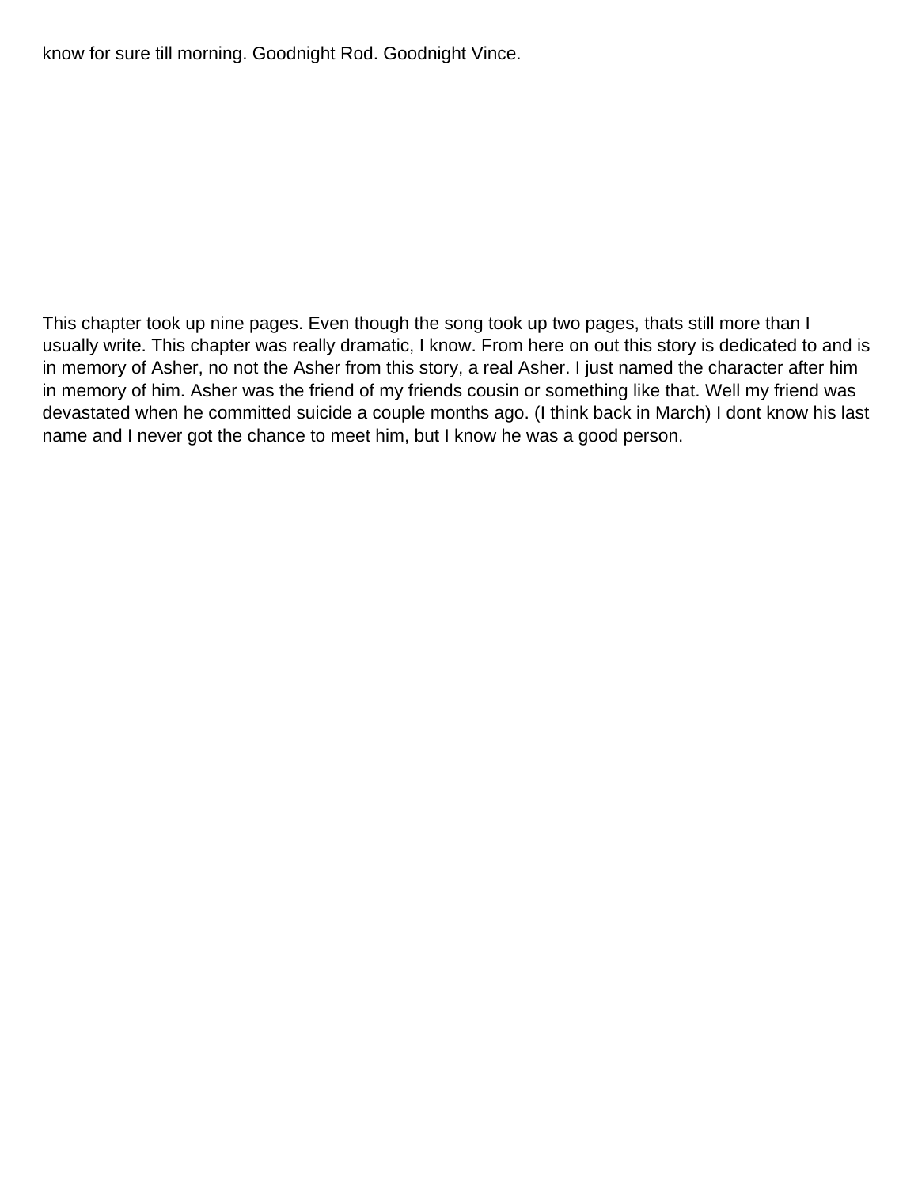know for sure till morning. Goodnight Rod. Goodnight Vince.

This chapter took up nine pages. Even though the song took up two pages, thats still more than I usually write. This chapter was really dramatic, I know. From here on out this story is dedicated to and is in memory of Asher, no not the Asher from this story, a real Asher. I just named the character after him in memory of him. Asher was the friend of my friends cousin or something like that. Well my friend was devastated when he committed suicide a couple months ago. (I think back in March) I dont know his last name and I never got the chance to meet him, but I know he was a good person.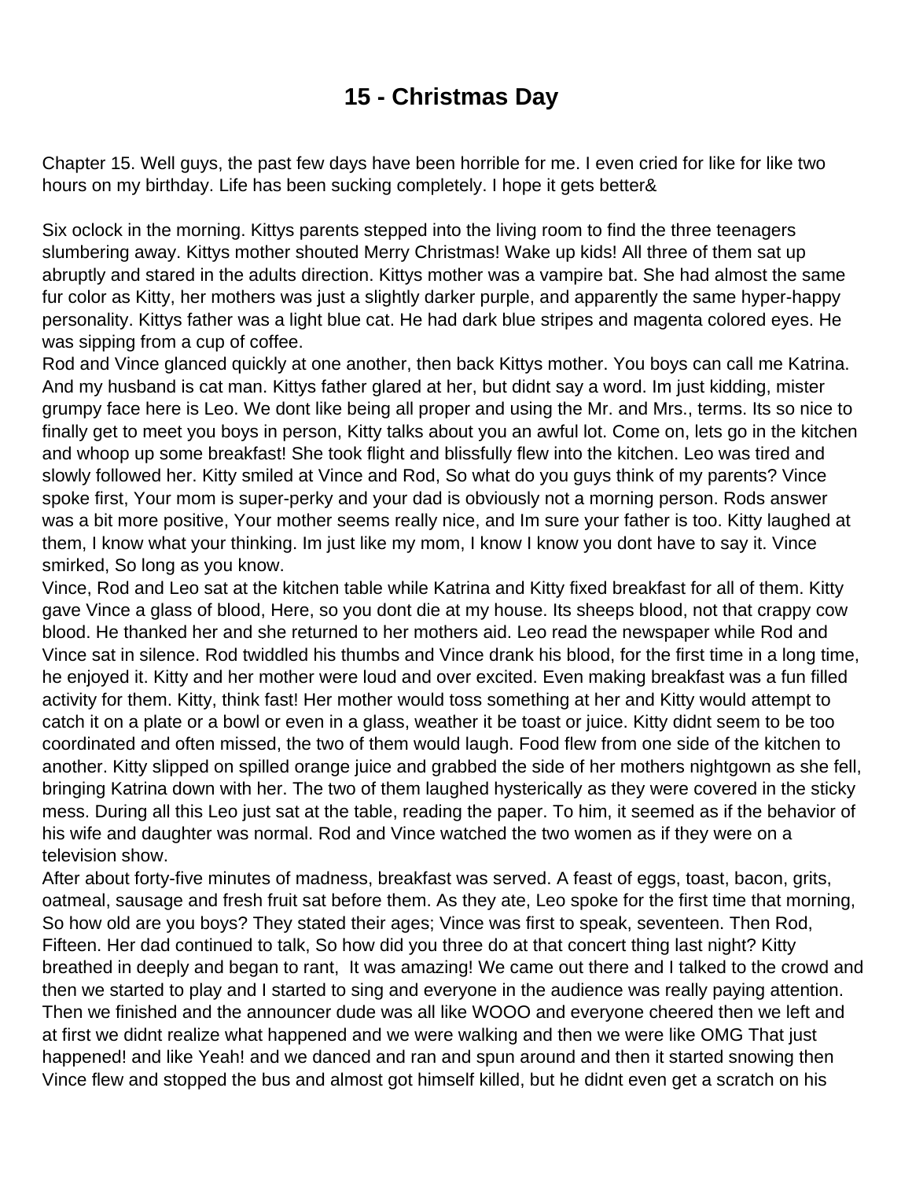# 15 - Christmas Day

Chapter 15. Well guys, the past few days have been horrible for me. I even cried for like for like two hours on my birthday. Life has been sucking completely. I hope it gets better&

Six oclock in the morning. Kittys parents stepped into the living room to find the three teenagers slumbering away. Kittys mother shouted Merry Christmas! Wake up kids! All three of them sat up abruptly and stared in the adults direction. Kittys mother was a vampire bat. She had almost the same fur color as Kitty, her mothers was just a slightly darker purple, and apparently the same hyper-happy personality. Kittys father was a light blue cat. He had dark blue stripes and magenta colored eyes. He was sipping from a cup of coffee.
Rod and Vince glanced quickly at one another, then back Kittys mother. You boys can call me Katrina. And my husband is cat man. Kittys father glared at her, but didnt say a word. Im just kidding, mister grumpy face here is Leo. We dont like being all proper and using the Mr. and Mrs., terms. Its so nice to finally get to meet you boys in person, Kitty talks about you an awful lot. Come on, lets go in the kitchen and whoop up some breakfast! She took flight and blissfully flew into the kitchen. Leo was tired and slowly followed her. Kitty smiled at Vince and Rod, So what do you guys think of my parents? Vince spoke first, Your mom is super-perky and your dad is obviously not a morning person. Rods answer was a bit more positive, Your mother seems really nice, and Im sure your father is too. Kitty laughed at them, I know what your thinking. Im just like my mom, I know I know you dont have to say it. Vince smirked, So long as you know.
Vince, Rod and Leo sat at the kitchen table while Katrina and Kitty fixed breakfast for all of them. Kitty gave Vince a glass of blood, Here, so you dont die at my house. Its sheeps blood, not that crappy cow blood. He thanked her and she returned to her mothers aid. Leo read the newspaper while Rod and Vince sat in silence. Rod twiddled his thumbs and Vince drank his blood, for the first time in a long time, he enjoyed it. Kitty and her mother were loud and over excited. Even making breakfast was a fun filled activity for them. Kitty, think fast! Her mother would toss something at her and Kitty would attempt to catch it on a plate or a bowl or even in a glass, weather it be toast or juice. Kitty didnt seem to be too coordinated and often missed, the two of them would laugh. Food flew from one side of the kitchen to another. Kitty slipped on spilled orange juice and grabbed the side of her mothers nightgown as she fell, bringing Katrina down with her. The two of them laughed hysterically as they were covered in the sticky mess. During all this Leo just sat at the table, reading the paper. To him, it seemed as if the behavior of his wife and daughter was normal. Rod and Vince watched the two women as if they were on a television show.
After about forty-five minutes of madness, breakfast was served. A feast of eggs, toast, bacon, grits, oatmeal, sausage and fresh fruit sat before them. As they ate, Leo spoke for the first time that morning, So how old are you boys? They stated their ages; Vince was first to speak, seventeen. Then Rod, Fifteen. Her dad continued to talk, So how did you three do at that concert thing last night? Kitty breathed in deeply and began to rant, It was amazing! We came out there and I talked to the crowd and then we started to play and I started to sing and everyone in the audience was really paying attention. Then we finished and the announcer dude was all like WOOO and everyone cheered then we left and at first we didnt realize what happened and we were walking and then we were like OMG That just happened! and like Yeah! and we danced and ran and spun around and then it started snowing then Vince flew and stopped the bus and almost got himself killed, but he didnt even get a scratch on his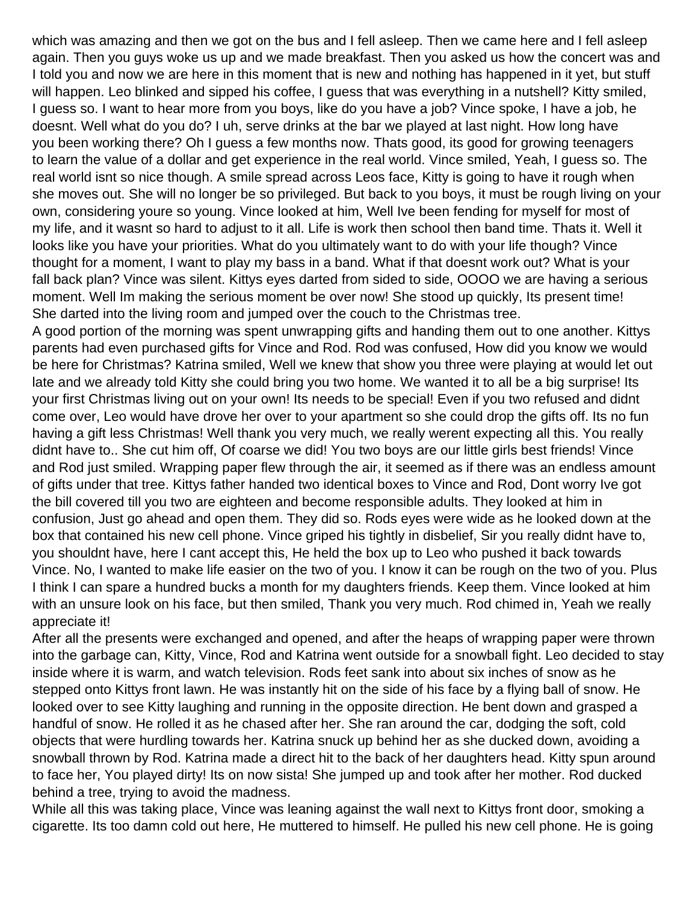which was amazing and then we got on the bus and I fell asleep. Then we came here and I fell asleep again. Then you guys woke us up and we made breakfast. Then you asked us how the concert was and I told you and now we are here in this moment that is new and nothing has happened in it yet, but stuff will happen. Leo blinked and sipped his coffee, I guess that was everything in a nutshell? Kitty smiled, I guess so. I want to hear more from you boys, like do you have a job? Vince spoke, I have a job, he doesnt. Well what do you do? I uh, serve drinks at the bar we played at last night. How long have you been working there? Oh I guess a few months now. Thats good, its good for growing teenagers to learn the value of a dollar and get experience in the real world. Vince smiled, Yeah, I guess so. The real world isnt so nice though. A smile spread across Leos face, Kitty is going to have it rough when she moves out. She will no longer be so privileged. But back to you boys, it must be rough living on your own, considering youre so young. Vince looked at him, Well Ive been fending for myself for most of my life, and it wasnt so hard to adjust to it all. Life is work then school then band time. Thats it. Well it looks like you have your priorities. What do you ultimately want to do with your life though? Vince thought for a moment, I want to play my bass in a band. What if that doesnt work out? What is your fall back plan? Vince was silent. Kittys eyes darted from sided to side, OOOO we are having a serious moment. Well Im making the serious moment be over now! She stood up quickly, Its present time! She darted into the living room and jumped over the couch to the Christmas tree.

A good portion of the morning was spent unwrapping gifts and handing them out to one another. Kittys parents had even purchased gifts for Vince and Rod. Rod was confused, How did you know we would be here for Christmas? Katrina smiled, Well we knew that show you three were playing at would let out late and we already told Kitty she could bring you two home. We wanted it to all be a big surprise! Its your first Christmas living out on your own! Its needs to be special! Even if you two refused and didnt come over, Leo would have drove her over to your apartment so she could drop the gifts off. Its no fun having a gift less Christmas! Well thank you very much, we really werent expecting all this. You really didnt have to.. She cut him off, Of coarse we did! You two boys are our little girls best friends! Vince and Rod just smiled. Wrapping paper flew through the air, it seemed as if there was an endless amount of gifts under that tree. Kittys father handed two identical boxes to Vince and Rod, Dont worry Ive got the bill covered till you two are eighteen and become responsible adults. They looked at him in confusion, Just go ahead and open them. They did so. Rods eyes were wide as he looked down at the box that contained his new cell phone. Vince griped his tightly in disbelief, Sir you really didnt have to, you shouldnt have, here I cant accept this, He held the box up to Leo who pushed it back towards Vince. No, I wanted to make life easier on the two of you. I know it can be rough on the two of you. Plus I think I can spare a hundred bucks a month for my daughters friends. Keep them. Vince looked at him with an unsure look on his face, but then smiled, Thank you very much. Rod chimed in, Yeah we really appreciate it!

After all the presents were exchanged and opened, and after the heaps of wrapping paper were thrown into the garbage can, Kitty, Vince, Rod and Katrina went outside for a snowball fight. Leo decided to stay inside where it is warm, and watch television. Rods feet sank into about six inches of snow as he stepped onto Kittys front lawn. He was instantly hit on the side of his face by a flying ball of snow. He looked over to see Kitty laughing and running in the opposite direction. He bent down and grasped a handful of snow. He rolled it as he chased after her. She ran around the car, dodging the soft, cold objects that were hurdling towards her. Katrina snuck up behind her as she ducked down, avoiding a snowball thrown by Rod. Katrina made a direct hit to the back of her daughters head. Kitty spun around to face her, You played dirty! Its on now sista! She jumped up and took after her mother. Rod ducked behind a tree, trying to avoid the madness.

While all this was taking place, Vince was leaning against the wall next to Kittys front door, smoking a cigarette. Its too damn cold out here, He muttered to himself. He pulled his new cell phone. He is going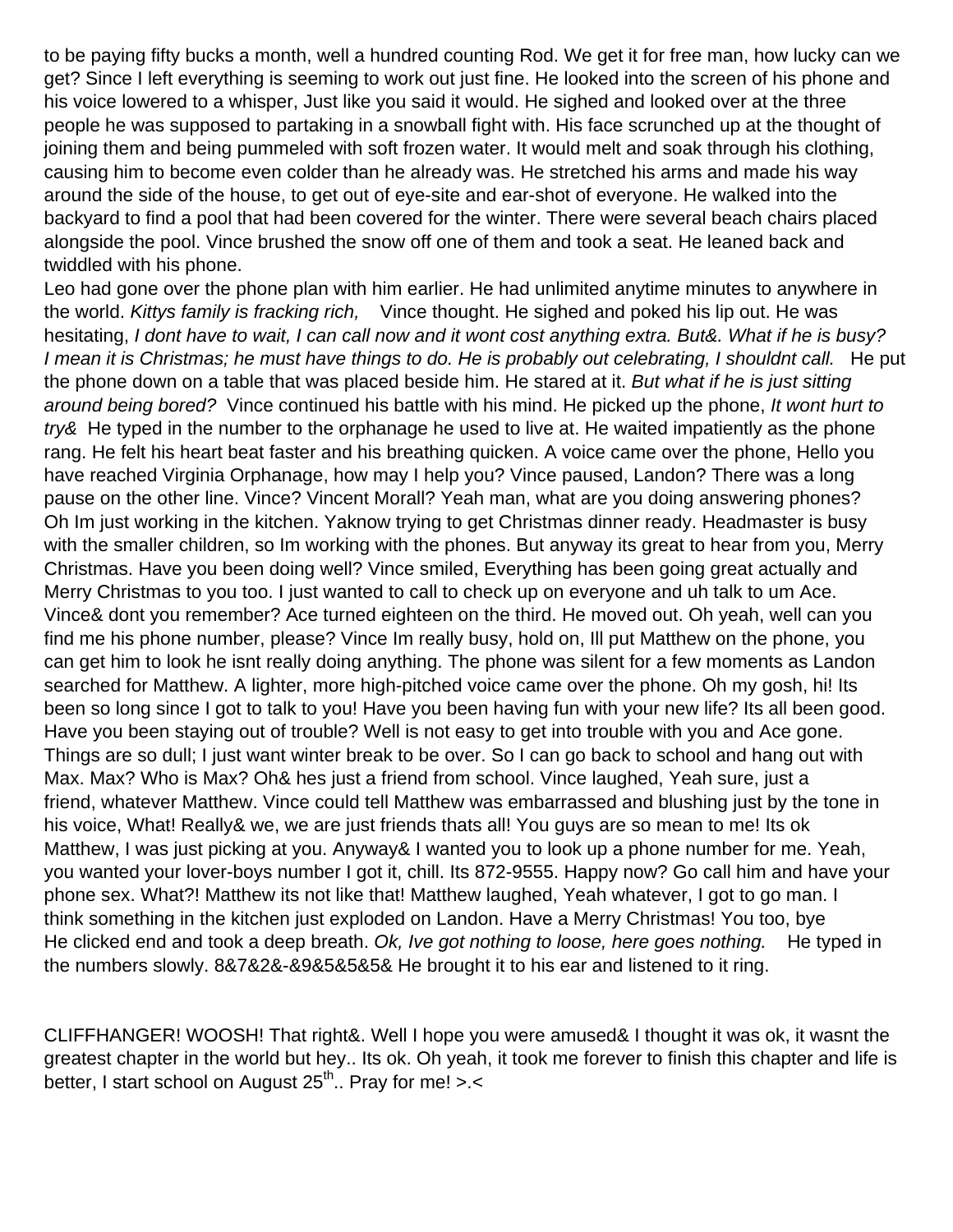to be paying fifty bucks a month, well a hundred counting Rod. We get it for free man, how lucky can we get? Since I left everything is seeming to work out just fine. He looked into the screen of his phone and his voice lowered to a whisper, Just like you said it would. He sighed and looked over at the three people he was supposed to partaking in a snowball fight with. His face scrunched up at the thought of joining them and being pummeled with soft frozen water. It would melt and soak through his clothing, causing him to become even colder than he already was. He stretched his arms and made his way around the side of the house, to get out of eye-site and ear-shot of everyone. He walked into the backyard to find a pool that had been covered for the winter. There were several beach chairs placed alongside the pool. Vince brushed the snow off one of them and took a seat. He leaned back and twiddled with his phone.

Leo had gone over the phone plan with him earlier. He had unlimited anytime minutes to anywhere in the world. *Kittys family is fracking rich,* Vince thought. He sighed and poked his lip out. He was hesitating, *I dont have to wait, I can call now and it wont cost anything extra. But&. What if he is busy? I mean it is Christmas; he must have things to do. He is probably out celebrating, I shouldnt call.* He put the phone down on a table that was placed beside him. He stared at it. *But what if he is just sitting around being bored?* Vince continued his battle with his mind. He picked up the phone, *It wont hurt to try&* He typed in the number to the orphanage he used to live at. He waited impatiently as the phone rang. He felt his heart beat faster and his breathing quicken. A voice came over the phone, Hello you have reached Virginia Orphanage, how may I help you? Vince paused, Landon? There was a long pause on the other line. Vince? Vincent Morall? Yeah man, what are you doing answering phones? Oh Im just working in the kitchen. Yaknow trying to get Christmas dinner ready. Headmaster is busy with the smaller children, so Im working with the phones. But anyway its great to hear from you, Merry Christmas. Have you been doing well? Vince smiled, Everything has been going great actually and Merry Christmas to you too. I just wanted to call to check up on everyone and uh talk to um Ace. Vince& dont you remember? Ace turned eighteen on the third. He moved out. Oh yeah, well can you find me his phone number, please? Vince Im really busy, hold on, Ill put Matthew on the phone, you can get him to look he isnt really doing anything. The phone was silent for a few moments as Landon searched for Matthew. A lighter, more high-pitched voice came over the phone. Oh my gosh, hi! Its been so long since I got to talk to you! Have you been having fun with your new life? Its all been good. Have you been staying out of trouble? Well is not easy to get into trouble with you and Ace gone. Things are so dull; I just want winter break to be over. So I can go back to school and hang out with Max. Max? Who is Max? Oh& hes just a friend from school. Vince laughed, Yeah sure, just a friend, whatever Matthew. Vince could tell Matthew was embarrassed and blushing just by the tone in his voice, What! Really& we, we are just friends thats all! You guys are so mean to me! Its ok Matthew, I was just picking at you. Anyway& I wanted you to look up a phone number for me. Yeah, you wanted your lover-boys number I got it, chill. Its 872-9555. Happy now? Go call him and have your phone sex. What?! Matthew its not like that! Matthew laughed, Yeah whatever, I got to go man. I think something in the kitchen just exploded on Landon. Have a Merry Christmas! You too, bye

He clicked end and took a deep breath. *Ok, Ive got nothing to loose, here goes nothing.* He typed in the numbers slowly. 8&7&2&-&9&5&5&5& He brought it to his ear and listened to it ring.

CLIFFHANGER! WOOSH! That right&. Well I hope you were amused& I thought it was ok, it wasnt the greatest chapter in the world but hey.. Its ok. Oh yeah, it took me forever to finish this chapter and life is better, I start school on August 25th.. Pray for me! >.<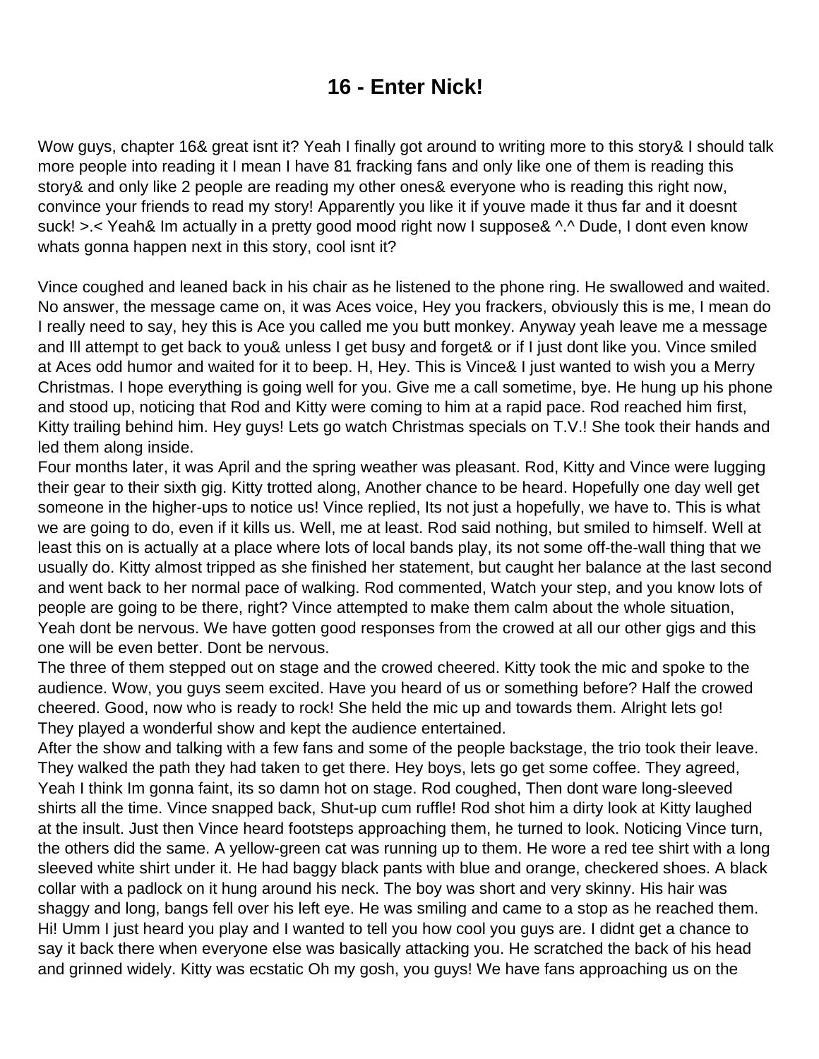# 16 - Enter Nick!

Wow guys, chapter 16& great isnt it? Yeah I finally got around to writing more to this story& I should talk more people into reading it I mean I have 81 fracking fans and only like one of them is reading this story& and only like 2 people are reading my other ones& everyone who is reading this right now, convince your friends to read my story! Apparently you like it if youve made it thus far and it doesnt suck! >.< Yeah& Im actually in a pretty good mood right now I suppose& ^.^ Dude, I dont even know whats gonna happen next in this story, cool isnt it?

Vince coughed and leaned back in his chair as he listened to the phone ring. He swallowed and waited. No answer, the message came on, it was Aces voice, Hey you frackers, obviously this is me, I mean do I really need to say, hey this is Ace you called me you butt monkey. Anyway yeah leave me a message and Ill attempt to get back to you& unless I get busy and forget& or if I just dont like you. Vince smiled at Aces odd humor and waited for it to beep. H, Hey. This is Vince& I just wanted to wish you a Merry Christmas. I hope everything is going well for you. Give me a call sometime, bye. He hung up his phone and stood up, noticing that Rod and Kitty were coming to him at a rapid pace. Rod reached him first, Kitty trailing behind him. Hey guys! Lets go watch Christmas specials on T.V.! She took their hands and led them along inside.

Four months later, it was April and the spring weather was pleasant. Rod, Kitty and Vince were lugging their gear to their sixth gig. Kitty trotted along, Another chance to be heard. Hopefully one day well get someone in the higher-ups to notice us! Vince replied, Its not just a hopefully, we have to. This is what we are going to do, even if it kills us. Well, me at least. Rod said nothing, but smiled to himself. Well at least this on is actually at a place where lots of local bands play, its not some off-the-wall thing that we usually do. Kitty almost tripped as she finished her statement, but caught her balance at the last second and went back to her normal pace of walking. Rod commented, Watch your step, and you know lots of people are going to be there, right? Vince attempted to make them calm about the whole situation, Yeah dont be nervous. We have gotten good responses from the crowed at all our other gigs and this one will be even better. Dont be nervous.

The three of them stepped out on stage and the crowed cheered. Kitty took the mic and spoke to the audience. Wow, you guys seem excited. Have you heard of us or something before? Half the crowed cheered. Good, now who is ready to rock! She held the mic up and towards them. Alright lets go! They played a wonderful show and kept the audience entertained.

After the show and talking with a few fans and some of the people backstage, the trio took their leave. They walked the path they had taken to get there. Hey boys, lets go get some coffee. They agreed, Yeah I think Im gonna faint, its so damn hot on stage. Rod coughed, Then dont ware long-sleeved shirts all the time. Vince snapped back, Shut-up cum ruffle! Rod shot him a dirty look at Kitty laughed at the insult. Just then Vince heard footsteps approaching them, he turned to look. Noticing Vince turn, the others did the same. A yellow-green cat was running up to them. He wore a red tee shirt with a long sleeved white shirt under it. He had baggy black pants with blue and orange, checkered shoes. A black collar with a padlock on it hung around his neck. The boy was short and very skinny. His hair was shaggy and long, bangs fell over his left eye. He was smiling and came to a stop as he reached them. Hi! Umm I just heard you play and I wanted to tell you how cool you guys are. I didnt get a chance to say it back there when everyone else was basically attacking you. He scratched the back of his head and grinned widely. Kitty was ecstatic Oh my gosh, you guys! We have fans approaching us on the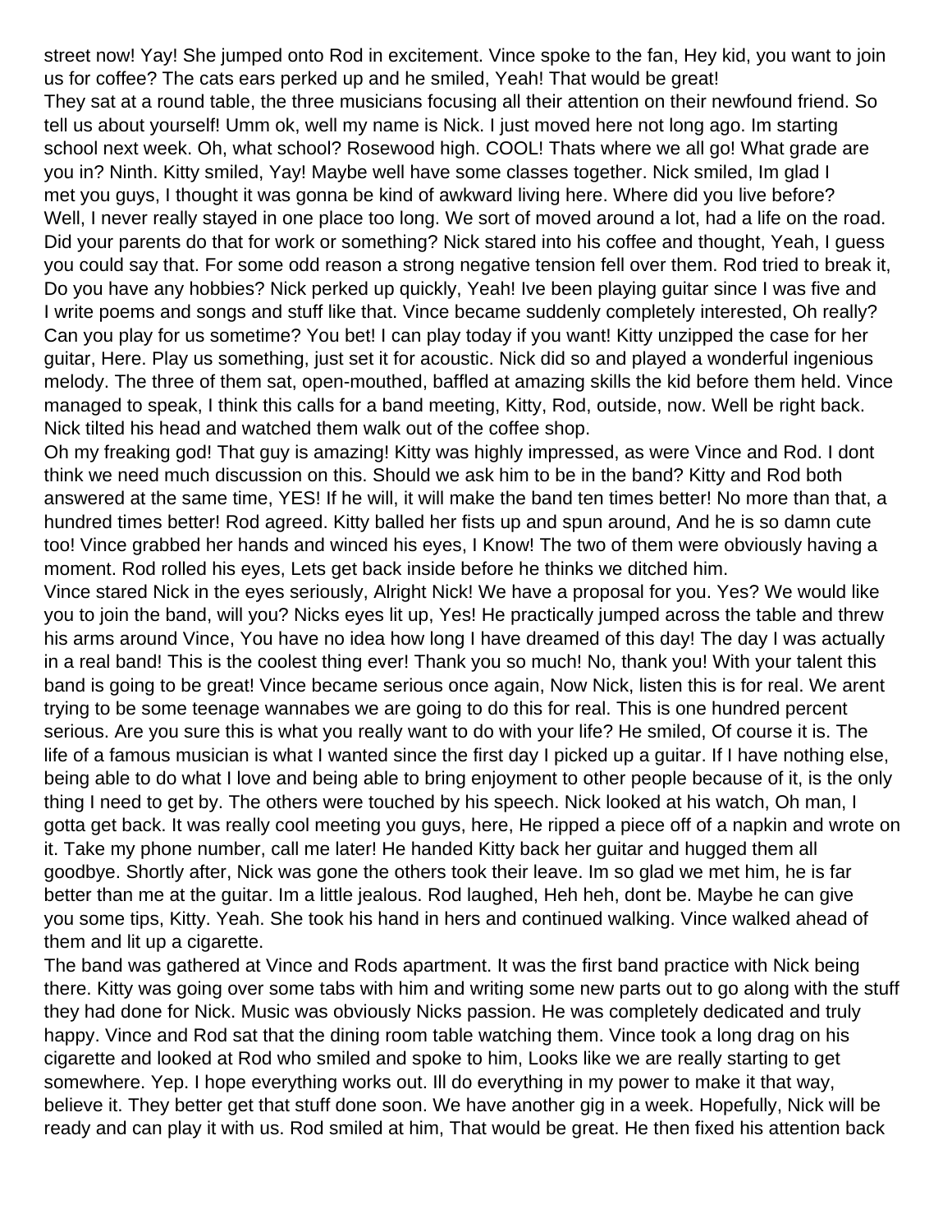street now! Yay! She jumped onto Rod in excitement. Vince spoke to the fan, Hey kid, you want to join us for coffee? The cats ears perked up and he smiled, Yeah! That would be great!

They sat at a round table, the three musicians focusing all their attention on their newfound friend. So tell us about yourself! Umm ok, well my name is Nick. I just moved here not long ago. Im starting school next week. Oh, what school? Rosewood high. COOL! Thats where we all go! What grade are you in? Ninth. Kitty smiled, Yay! Maybe well have some classes together. Nick smiled, Im glad I met you guys, I thought it was gonna be kind of awkward living here. Where did you live before? Well, I never really stayed in one place too long. We sort of moved around a lot, had a life on the road. Did your parents do that for work or something? Nick stared into his coffee and thought, Yeah, I guess you could say that. For some odd reason a strong negative tension fell over them. Rod tried to break it, Do you have any hobbies? Nick perked up quickly, Yeah! Ive been playing guitar since I was five and I write poems and songs and stuff like that. Vince became suddenly completely interested, Oh really? Can you play for us sometime? You bet! I can play today if you want! Kitty unzipped the case for her guitar, Here. Play us something, just set it for acoustic. Nick did so and played a wonderful ingenious melody. The three of them sat, open-mouthed, baffled at amazing skills the kid before them held. Vince managed to speak, I think this calls for a band meeting, Kitty, Rod, outside, now. Well be right back. Nick tilted his head and watched them walk out of the coffee shop.

Oh my freaking god! That guy is amazing! Kitty was highly impressed, as were Vince and Rod. I dont think we need much discussion on this. Should we ask him to be in the band? Kitty and Rod both answered at the same time, YES! If he will, it will make the band ten times better! No more than that, a hundred times better! Rod agreed. Kitty balled her fists up and spun around, And he is so damn cute too! Vince grabbed her hands and winced his eyes, I Know! The two of them were obviously having a moment. Rod rolled his eyes, Lets get back inside before he thinks we ditched him.

Vince stared Nick in the eyes seriously, Alright Nick! We have a proposal for you. Yes? We would like you to join the band, will you? Nicks eyes lit up, Yes! He practically jumped across the table and threw his arms around Vince, You have no idea how long I have dreamed of this day! The day I was actually in a real band! This is the coolest thing ever! Thank you so much! No, thank you! With your talent this band is going to be great! Vince became serious once again, Now Nick, listen this is for real. We arent trying to be some teenage wannabes we are going to do this for real. This is one hundred percent serious. Are you sure this is what you really want to do with your life? He smiled, Of course it is. The life of a famous musician is what I wanted since the first day I picked up a guitar. If I have nothing else, being able to do what I love and being able to bring enjoyment to other people because of it, is the only thing I need to get by. The others were touched by his speech. Nick looked at his watch, Oh man, I gotta get back. It was really cool meeting you guys, here, He ripped a piece off of a napkin and wrote on it. Take my phone number, call me later! He handed Kitty back her guitar and hugged them all goodbye. Shortly after, Nick was gone the others took their leave. Im so glad we met him, he is far better than me at the guitar. Im a little jealous. Rod laughed, Heh heh, dont be. Maybe he can give you some tips, Kitty. Yeah. She took his hand in hers and continued walking. Vince walked ahead of them and lit up a cigarette.

The band was gathered at Vince and Rods apartment. It was the first band practice with Nick being there. Kitty was going over some tabs with him and writing some new parts out to go along with the stuff they had done for Nick. Music was obviously Nicks passion. He was completely dedicated and truly happy. Vince and Rod sat that the dining room table watching them. Vince took a long drag on his cigarette and looked at Rod who smiled and spoke to him, Looks like we are really starting to get somewhere. Yep. I hope everything works out. Ill do everything in my power to make it that way, believe it. They better get that stuff done soon. We have another gig in a week. Hopefully, Nick will be ready and can play it with us. Rod smiled at him, That would be great. He then fixed his attention back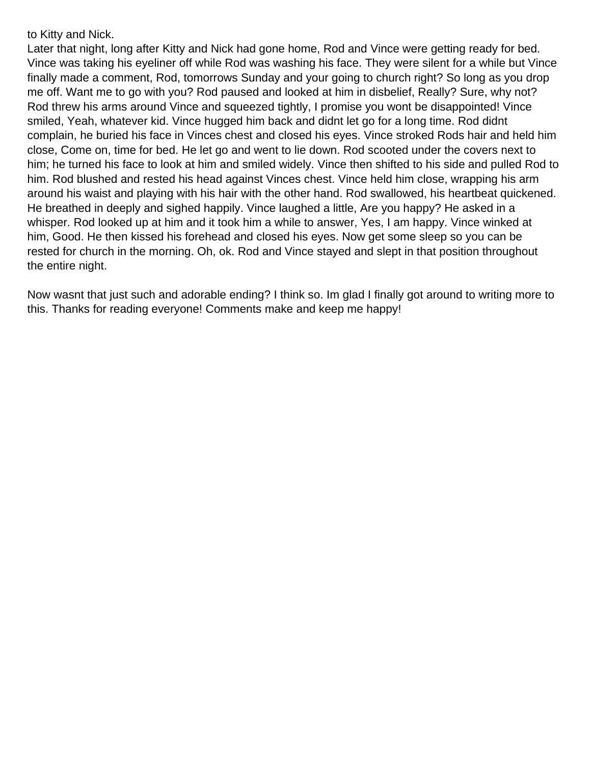to Kitty and Nick.
Later that night, long after Kitty and Nick had gone home, Rod and Vince were getting ready for bed. Vince was taking his eyeliner off while Rod was washing his face. They were silent for a while but Vince finally made a comment, Rod, tomorrows Sunday and your going to church right? So long as you drop me off. Want me to go with you? Rod paused and looked at him in disbelief, Really? Sure, why not? Rod threw his arms around Vince and squeezed tightly, I promise you wont be disappointed! Vince smiled, Yeah, whatever kid. Vince hugged him back and didnt let go for a long time. Rod didnt complain, he buried his face in Vinces chest and closed his eyes. Vince stroked Rods hair and held him close, Come on, time for bed. He let go and went to lie down. Rod scooted under the covers next to him; he turned his face to look at him and smiled widely. Vince then shifted to his side and pulled Rod to him. Rod blushed and rested his head against Vinces chest. Vince held him close, wrapping his arm around his waist and playing with his hair with the other hand. Rod swallowed, his heartbeat quickened. He breathed in deeply and sighed happily. Vince laughed a little, Are you happy? He asked in a whisper. Rod looked up at him and it took him a while to answer, Yes, I am happy. Vince winked at him, Good. He then kissed his forehead and closed his eyes. Now get some sleep so you can be rested for church in the morning. Oh, ok. Rod and Vince stayed and slept in that position throughout the entire night.

Now wasnt that just such and adorable ending? I think so. Im glad I finally got around to writing more to this. Thanks for reading everyone! Comments make and keep me happy!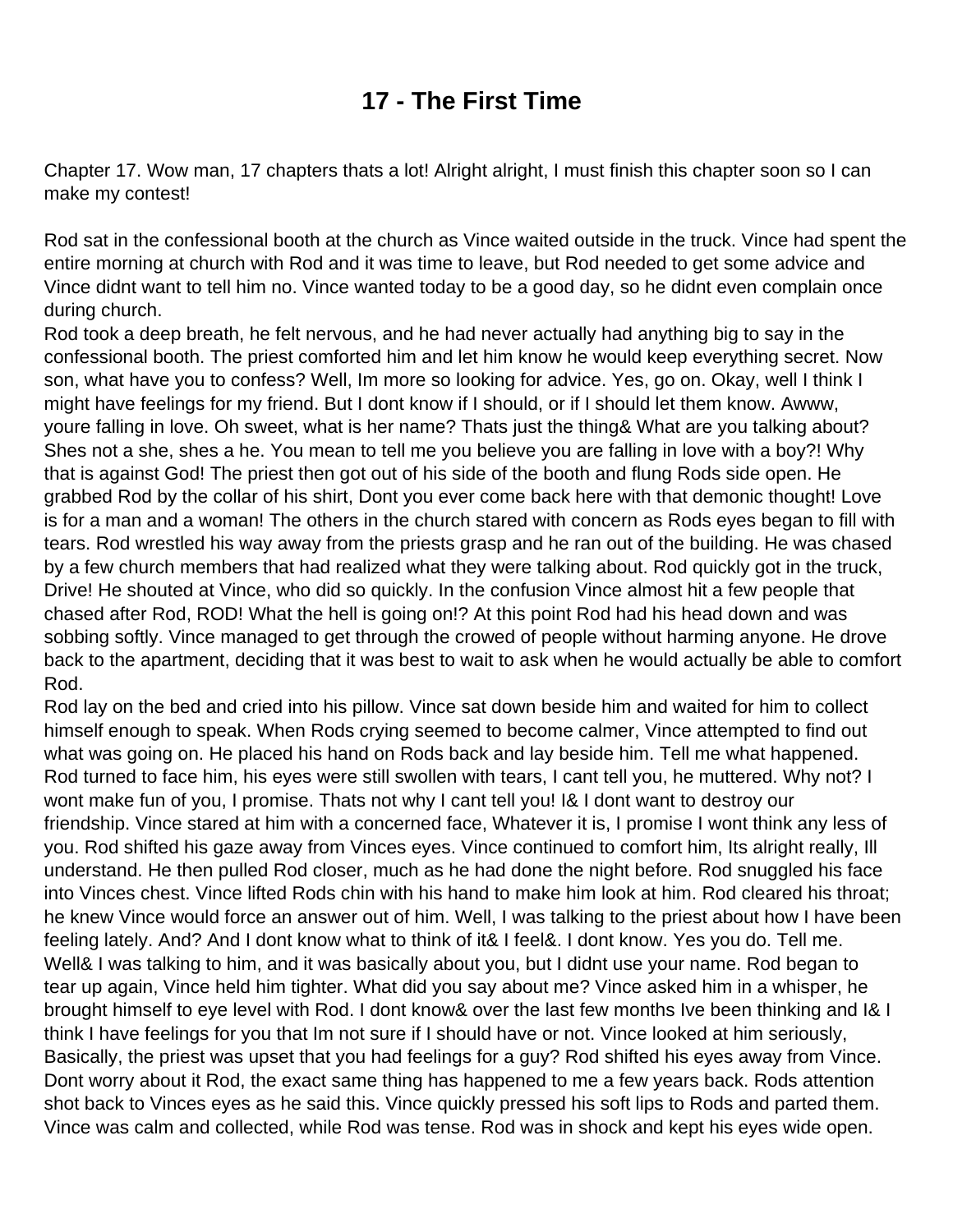# 17 - The First Time

Chapter 17. Wow man, 17 chapters thats a lot! Alright alright, I must finish this chapter soon so I can make my contest!

Rod sat in the confessional booth at the church as Vince waited outside in the truck. Vince had spent the entire morning at church with Rod and it was time to leave, but Rod needed to get some advice and Vince didnt want to tell him no. Vince wanted today to be a good day, so he didnt even complain once during church.
Rod took a deep breath, he felt nervous, and he had never actually had anything big to say in the confessional booth. The priest comforted him and let him know he would keep everything secret. Now son, what have you to confess? Well, Im more so looking for advice. Yes, go on. Okay, well I think I might have feelings for my friend. But I dont know if I should, or if I should let them know. Awww, youre falling in love. Oh sweet, what is her name? Thats just the thing& What are you talking about? Shes not a she, shes a he. You mean to tell me you believe you are falling in love with a boy?! Why that is against God! The priest then got out of his side of the booth and flung Rods side open. He grabbed Rod by the collar of his shirt, Dont you ever come back here with that demonic thought! Love is for a man and a woman! The others in the church stared with concern as Rods eyes began to fill with tears. Rod wrestled his way away from the priests grasp and he ran out of the building. He was chased by a few church members that had realized what they were talking about. Rod quickly got in the truck, Drive! He shouted at Vince, who did so quickly. In the confusion Vince almost hit a few people that chased after Rod, ROD! What the hell is going on!? At this point Rod had his head down and was sobbing softly. Vince managed to get through the crowed of people without harming anyone. He drove back to the apartment, deciding that it was best to wait to ask when he would actually be able to comfort Rod.
Rod lay on the bed and cried into his pillow. Vince sat down beside him and waited for him to collect himself enough to speak. When Rods crying seemed to become calmer, Vince attempted to find out what was going on. He placed his hand on Rods back and lay beside him. Tell me what happened. Rod turned to face him, his eyes were still swollen with tears, I cant tell you, he muttered. Why not? I wont make fun of you, I promise. Thats not why I cant tell you! I& I dont want to destroy our friendship. Vince stared at him with a concerned face, Whatever it is, I promise I wont think any less of you. Rod shifted his gaze away from Vinces eyes. Vince continued to comfort him, Its alright really, Ill understand. He then pulled Rod closer, much as he had done the night before. Rod snuggled his face into Vinces chest. Vince lifted Rods chin with his hand to make him look at him. Rod cleared his throat; he knew Vince would force an answer out of him. Well, I was talking to the priest about how I have been feeling lately. And? And I dont know what to think of it& I feel&. I dont know. Yes you do. Tell me. Well& I was talking to him, and it was basically about you, but I didnt use your name. Rod began to tear up again, Vince held him tighter. What did you say about me? Vince asked him in a whisper, he brought himself to eye level with Rod. I dont know& over the last few months Ive been thinking and I& I think I have feelings for you that Im not sure if I should have or not. Vince looked at him seriously, Basically, the priest was upset that you had feelings for a guy? Rod shifted his eyes away from Vince. Dont worry about it Rod, the exact same thing has happened to me a few years back. Rods attention shot back to Vinces eyes as he said this. Vince quickly pressed his soft lips to Rods and parted them. Vince was calm and collected, while Rod was tense. Rod was in shock and kept his eyes wide open.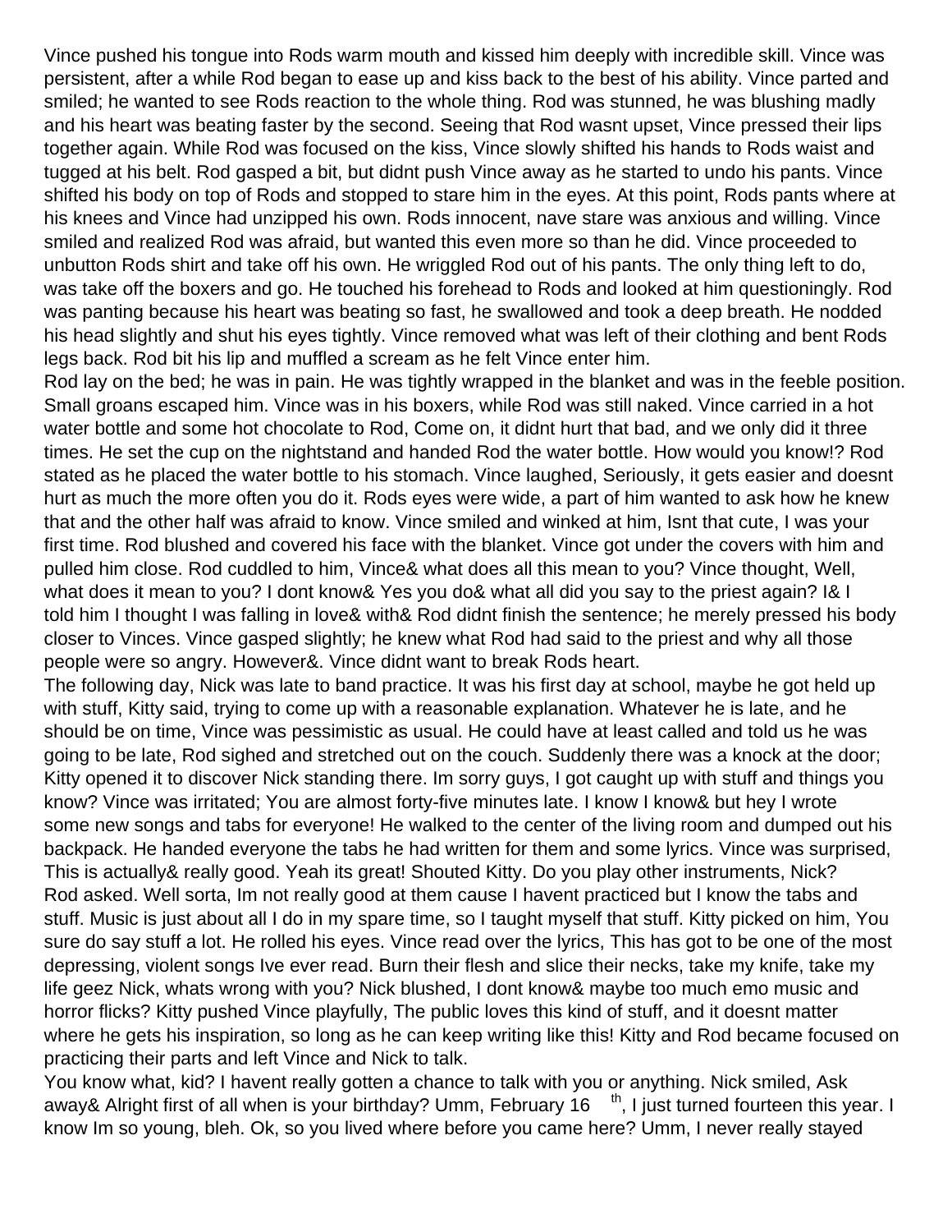Vince pushed his tongue into Rods warm mouth and kissed him deeply with incredible skill. Vince was persistent, after a while Rod began to ease up and kiss back to the best of his ability. Vince parted and smiled; he wanted to see Rods reaction to the whole thing. Rod was stunned, he was blushing madly and his heart was beating faster by the second. Seeing that Rod wasnt upset, Vince pressed their lips together again. While Rod was focused on the kiss, Vince slowly shifted his hands to Rods waist and tugged at his belt. Rod gasped a bit, but didnt push Vince away as he started to undo his pants. Vince shifted his body on top of Rods and stopped to stare him in the eyes. At this point, Rods pants where at his knees and Vince had unzipped his own. Rods innocent, nave stare was anxious and willing. Vince smiled and realized Rod was afraid, but wanted this even more so than he did. Vince proceeded to unbutton Rods shirt and take off his own. He wriggled Rod out of his pants. The only thing left to do, was take off the boxers and go. He touched his forehead to Rods and looked at him questioningly. Rod was panting because his heart was beating so fast, he swallowed and took a deep breath. He nodded his head slightly and shut his eyes tightly. Vince removed what was left of their clothing and bent Rods legs back. Rod bit his lip and muffled a scream as he felt Vince enter him.

Rod lay on the bed; he was in pain. He was tightly wrapped in the blanket and was in the feeble position. Small groans escaped him. Vince was in his boxers, while Rod was still naked. Vince carried in a hot water bottle and some hot chocolate to Rod, Come on, it didnt hurt that bad, and we only did it three times. He set the cup on the nightstand and handed Rod the water bottle. How would you know!? Rod stated as he placed the water bottle to his stomach. Vince laughed, Seriously, it gets easier and doesnt hurt as much the more often you do it. Rods eyes were wide, a part of him wanted to ask how he knew that and the other half was afraid to know. Vince smiled and winked at him, Isnt that cute, I was your first time. Rod blushed and covered his face with the blanket. Vince got under the covers with him and pulled him close. Rod cuddled to him, Vince& what does all this mean to you? Vince thought, Well, what does it mean to you? I dont know& Yes you do& what all did you say to the priest again? I& I told him I thought I was falling in love& with& Rod didnt finish the sentence; he merely pressed his body closer to Vinces. Vince gasped slightly; he knew what Rod had said to the priest and why all those people were so angry. However&. Vince didnt want to break Rods heart.

The following day, Nick was late to band practice. It was his first day at school, maybe he got held up with stuff, Kitty said, trying to come up with a reasonable explanation. Whatever he is late, and he should be on time, Vince was pessimistic as usual. He could have at least called and told us he was going to be late, Rod sighed and stretched out on the couch. Suddenly there was a knock at the door; Kitty opened it to discover Nick standing there. Im sorry guys, I got caught up with stuff and things you know? Vince was irritated; You are almost forty-five minutes late. I know I know& but hey I wrote some new songs and tabs for everyone! He walked to the center of the living room and dumped out his backpack. He handed everyone the tabs he had written for them and some lyrics. Vince was surprised, This is actually& really good. Yeah its great! Shouted Kitty. Do you play other instruments, Nick? Rod asked. Well sorta, Im not really good at them cause I havent practiced but I know the tabs and stuff. Music is just about all I do in my spare time, so I taught myself that stuff. Kitty picked on him, You sure do say stuff a lot. He rolled his eyes. Vince read over the lyrics, This has got to be one of the most depressing, violent songs Ive ever read. Burn their flesh and slice their necks, take my knife, take my life geez Nick, whats wrong with you? Nick blushed, I dont know& maybe too much emo music and horror flicks? Kitty pushed Vince playfully, The public loves this kind of stuff, and it doesnt matter where he gets his inspiration, so long as he can keep writing like this! Kitty and Rod became focused on practicing their parts and left Vince and Nick to talk.

You know what, kid? I havent really gotten a chance to talk with you or anything. Nick smiled, Ask away& Alright first of all when is your birthday? Umm, February 16th, I just turned fourteen this year. I know Im so young, bleh. Ok, so you lived where before you came here? Umm, I never really stayed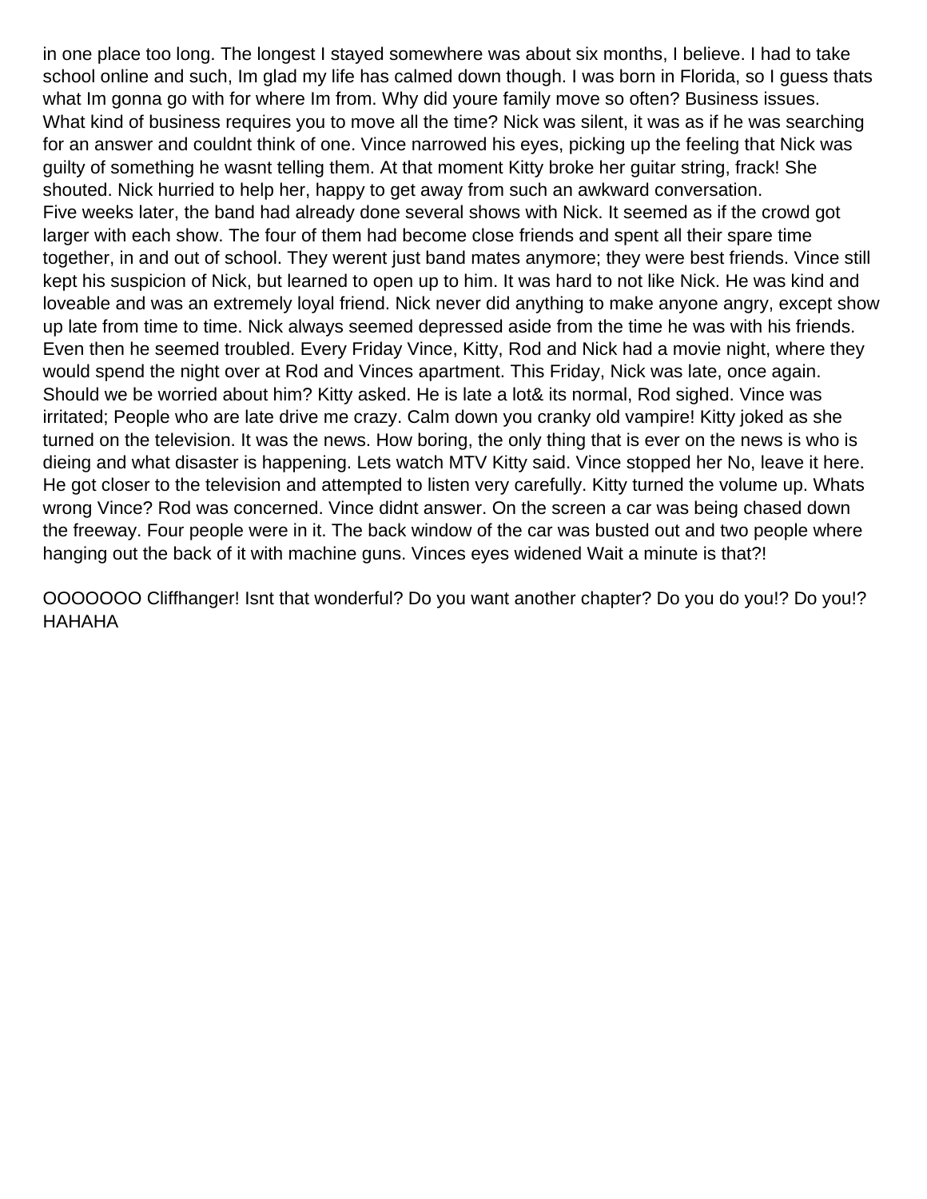in one place too long. The longest I stayed somewhere was about six months, I believe. I had to take school online and such, Im glad my life has calmed down though. I was born in Florida, so I guess thats what Im gonna go with for where Im from. Why did youre family move so often? Business issues. What kind of business requires you to move all the time? Nick was silent, it was as if he was searching for an answer and couldnt think of one. Vince narrowed his eyes, picking up the feeling that Nick was guilty of something he wasnt telling them. At that moment Kitty broke her guitar string, frack! She shouted. Nick hurried to help her, happy to get away from such an awkward conversation.

Five weeks later, the band had already done several shows with Nick. It seemed as if the crowd got larger with each show. The four of them had become close friends and spent all their spare time together, in and out of school. They werent just band mates anymore; they were best friends. Vince still kept his suspicion of Nick, but learned to open up to him. It was hard to not like Nick. He was kind and loveable and was an extremely loyal friend. Nick never did anything to make anyone angry, except show up late from time to time. Nick always seemed depressed aside from the time he was with his friends. Even then he seemed troubled. Every Friday Vince, Kitty, Rod and Nick had a movie night, where they would spend the night over at Rod and Vinces apartment. This Friday, Nick was late, once again. Should we be worried about him? Kitty asked. He is late a lot& its normal, Rod sighed. Vince was irritated; People who are late drive me crazy. Calm down you cranky old vampire! Kitty joked as she turned on the television. It was the news. How boring, the only thing that is ever on the news is who is dieing and what disaster is happening. Lets watch MTV Kitty said. Vince stopped her No, leave it here. He got closer to the television and attempted to listen very carefully. Kitty turned the volume up. Whats wrong Vince? Rod was concerned. Vince didnt answer. On the screen a car was being chased down the freeway. Four people were in it. The back window of the car was busted out and two people where hanging out the back of it with machine guns. Vinces eyes widened Wait a minute is that?!

OOOOOOO Cliffhanger! Isnt that wonderful? Do you want another chapter? Do you do you!? Do you!? HAHAHA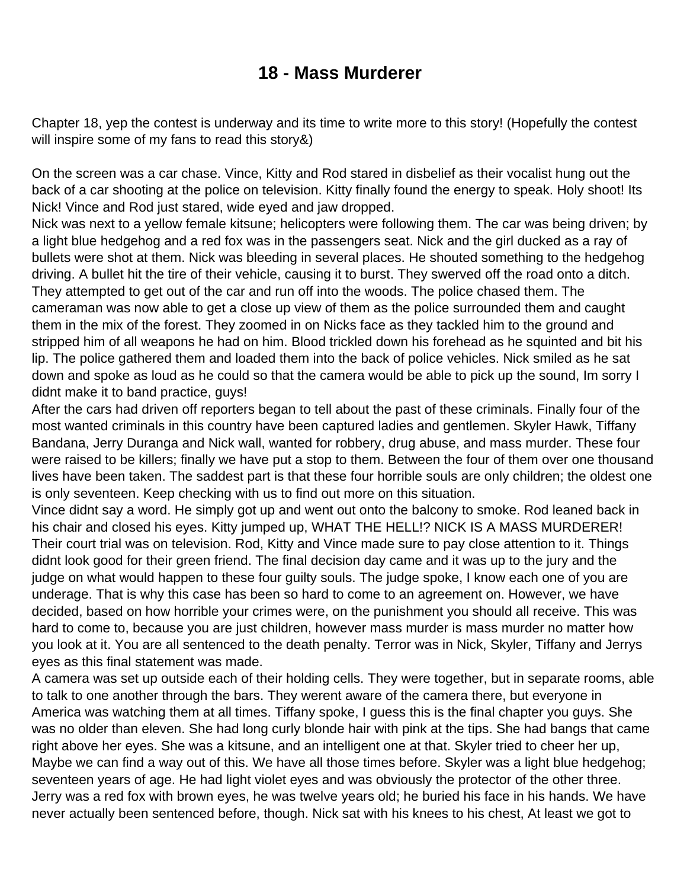# 18 - Mass Murderer

Chapter 18, yep the contest is underway and its time to write more to this story! (Hopefully the contest will inspire some of my fans to read this story&)

On the screen was a car chase. Vince, Kitty and Rod stared in disbelief as their vocalist hung out the back of a car shooting at the police on television. Kitty finally found the energy to speak. Holy shoot! Its Nick! Vince and Rod just stared, wide eyed and jaw dropped.
Nick was next to a yellow female kitsune; helicopters were following them. The car was being driven; by a light blue hedgehog and a red fox was in the passengers seat. Nick and the girl ducked as a ray of bullets were shot at them. Nick was bleeding in several places. He shouted something to the hedgehog driving. A bullet hit the tire of their vehicle, causing it to burst. They swerved off the road onto a ditch. They attempted to get out of the car and run off into the woods. The police chased them. The cameraman was now able to get a close up view of them as the police surrounded them and caught them in the mix of the forest. They zoomed in on Nicks face as they tackled him to the ground and stripped him of all weapons he had on him. Blood trickled down his forehead as he squinted and bit his lip. The police gathered them and loaded them into the back of police vehicles. Nick smiled as he sat down and spoke as loud as he could so that the camera would be able to pick up the sound, Im sorry I didnt make it to band practice, guys!
After the cars had driven off reporters began to tell about the past of these criminals. Finally four of the most wanted criminals in this country have been captured ladies and gentlemen. Skyler Hawk, Tiffany Bandana, Jerry Duranga and Nick wall, wanted for robbery, drug abuse, and mass murder. These four were raised to be killers; finally we have put a stop to them. Between the four of them over one thousand lives have been taken. The saddest part is that these four horrible souls are only children; the oldest one is only seventeen. Keep checking with us to find out more on this situation.
Vince didnt say a word. He simply got up and went out onto the balcony to smoke. Rod leaned back in his chair and closed his eyes. Kitty jumped up, WHAT THE HELL!? NICK IS A MASS MURDERER!
Their court trial was on television. Rod, Kitty and Vince made sure to pay close attention to it. Things didnt look good for their green friend. The final decision day came and it was up to the jury and the judge on what would happen to these four guilty souls. The judge spoke, I know each one of you are underage. That is why this case has been so hard to come to an agreement on. However, we have decided, based on how horrible your crimes were, on the punishment you should all receive. This was hard to come to, because you are just children, however mass murder is mass murder no matter how you look at it. You are all sentenced to the death penalty. Terror was in Nick, Skyler, Tiffany and Jerrys eyes as this final statement was made.
A camera was set up outside each of their holding cells. They were together, but in separate rooms, able to talk to one another through the bars. They werent aware of the camera there, but everyone in America was watching them at all times. Tiffany spoke, I guess this is the final chapter you guys. She was no older than eleven. She had long curly blonde hair with pink at the tips. She had bangs that came right above her eyes. She was a kitsune, and an intelligent one at that. Skyler tried to cheer her up, Maybe we can find a way out of this. We have all those times before. Skyler was a light blue hedgehog; seventeen years of age. He had light violet eyes and was obviously the protector of the other three. Jerry was a red fox with brown eyes, he was twelve years old; he buried his face in his hands. We have never actually been sentenced before, though. Nick sat with his knees to his chest, At least we got to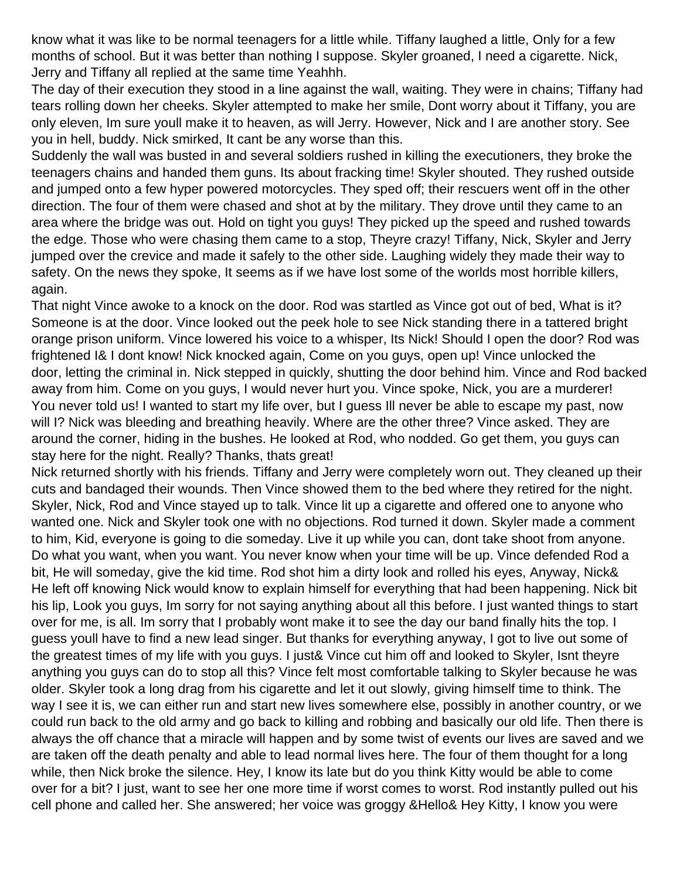know what it was like to be normal teenagers for a little while. Tiffany laughed a little, Only for a few months of school. But it was better than nothing I suppose. Skyler groaned, I need a cigarette. Nick, Jerry and Tiffany all replied at the same time Yeahhh.

The day of their execution they stood in a line against the wall, waiting. They were in chains; Tiffany had tears rolling down her cheeks. Skyler attempted to make her smile, Dont worry about it Tiffany, you are only eleven, Im sure youll make it to heaven, as will Jerry. However, Nick and I are another story. See you in hell, buddy. Nick smirked, It cant be any worse than this.

Suddenly the wall was busted in and several soldiers rushed in killing the executioners, they broke the teenagers chains and handed them guns. Its about fracking time! Skyler shouted. They rushed outside and jumped onto a few hyper powered motorcycles. They sped off; their rescuers went off in the other direction. The four of them were chased and shot at by the military. They drove until they came to an area where the bridge was out. Hold on tight you guys! They picked up the speed and rushed towards the edge. Those who were chasing them came to a stop, Theyre crazy! Tiffany, Nick, Skyler and Jerry jumped over the crevice and made it safely to the other side. Laughing widely they made their way to safety. On the news they spoke, It seems as if we have lost some of the worlds most horrible killers, again.

That night Vince awoke to a knock on the door. Rod was startled as Vince got out of bed, What is it? Someone is at the door. Vince looked out the peek hole to see Nick standing there in a tattered bright orange prison uniform. Vince lowered his voice to a whisper, Its Nick! Should I open the door? Rod was frightened I& I dont know! Nick knocked again, Come on you guys, open up! Vince unlocked the door, letting the criminal in. Nick stepped in quickly, shutting the door behind him. Vince and Rod backed away from him. Come on you guys, I would never hurt you. Vince spoke, Nick, you are a murderer! You never told us! I wanted to start my life over, but I guess Ill never be able to escape my past, now will I? Nick was bleeding and breathing heavily. Where are the other three? Vince asked. They are around the corner, hiding in the bushes. He looked at Rod, who nodded. Go get them, you guys can stay here for the night. Really? Thanks, thats great!

Nick returned shortly with his friends. Tiffany and Jerry were completely worn out. They cleaned up their cuts and bandaged their wounds. Then Vince showed them to the bed where they retired for the night. Skyler, Nick, Rod and Vince stayed up to talk. Vince lit up a cigarette and offered one to anyone who wanted one. Nick and Skyler took one with no objections. Rod turned it down. Skyler made a comment to him, Kid, everyone is going to die someday. Live it up while you can, dont take shoot from anyone. Do what you want, when you want. You never know when your time will be up. Vince defended Rod a bit, He will someday, give the kid time. Rod shot him a dirty look and rolled his eyes, Anyway, Nick& He left off knowing Nick would know to explain himself for everything that had been happening. Nick bit his lip, Look you guys, Im sorry for not saying anything about all this before. I just wanted things to start over for me, is all. Im sorry that I probably wont make it to see the day our band finally hits the top. I guess youll have to find a new lead singer. But thanks for everything anyway, I got to live out some of the greatest times of my life with you guys. I just& Vince cut him off and looked to Skyler, Isnt theyre anything you guys can do to stop all this? Vince felt most comfortable talking to Skyler because he was older. Skyler took a long drag from his cigarette and let it out slowly, giving himself time to think. The way I see it is, we can either run and start new lives somewhere else, possibly in another country, or we could run back to the old army and go back to killing and robbing and basically our old life. Then there is always the off chance that a miracle will happen and by some twist of events our lives are saved and we are taken off the death penalty and able to lead normal lives here. The four of them thought for a long while, then Nick broke the silence. Hey, I know its late but do you think Kitty would be able to come over for a bit? I just, want to see her one more time if worst comes to worst. Rod instantly pulled out his cell phone and called her. She answered; her voice was groggy &Hello& Hey Kitty, I know you were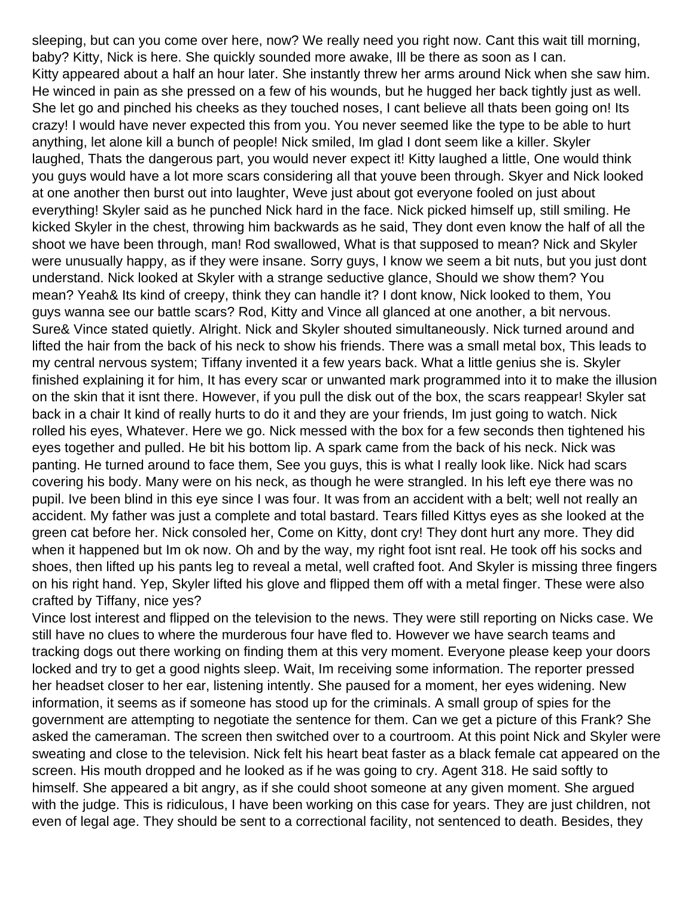sleeping, but can you come over here, now? We really need you right now. Cant this wait till morning, baby? Kitty, Nick is here. She quickly sounded more awake, Ill be there as soon as I can.
Kitty appeared about a half an hour later. She instantly threw her arms around Nick when she saw him. He winced in pain as she pressed on a few of his wounds, but he hugged her back tightly just as well. She let go and pinched his cheeks as they touched noses, I cant believe all thats been going on! Its crazy! I would have never expected this from you. You never seemed like the type to be able to hurt anything, let alone kill a bunch of people! Nick smiled, Im glad I dont seem like a killer. Skyler laughed, Thats the dangerous part, you would never expect it! Kitty laughed a little, One would think you guys would have a lot more scars considering all that youve been through. Skyer and Nick looked at one another then burst out into laughter, Weve just about got everyone fooled on just about everything! Skyler said as he punched Nick hard in the face. Nick picked himself up, still smiling. He kicked Skyler in the chest, throwing him backwards as he said, They dont even know the half of all the shoot we have been through, man! Rod swallowed, What is that supposed to mean? Nick and Skyler were unusually happy, as if they were insane. Sorry guys, I know we seem a bit nuts, but you just dont understand. Nick looked at Skyler with a strange seductive glance, Should we show them? You mean? Yeah& Its kind of creepy, think they can handle it? I dont know, Nick looked to them, You guys wanna see our battle scars? Rod, Kitty and Vince all glanced at one another, a bit nervous. Sure& Vince stated quietly. Alright. Nick and Skyler shouted simultaneously. Nick turned around and lifted the hair from the back of his neck to show his friends. There was a small metal box, This leads to my central nervous system; Tiffany invented it a few years back. What a little genius she is. Skyler finished explaining it for him, It has every scar or unwanted mark programmed into it to make the illusion on the skin that it isnt there. However, if you pull the disk out of the box, the scars reappear! Skyler sat back in a chair It kind of really hurts to do it and they are your friends, Im just going to watch. Nick rolled his eyes, Whatever. Here we go. Nick messed with the box for a few seconds then tightened his eyes together and pulled. He bit his bottom lip. A spark came from the back of his neck. Nick was panting. He turned around to face them, See you guys, this is what I really look like. Nick had scars covering his body. Many were on his neck, as though he were strangled. In his left eye there was no pupil. Ive been blind in this eye since I was four. It was from an accident with a belt; well not really an accident. My father was just a complete and total bastard. Tears filled Kittys eyes as she looked at the green cat before her. Nick consoled her, Come on Kitty, dont cry! They dont hurt any more. They did when it happened but Im ok now. Oh and by the way, my right foot isnt real. He took off his socks and shoes, then lifted up his pants leg to reveal a metal, well crafted foot. And Skyler is missing three fingers on his right hand. Yep, Skyler lifted his glove and flipped them off with a metal finger. These were also crafted by Tiffany, nice yes?
Vince lost interest and flipped on the television to the news. They were still reporting on Nicks case. We still have no clues to where the murderous four have fled to. However we have search teams and tracking dogs out there working on finding them at this very moment. Everyone please keep your doors locked and try to get a good nights sleep. Wait, Im receiving some information. The reporter pressed her headset closer to her ear, listening intently. She paused for a moment, her eyes widening. New information, it seems as if someone has stood up for the criminals. A small group of spies for the government are attempting to negotiate the sentence for them. Can we get a picture of this Frank? She asked the cameraman. The screen then switched over to a courtroom. At this point Nick and Skyler were sweating and close to the television. Nick felt his heart beat faster as a black female cat appeared on the screen. His mouth dropped and he looked as if he was going to cry. Agent 318. He said softly to himself. She appeared a bit angry, as if she could shoot someone at any given moment. She argued with the judge. This is ridiculous, I have been working on this case for years. They are just children, not even of legal age. They should be sent to a correctional facility, not sentenced to death. Besides, they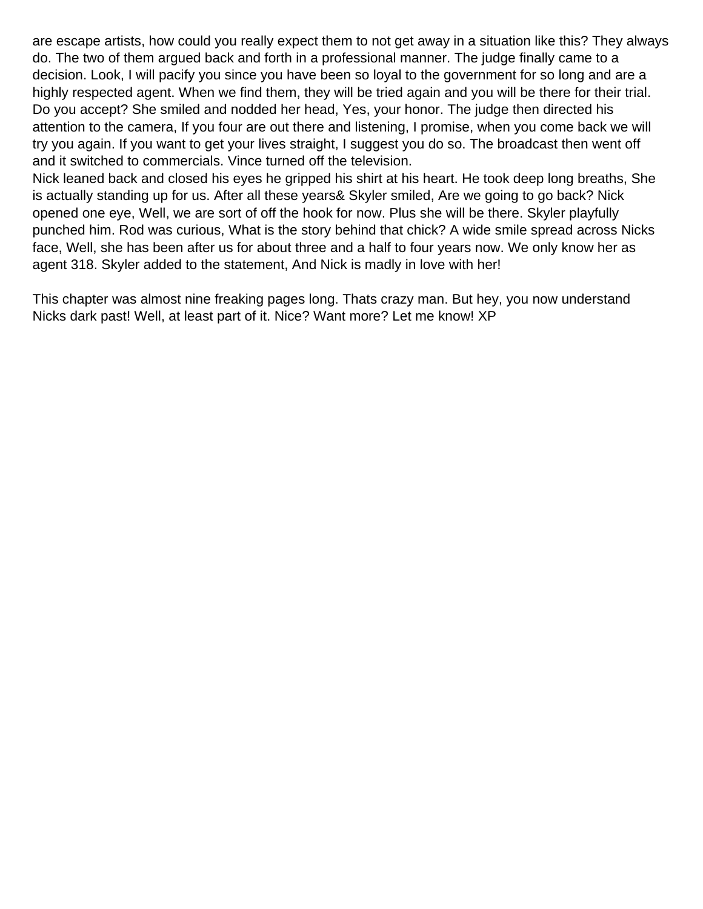are escape artists, how could you really expect them to not get away in a situation like this? They always do. The two of them argued back and forth in a professional manner. The judge finally came to a decision. Look, I will pacify you since you have been so loyal to the government for so long and are a highly respected agent. When we find them, they will be tried again and you will be there for their trial. Do you accept? She smiled and nodded her head, Yes, your honor. The judge then directed his attention to the camera, If you four are out there and listening, I promise, when you come back we will try you again. If you want to get your lives straight, I suggest you do so. The broadcast then went off and it switched to commercials. Vince turned off the television.
Nick leaned back and closed his eyes he gripped his shirt at his heart. He took deep long breaths, She is actually standing up for us. After all these years& Skyler smiled, Are we going to go back? Nick opened one eye, Well, we are sort of off the hook for now. Plus she will be there. Skyler playfully punched him. Rod was curious, What is the story behind that chick? A wide smile spread across Nicks face, Well, she has been after us for about three and a half to four years now. We only know her as agent 318. Skyler added to the statement, And Nick is madly in love with her!

This chapter was almost nine freaking pages long. Thats crazy man. But hey, you now understand Nicks dark past! Well, at least part of it. Nice? Want more? Let me know! XP